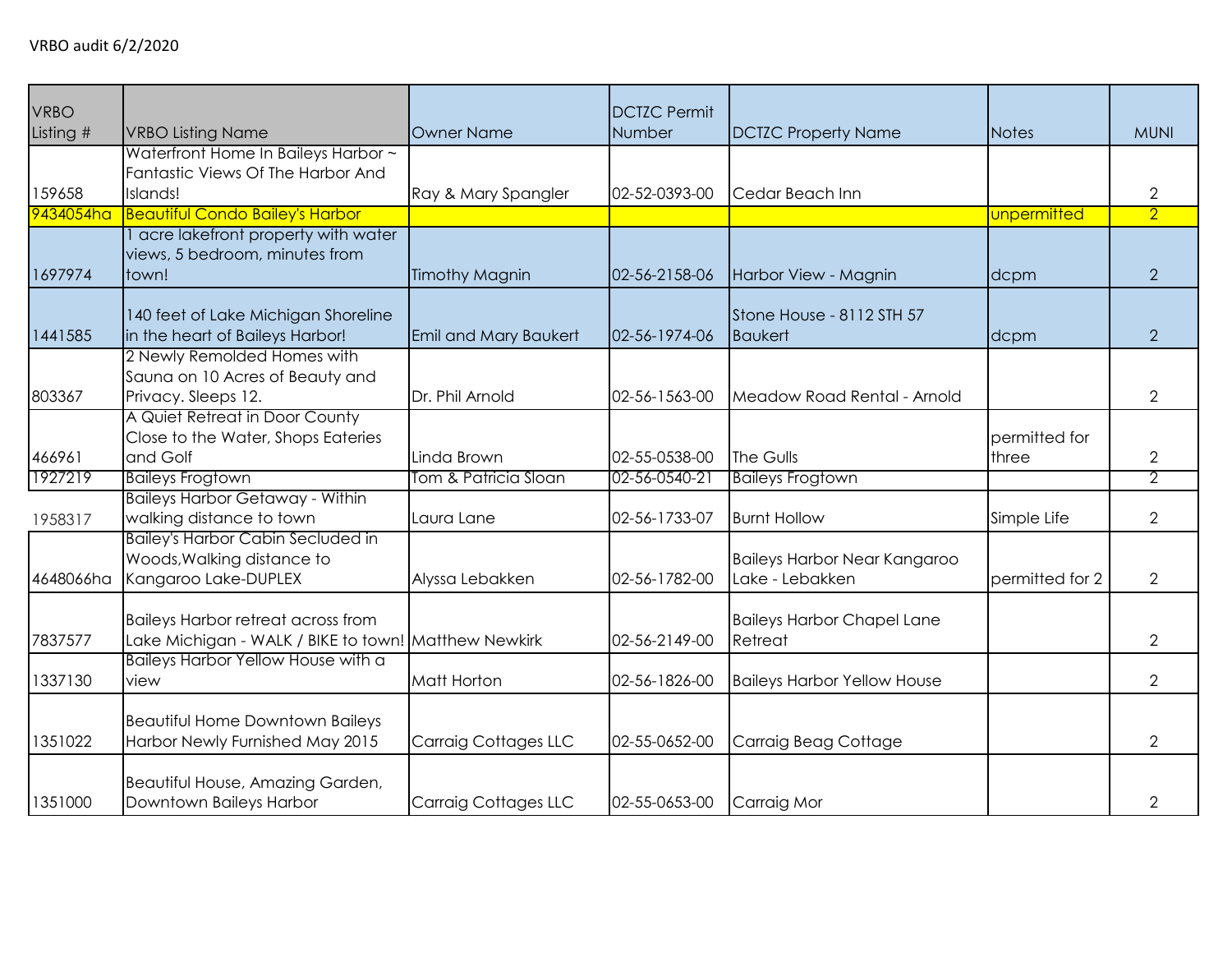VRBO audit 6/2/2020

| VRBO Listing # | VRBO Listing Name | Owner Name | DCTZC Permit Number | DCTZC Property Name | Notes | MUNI |
|---|---|---|---|---|---|---|
| 159658 | Waterfront Home In Baileys Harbor ~ Fantastic Views Of The Harbor And Islands! | Ray & Mary Spangler | 02-52-0393-00 | Cedar Beach Inn | | 2 |
| 9434054ha | Beautiful Condo Bailey's Harbor | | | | unpermitted | 2 |
| 1697974 | 1 acre lakefront property with water views, 5 bedroom, minutes from town! | Timothy Magnin | 02-56-2158-06 | Harbor View - Magnin | dcpm | 2 |
| 1441585 | 140 feet of Lake Michigan Shoreline in the heart of Baileys Harbor! | Emil and Mary Baukert | 02-56-1974-06 | Stone House - 8112 STH 57 Baukert | dcpm | 2 |
| 803367 | 2 Newly Remolded Homes with Sauna on 10 Acres of Beauty and Privacy. Sleeps 12. | Dr. Phil Arnold | 02-56-1563-00 | Meadow Road Rental - Arnold | | 2 |
| 466961 | A Quiet Retreat in Door County Close to the Water, Shops Eateries and Golf | Linda Brown | 02-55-0538-00 | The Gulls | permitted for three | 2 |
| 1927219 | Baileys Frogtown | Tom & Patricia Sloan | 02-56-0540-21 | Baileys Frogtown | | 2 |
| 1958317 | Baileys Harbor Getaway - Within walking distance to town | Laura Lane | 02-56-1733-07 | Burnt Hollow | Simple Life | 2 |
| 4648066ha | Bailey's Harbor Cabin Secluded in Woods,Walking distance to Kangaroo Lake-DUPLEX | Alyssa Lebakken | 02-56-1782-00 | Baileys Harbor Near Kangaroo Lake - Lebakken | permitted for 2 | 2 |
| 7837577 | Baileys Harbor retreat across from Lake Michigan - WALK / BIKE to town! | Matthew Newkirk | 02-56-2149-00 | Baileys Harbor Chapel Lane Retreat | | 2 |
| 1337130 | Baileys Harbor Yellow House with a view | Matt Horton | 02-56-1826-00 | Baileys Harbor Yellow House | | 2 |
| 1351022 | Beautiful Home Downtown Baileys Harbor Newly Furnished May 2015 | Carraig Cottages LLC | 02-55-0652-00 | Carraig Beag Cottage | | 2 |
| 1351000 | Beautiful House, Amazing Garden, Downtown Baileys Harbor | Carraig Cottages LLC | 02-55-0653-00 | Carraig Mor | | 2 |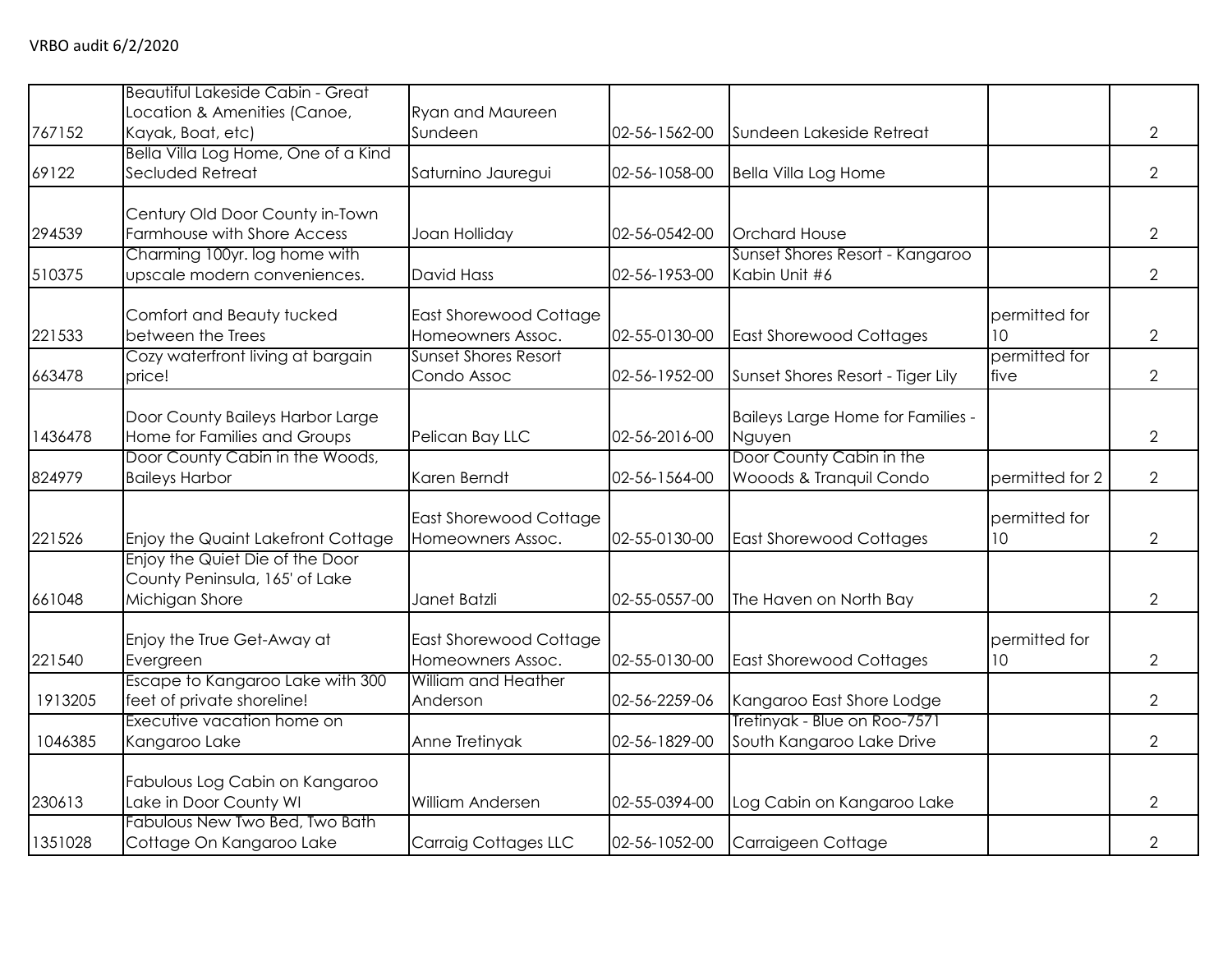VRBO audit 6/2/2020

| | | | | | | |
|---|---|---|---|---|---|---|
| 767152 | Beautiful Lakeside Cabin - Great Location & Amenities (Canoe, Kayak, Boat, etc) | Ryan and Maureen Sundeen | 02-56-1562-00 | Sundeen Lakeside Retreat | | 2 |
| 69122 | Bella Villa Log Home, One of a Kind Secluded Retreat | Saturnino Jauregui | 02-56-1058-00 | Bella Villa Log Home | | 2 |
| 294539 | Century Old Door County in-Town Farmhouse with Shore Access | Joan Holliday | 02-56-0542-00 | Orchard House | | 2 |
| 510375 | Charming 100yr. log home with upscale modern conveniences. | David Hass | 02-56-1953-00 | Sunset Shores Resort - Kangaroo Kabin Unit #6 | | 2 |
| 221533 | Comfort and Beauty tucked between the Trees | East Shorewood Cottage Homeowners Assoc. | 02-55-0130-00 | East Shorewood Cottages | permitted for 10 | 2 |
| 663478 | Cozy waterfront living at bargain price! | Sunset Shores Resort Condo Assoc | 02-56-1952-00 | Sunset Shores Resort - Tiger Lily | permitted for five | 2 |
| 1436478 | Door County Baileys Harbor Large Home for Families and Groups | Pelican Bay LLC | 02-56-2016-00 | Baileys Large Home for Families - Nguyen | | 2 |
| 824979 | Door County Cabin in the Woods, Baileys Harbor | Karen Berndt | 02-56-1564-00 | Door County Cabin in the Wooods & Tranquil Condo | permitted for 2 | 2 |
| 221526 | Enjoy the Quaint Lakefront Cottage | East Shorewood Cottage Homeowners Assoc. | 02-55-0130-00 | East Shorewood Cottages | permitted for 10 | 2 |
| 661048 | Enjoy the Quiet Die of the Door County Peninsula, 165' of Lake Michigan Shore | Janet Batzli | 02-55-0557-00 | The Haven on North Bay | | 2 |
| 221540 | Enjoy the True Get-Away at Evergreen | East Shorewood Cottage Homeowners Assoc. | 02-55-0130-00 | East Shorewood Cottages | permitted for 10 | 2 |
| 1913205 | Escape to Kangaroo Lake with 300 feet of private shoreline! | William and Heather Anderson | 02-56-2259-06 | Kangaroo East Shore Lodge | | 2 |
| 1046385 | Executive vacation home on Kangaroo Lake | Anne Tretinyak | 02-56-1829-00 | Tretinyak - Blue on Roo-7571 South Kangaroo Lake Drive | | 2 |
| 230613 | Fabulous Log Cabin on Kangaroo Lake in Door County WI | William Andersen | 02-55-0394-00 | Log Cabin on Kangaroo Lake | | 2 |
| 1351028 | Fabulous New Two Bed, Two Bath Cottage On Kangaroo Lake | Carraig Cottages LLC | 02-56-1052-00 | Carraigeen Cottage | | 2 |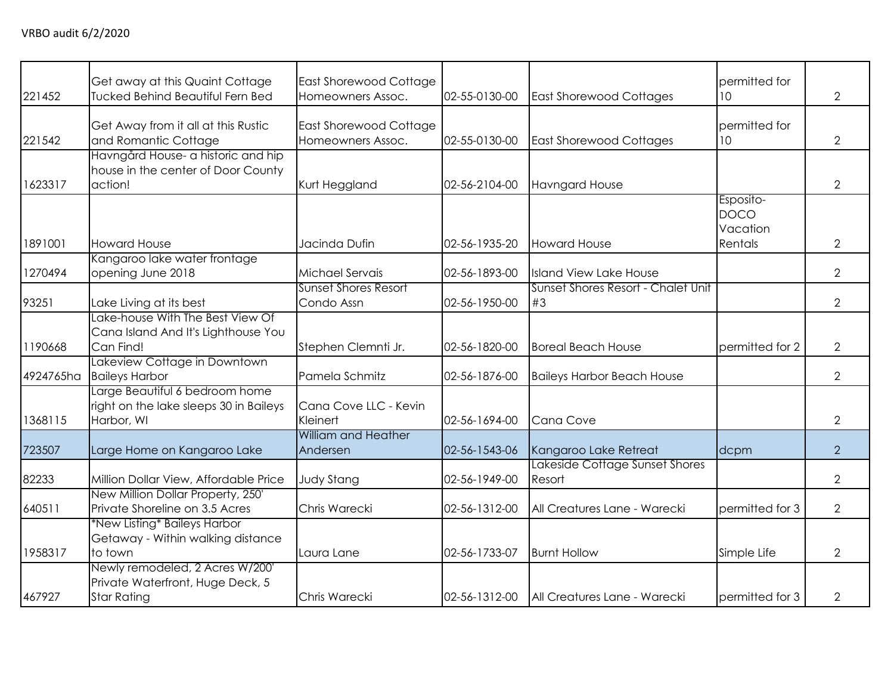VRBO audit 6/2/2020

| | | | | | | |
|---|---|---|---|---|---|---|
| 221452 | Get away at this Quaint Cottage Tucked Behind Beautiful Fern Bed | East Shorewood Cottage Homeowners Assoc. | 02-55-0130-00 | East Shorewood Cottages | permitted for 10 | 2 |
| 221542 | Get Away from it all at this Rustic and Romantic Cottage | East Shorewood Cottage Homeowners Assoc. | 02-55-0130-00 | East Shorewood Cottages | permitted for 10 | 2 |
| 1623317 | Havngård House- a historic and hip house in the center of Door County action! | Kurt Heggland | 02-56-2104-00 | Havngard House | | 2 |
| 1891001 | Howard House | Jacinda Dufin | 02-56-1935-20 | Howard House | Esposito-DOCO Vacation Rentals | 2 |
| 1270494 | Kangaroo lake water frontage opening June 2018 | Michael Servais | 02-56-1893-00 | Island View Lake House | | 2 |
| 93251 | Lake Living at its best | Sunset Shores Resort Condo Assn | 02-56-1950-00 | Sunset Shores Resort - Chalet Unit #3 | | 2 |
| 1190668 | Lake-house With The Best View Of Cana Island And It's Lighthouse You Can Find! | Stephen Clemnti Jr. | 02-56-1820-00 | Boreal Beach House | permitted for 2 | 2 |
| 4924765ha | Lakeview Cottage in Downtown Baileys Harbor | Pamela Schmitz | 02-56-1876-00 | Baileys Harbor Beach House | | 2 |
| 1368115 | Large Beautiful 6 bedroom home right on the lake sleeps 30 in Baileys Harbor, WI | Cana Cove LLC - Kevin Kleinert | 02-56-1694-00 | Cana Cove | | 2 |
| 723507 | Large Home on Kangaroo Lake | William and Heather Andersen | 02-56-1543-06 | Kangaroo Lake Retreat | dcpm | 2 |
| 82233 | Million Dollar View, Affordable Price | Judy Stang | 02-56-1949-00 | Lakeside Cottage Sunset Shores Resort | | 2 |
| 640511 | New Million Dollar Property, 250' Private Shoreline on 3.5 Acres | Chris Warecki | 02-56-1312-00 | All Creatures Lane - Warecki | permitted for 3 | 2 |
| 1958317 | *New Listing* Baileys Harbor Getaway - Within walking distance to town | Laura Lane | 02-56-1733-07 | Burnt Hollow | Simple Life | 2 |
| 467927 | Newly remodeled, 2 Acres W/200' Private Waterfront, Huge Deck, 5 Star Rating | Chris Warecki | 02-56-1312-00 | All Creatures Lane - Warecki | permitted for 3 | 2 |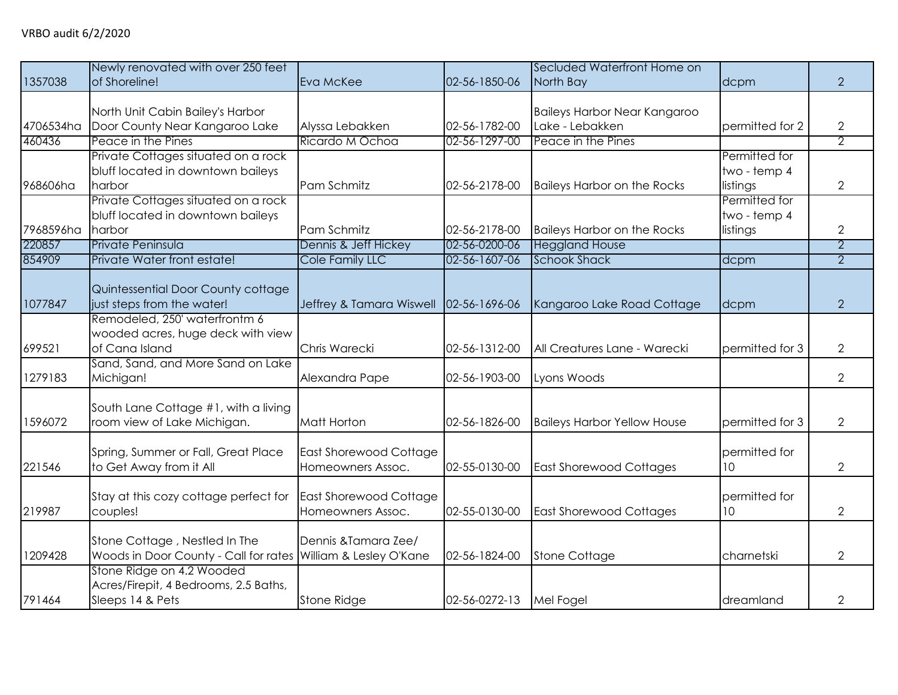VRBO audit 6/2/2020

| | | | | | | |
|---|---|---|---|---|---|---|
| 1357038 | Newly renovated with over 250 feet of Shoreline! | Eva McKee | 02-56-1850-06 | Secluded Waterfront Home on North Bay | dcpm | 2 |
| 4706534ha | North Unit Cabin Bailey's Harbor Door County Near Kangaroo Lake | Alyssa Lebakken | 02-56-1782-00 | Baileys Harbor Near Kangaroo Lake - Lebakken | permitted for 2 | 2 |
| 460436 | Peace in the Pines | Ricardo M Ochoa | 02-56-1297-00 | Peace in the Pines | | 2 |
| 968606ha | Private Cottages situated on a rock bluff located in downtown baileys harbor | Pam Schmitz | 02-56-2178-00 | Baileys Harbor on the Rocks | Permitted for two - temp 4 listings | 2 |
| 7968596ha | Private Cottages situated on a rock bluff located in downtown baileys harbor | Pam Schmitz | 02-56-2178-00 | Baileys Harbor on the Rocks | Permitted for two - temp 4 listings | 2 |
| 220857 | Private Peninsula | Dennis & Jeff Hickey | 02-56-0200-06 | Heggland House | | 2 |
| 854909 | Private Water front estate! | Cole Family LLC | 02-56-1607-06 | Schook Shack | dcpm | 2 |
| 1077847 | Quintessential Door County cottage just steps from the water! | Jeffrey & Tamara Wiswell | 02-56-1696-06 | Kangaroo Lake Road Cottage | dcpm | 2 |
| 699521 | Remodeled, 250' waterfrontm 6 wooded acres, huge deck with view of Cana Island | Chris Warecki | 02-56-1312-00 | All Creatures Lane - Warecki | permitted for 3 | 2 |
| 1279183 | Sand, Sand, and More Sand on Lake Michigan! | Alexandra Pape | 02-56-1903-00 | Lyons Woods | | 2 |
| 1596072 | South Lane Cottage #1, with a living room view of Lake Michigan. | Matt Horton | 02-56-1826-00 | Baileys Harbor Yellow House | permitted for 3 | 2 |
| 221546 | Spring, Summer or Fall, Great Place to Get Away from it All | East Shorewood Cottage Homeowners Assoc. | 02-55-0130-00 | East Shorewood Cottages | permitted for 10 | 2 |
| 219987 | Stay at this cozy cottage perfect for couples! | East Shorewood Cottage Homeowners Assoc. | 02-55-0130-00 | East Shorewood Cottages | permitted for 10 | 2 |
| 1209428 | Stone Cottage , Nestled In The Woods in Door County - Call for rates | Dennis &Tamara Zee/ William & Lesley O'Kane | 02-56-1824-00 | Stone Cottage | charnetski | 2 |
| 791464 | Stone Ridge on 4.2 Wooded Acres/Firepit, 4 Bedrooms, 2.5 Baths, Sleeps 14 & Pets | Stone Ridge | 02-56-0272-13 | Mel Fogel | dreamland | 2 |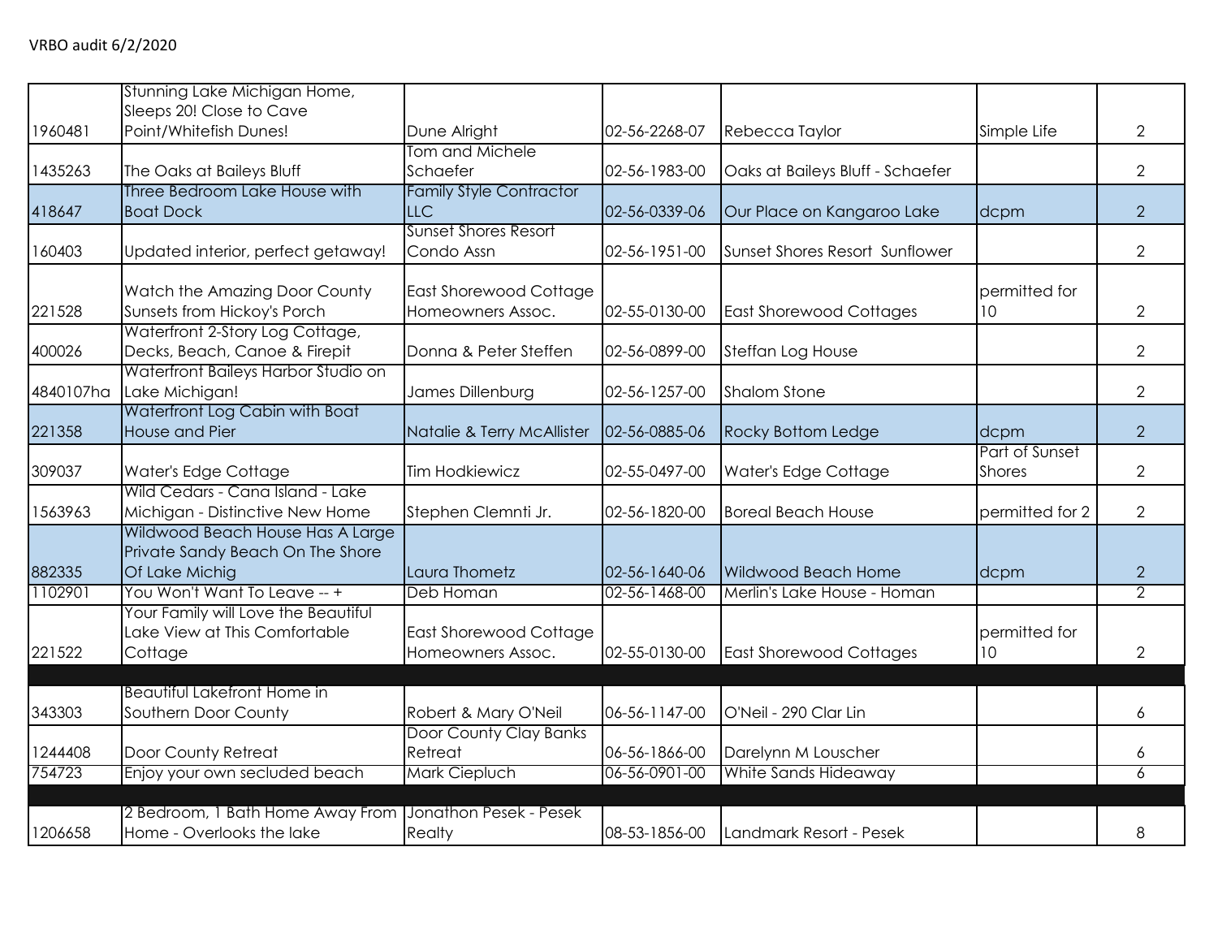VRBO audit 6/2/2020

| | | | | | | |
|---|---|---|---|---|---|---|
| 1960481 | Stunning Lake Michigan Home, Sleeps 20! Close to Cave Point/Whitefish Dunes! | Dune Alright | 02-56-2268-07 | Rebecca Taylor | Simple Life | 2 |
| 1435263 | The Oaks at Baileys Bluff | Tom and Michele Schaefer | 02-56-1983-00 | Oaks at Baileys Bluff - Schaefer | | 2 |
| 418647 | Three Bedroom Lake House with Boat Dock | Family Style Contractor LLC | 02-56-0339-06 | Our Place on Kangaroo Lake | dcpm | 2 |
| 160403 | Updated interior, perfect getaway! | Sunset Shores Resort Condo Assn | 02-56-1951-00 | Sunset Shores Resort Sunflower | | 2 |
| 221528 | Watch the Amazing Door County Sunsets from Hickoy's Porch | East Shorewood Cottage Homeowners Assoc. | 02-55-0130-00 | East Shorewood Cottages | permitted for 10 | 2 |
| 400026 | Waterfront 2-Story Log Cottage, Decks, Beach, Canoe & Firepit | Donna & Peter Steffen | 02-56-0899-00 | Steffan Log House | | 2 |
| 4840107ha | Waterfront Baileys Harbor Studio on Lake Michigan! | James Dillenburg | 02-56-1257-00 | Shalom Stone | | 2 |
| 221358 | Waterfront Log Cabin with Boat House and Pier | Natalie & Terry McAllister | 02-56-0885-06 | Rocky Bottom Ledge | dcpm | 2 |
| 309037 | Water's Edge Cottage | Tim Hodkiewicz | 02-55-0497-00 | Water's Edge Cottage | Part of Sunset Shores | 2 |
| 1563963 | Wild Cedars - Cana Island - Lake Michigan - Distinctive New Home | Stephen Clemnti Jr. | 02-56-1820-00 | Boreal Beach House | permitted for 2 | 2 |
| 882335 | Wildwood Beach House Has A Large Private Sandy Beach On The Shore Of Lake Michig | Laura Thometz | 02-56-1640-06 | Wildwood Beach Home | dcpm | 2 |
| 1102901 | You Won't Want To Leave -- + | Deb Homan | 02-56-1468-00 | Merlin's Lake House - Homan | | 2 |
| 221522 | Your Family will Love the Beautiful Lake View at This Comfortable Cottage | East Shorewood Cottage Homeowners Assoc. | 02-55-0130-00 | East Shorewood Cottages | permitted for 10 | 2 |
| | | | | | | |
| 343303 | Beautiful Lakefront Home in Southern Door County | Robert & Mary O'Neil | 06-56-1147-00 | O'Neil - 290 Clar Lin | | 6 |
| 1244408 | Door County Retreat | Door County Clay Banks Retreat | 06-56-1866-00 | Darelynn M Louscher | | 6 |
| 754723 | Enjoy your own secluded beach | Mark Ciepluch | 06-56-0901-00 | White Sands Hideaway | | 6 |
| | | | | | | |
| 1206658 | 2 Bedroom, 1 Bath Home Away From Home - Overlooks the lake | Jonathon Pesek - Pesek Realty | 08-53-1856-00 | Landmark Resort - Pesek | | 8 |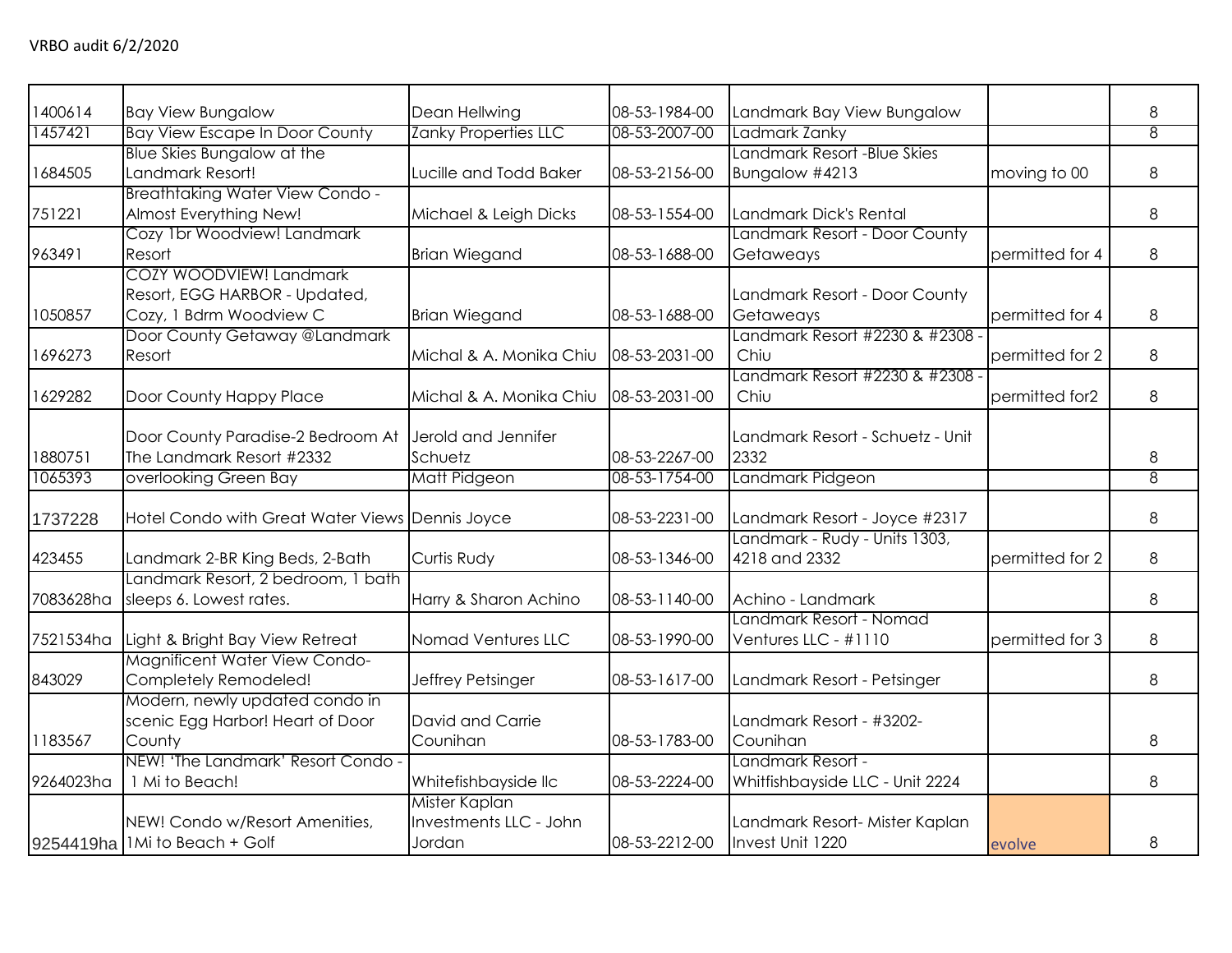VRBO audit 6/2/2020

| | | | | | | |
|---|---|---|---|---|---|---|
| 1400614 | Bay View Bungalow | Dean Hellwing | 08-53-1984-00 | Landmark Bay View Bungalow | | 8 |
| 1457421 | Bay View Escape In Door County | Zanky Properties LLC | 08-53-2007-00 | Ladmark Zanky | | 8 |
| 1684505 | Blue Skies Bungalow at the Landmark Resort! | Lucille and Todd Baker | 08-53-2156-00 | Landmark Resort -Blue Skies Bungalow #4213 | moving to 00 | 8 |
| 751221 | Breathtaking Water View Condo - Almost Everything New! | Michael & Leigh Dicks | 08-53-1554-00 | Landmark Dick's Rental | | 8 |
| 963491 | Cozy 1br Woodview! Landmark Resort | Brian Wiegand | 08-53-1688-00 | Landmark Resort - Door County Getaweays | permitted for 4 | 8 |
| 1050857 | COZY WOODVIEW! Landmark Resort, EGG HARBOR - Updated, Cozy, 1 Bdrm Woodview C | Brian Wiegand | 08-53-1688-00 | Landmark Resort - Door County Getaweays | permitted for 4 | 8 |
| 1696273 | Door County Getaway @Landmark Resort | Michal & A. Monika Chiu | 08-53-2031-00 | Landmark Resort #2230 & #2308 - Chiu | permitted for 2 | 8 |
| 1629282 | Door County Happy Place | Michal & A. Monika Chiu | 08-53-2031-00 | Landmark Resort #2230 & #2308 - Chiu | permitted for2 | 8 |
| 1880751 | Door County Paradise-2 Bedroom At The Landmark Resort #2332 | Jerold and Jennifer Schuetz | 08-53-2267-00 | Landmark Resort - Schuetz - Unit 2332 | | 8 |
| 1065393 | overlooking Green Bay | Matt Pidgeon | 08-53-1754-00 | Landmark Pidgeon | | 8 |
| 1737228 | Hotel Condo with Great Water Views | Dennis Joyce | 08-53-2231-00 | Landmark Resort - Joyce #2317 | | 8 |
| 423455 | Landmark 2-BR King Beds, 2-Bath | Curtis Rudy | 08-53-1346-00 | Landmark - Rudy - Units 1303, 4218 and 2332 | permitted for 2 | 8 |
| 7083628ha | Landmark Resort, 2 bedroom, 1 bath sleeps 6. Lowest rates. | Harry & Sharon Achino | 08-53-1140-00 | Achino - Landmark | | 8 |
| 7521534ha | Light & Bright Bay View Retreat | Nomad Ventures LLC | 08-53-1990-00 | Landmark Resort - Nomad Ventures LLC - #1110 | permitted for 3 | 8 |
| 843029 | Magnificent Water View Condo-Completely Remodeled! | Jeffrey Petsinger | 08-53-1617-00 | Landmark Resort - Petsinger | | 8 |
| 1183567 | Modern, newly updated condo in scenic Egg Harbor! Heart of Door County | David and Carrie Counihan | 08-53-1783-00 | Landmark Resort - #3202-Counihan | | 8 |
| 9264023ha | NEW! 'The Landmark' Resort Condo - 1 Mi to Beach! | Whitefishbayside llc | 08-53-2224-00 | Landmark Resort - Whitfishbayside LLC - Unit 2224 | | 8 |
| 9254419ha | NEW! Condo w/Resort Amenities, 1Mi to Beach + Golf | Mister Kaplan Investments LLC - John Jordan | 08-53-2212-00 | Landmark Resort- Mister Kaplan Invest Unit 1220 | evolve | 8 |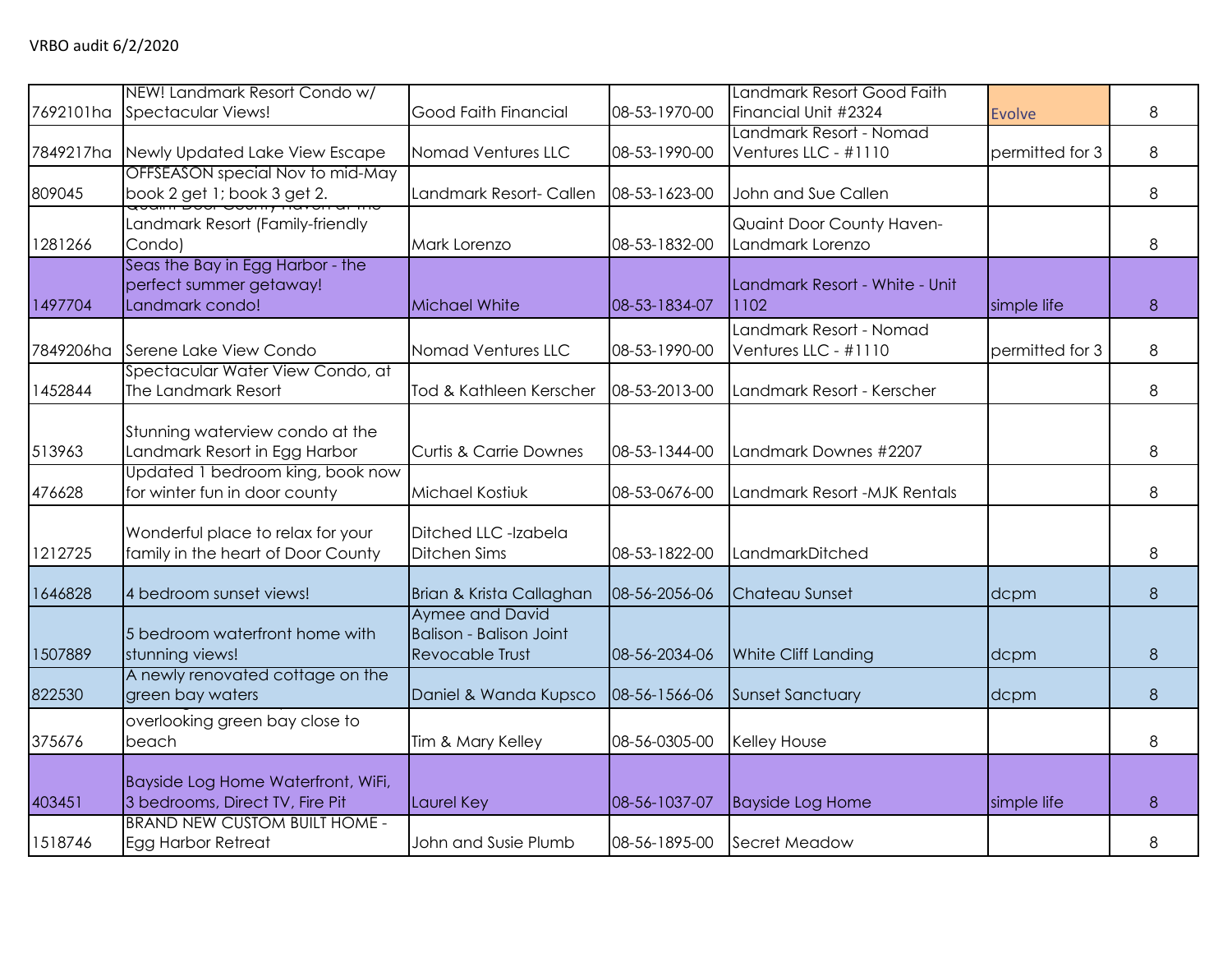VRBO audit 6/2/2020

| | | | | | | |
|---|---|---|---|---|---|---|
| 7692101ha | NEW! Landmark Resort Condo w/ Spectacular Views! | Good Faith Financial | 08-53-1970-00 | Landmark Resort Good Faith Financial Unit #2324 | Evolve | 8 |
| 7849217ha | Newly Updated Lake View Escape | Nomad Ventures LLC | 08-53-1990-00 | Landmark Resort - Nomad Ventures LLC - #1110 | permitted for 3 | 8 |
| 809045 | OFFSEASON special Nov to mid-May book 2 get 1; book 3 get 2. | Landmark Resort- Callen | 08-53-1623-00 | John and Sue Callen | | 8 |
| 1281266 | Quaint Door County Haven at the Landmark Resort (Family-friendly Condo) | Mark Lorenzo | 08-53-1832-00 | Quaint Door County Haven- Landmark Lorenzo | | 8 |
| 1497704 | Seas the Bay in Egg Harbor - the perfect summer getaway! Landmark condo! | Michael White | 08-53-1834-07 | Landmark Resort - White - Unit 1102 | simple life | 8 |
| 7849206ha | Serene Lake View Condo | Nomad Ventures LLC | 08-53-1990-00 | Landmark Resort - Nomad Ventures LLC - #1110 | permitted for 3 | 8 |
| 1452844 | Spectacular Water View Condo, at The Landmark Resort | Tod & Kathleen Kerscher | 08-53-2013-00 | Landmark Resort - Kerscher | | 8 |
| 513963 | Stunning waterview condo at the Landmark Resort in Egg Harbor | Curtis & Carrie Downes | 08-53-1344-00 | Landmark Downes #2207 | | 8 |
| 476628 | Updated 1 bedroom king, book now for winter fun in door county | Michael Kostiuk | 08-53-0676-00 | Landmark Resort -MJK Rentals | | 8 |
| 1212725 | Wonderful place to relax for your family in the heart of Door County | Ditched LLC -Izabela Ditchen Sims | 08-53-1822-00 | LandmarkDitched | | 8 |
| 1646828 | 4 bedroom sunset views! | Brian & Krista Callaghan | 08-56-2056-06 | Chateau Sunset | dcpm | 8 |
| 1507889 | 5 bedroom waterfront home with stunning views! | Aymee and David Balison - Balison Joint Revocable Trust | 08-56-2034-06 | White Cliff Landing | dcpm | 8 |
| 822530 | A newly renovated cottage on the green bay waters | Daniel & Wanda Kupsco | 08-56-1566-06 | Sunset Sanctuary | dcpm | 8 |
| 375676 | overlooking green bay close to beach | Tim & Mary Kelley | 08-56-0305-00 | Kelley House | | 8 |
| 403451 | Bayside Log Home Waterfront, WiFi, 3 bedrooms, Direct TV, Fire Pit | Laurel Key | 08-56-1037-07 | Bayside Log Home | simple life | 8 |
| 1518746 | BRAND NEW CUSTOM BUILT HOME - Egg Harbor Retreat | John and Susie Plumb | 08-56-1895-00 | Secret Meadow | | 8 |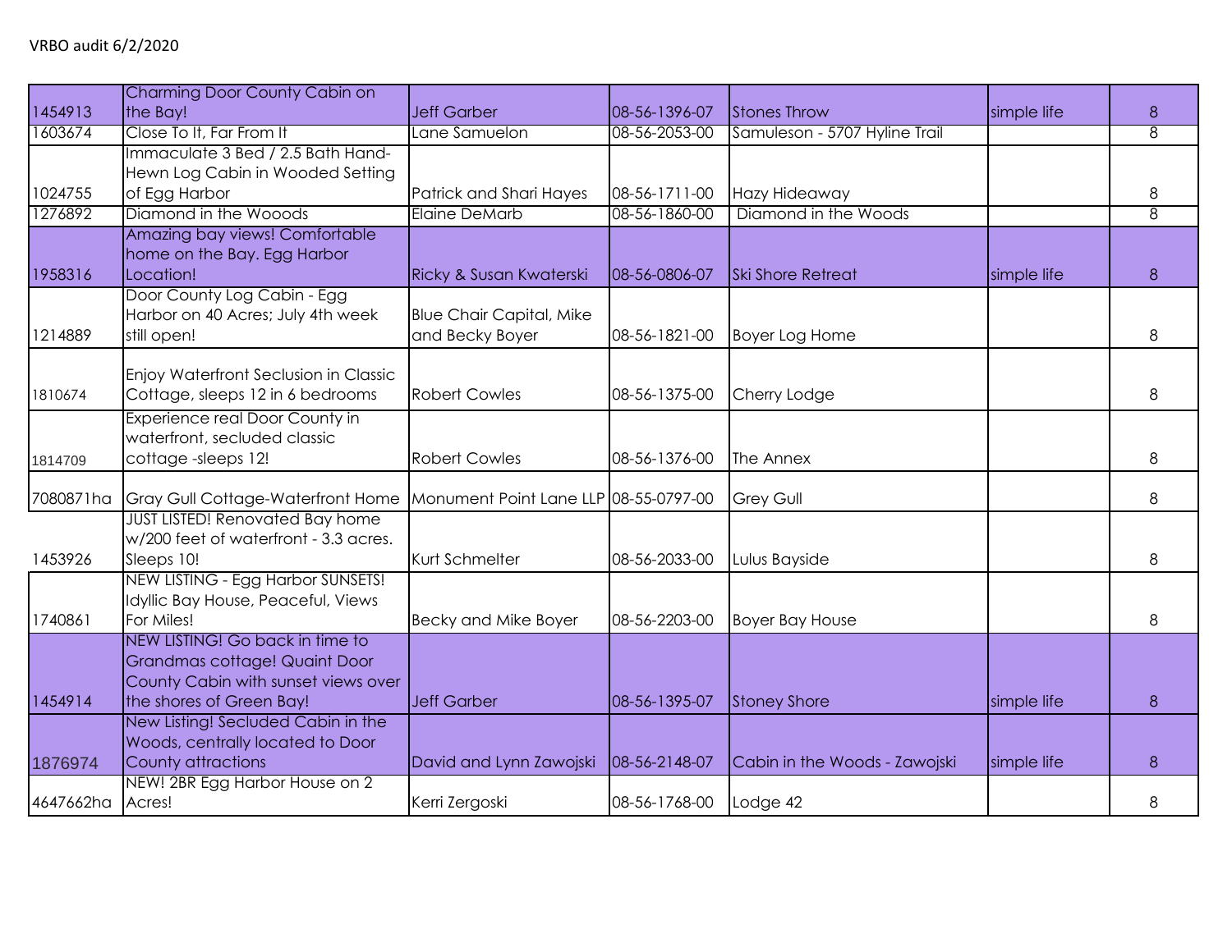VRBO audit 6/2/2020

| | | | | | | |
|---|---|---|---|---|---|---|
| 1454913 | Charming Door County Cabin on the Bay! | Jeff Garber | 08-56-1396-07 | Stones Throw | simple life | 8 |
| 1603674 | Close To It, Far From It | Lane Samuelon | 08-56-2053-00 | Samuleson - 5707 Hyline Trail | | 8 |
| 1024755 | Immaculate 3 Bed / 2.5 Bath Hand-Hewn Log Cabin in Wooded Setting of Egg Harbor | Patrick and Shari Hayes | 08-56-1711-00 | Hazy Hideaway | | 8 |
| 1276892 | Diamond in the Wooods | Elaine DeMarb | 08-56-1860-00 | Diamond in the Woods | | 8 |
| 1958316 | Amazing bay views! Comfortable home on the Bay. Egg Harbor Location! | Ricky & Susan Kwaterski | 08-56-0806-07 | Ski Shore Retreat | simple life | 8 |
| 1214889 | Door County Log Cabin - Egg Harbor on 40 Acres; July 4th week still open! | Blue Chair Capital, Mike and Becky Boyer | 08-56-1821-00 | Boyer Log Home | | 8 |
| 1810674 | Enjoy Waterfront Seclusion in Classic Cottage, sleeps 12 in 6 bedrooms | Robert Cowles | 08-56-1375-00 | Cherry Lodge | | 8 |
| 1814709 | Experience real Door County in waterfront, secluded classic cottage -sleeps 12! | Robert Cowles | 08-56-1376-00 | The Annex | | 8 |
| 7080871ha | Gray Gull Cottage-Waterfront Home | Monument Point Lane LLP | 08-55-0797-00 | Grey Gull | | 8 |
| 1453926 | JUST LISTED! Renovated Bay home w/200 feet of waterfront - 3.3 acres. Sleeps 10! | Kurt Schmelter | 08-56-2033-00 | Lulus Bayside | | 8 |
| 1740861 | NEW LISTING - Egg Harbor SUNSETS! Idyllic Bay House, Peaceful, Views For Miles! | Becky and Mike Boyer | 08-56-2203-00 | Boyer Bay House | | 8 |
| 1454914 | NEW LISTING! Go back in time to Grandmas cottage! Quaint Door County Cabin with sunset views over the shores of Green Bay! | Jeff Garber | 08-56-1395-07 | Stoney Shore | simple life | 8 |
| 1876974 | New Listing! Secluded Cabin in the Woods, centrally located to Door County attractions | David and Lynn Zawojski | 08-56-2148-07 | Cabin in the Woods - Zawojski | simple life | 8 |
| 4647662ha | NEW! 2BR Egg Harbor House on 2 Acres! | Kerri Zergoski | 08-56-1768-00 | Lodge 42 | | 8 |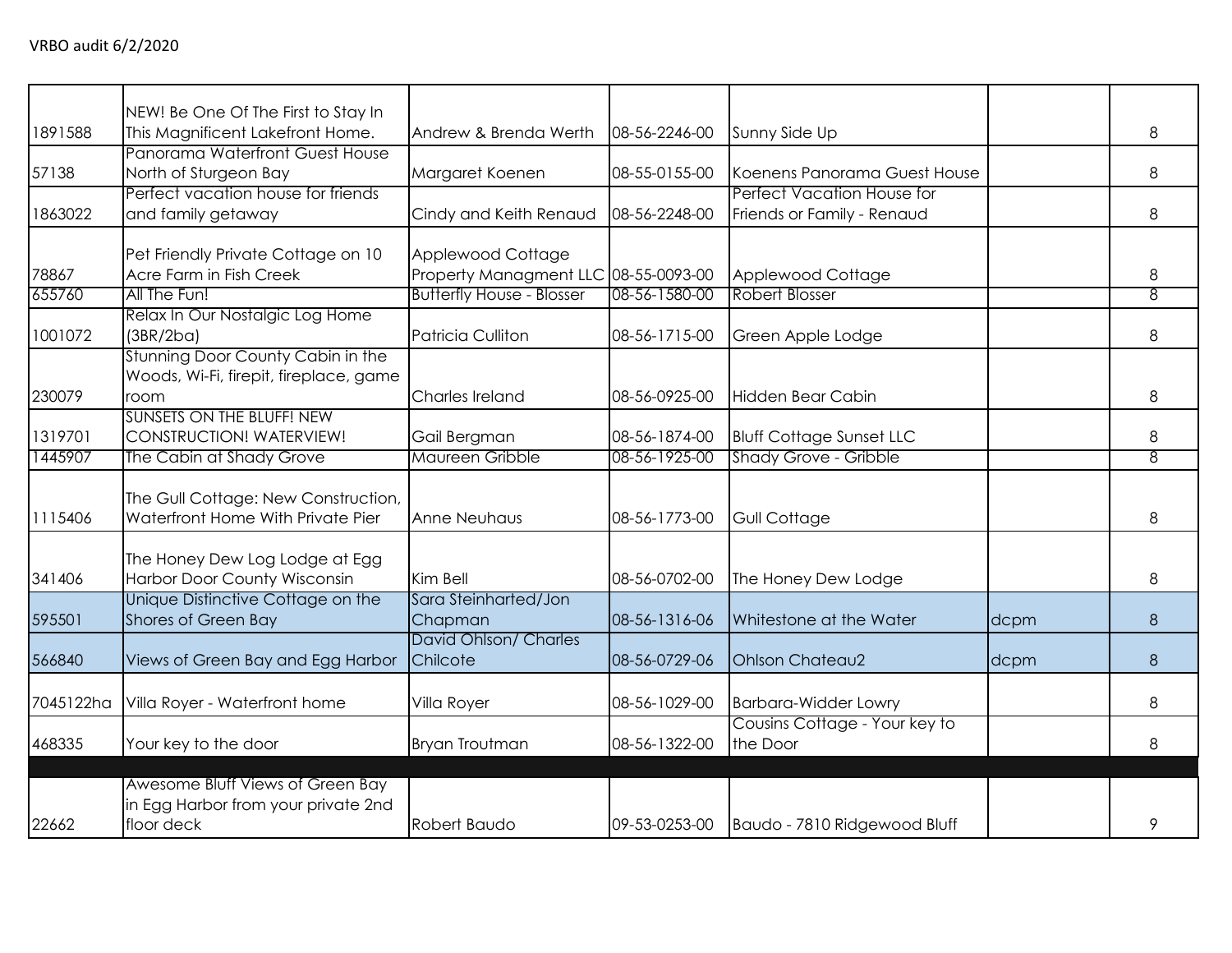VRBO audit 6/2/2020

| | | | | | | |
|---|---|---|---|---|---|---|
| 1891588 | NEW! Be One Of The First to Stay In This Magnificent Lakefront Home. | Andrew & Brenda Werth | 08-56-2246-00 | Sunny Side Up | | 8 |
| 57138 | Panorama Waterfront Guest House North of Sturgeon Bay | Margaret Koenen | 08-55-0155-00 | Koenens Panorama Guest House | | 8 |
| 1863022 | Perfect vacation house for friends and family getaway | Cindy and Keith Renaud | 08-56-2248-00 | Perfect Vacation House for Friends or Family - Renaud | | 8 |
| 78867 | Pet Friendly Private Cottage on 10 Acre Farm in Fish Creek | Applewood Cottage Property Managment LLC | 08-55-0093-00 | Applewood Cottage | | 8 |
| 655760 | All The Fun! | Butterfly House - Blosser | 08-56-1580-00 | Robert Blosser | | 8 |
| 1001072 | Relax In Our Nostalgic Log Home (3BR/2ba) | Patricia Culliton | 08-56-1715-00 | Green Apple Lodge | | 8 |
| 230079 | Stunning Door County Cabin in the Woods, Wi-Fi, firepit, fireplace, game room | Charles Ireland | 08-56-0925-00 | Hidden Bear Cabin | | 8 |
| 1319701 | SUNSETS ON THE BLUFF! NEW CONSTRUCTION! WATERVIEW! | Gail Bergman | 08-56-1874-00 | Bluff Cottage Sunset LLC | | 8 |
| 1445907 | The Cabin at Shady Grove | Maureen Gribble | 08-56-1925-00 | Shady Grove - Gribble | | 8 |
| 1115406 | The Gull Cottage: New Construction, Waterfront Home With Private Pier | Anne Neuhaus | 08-56-1773-00 | Gull Cottage | | 8 |
| 341406 | The Honey Dew Log Lodge at Egg Harbor Door County Wisconsin | Kim Bell | 08-56-0702-00 | The Honey Dew Lodge | | 8 |
| 595501 | Unique Distinctive Cottage on the Shores of Green Bay | Sara Steinharted/Jon Chapman | 08-56-1316-06 | Whitestone at the Water | dcpm | 8 |
| 566840 | Views of Green Bay and Egg Harbor | David Ohlson/ Charles Chilcote | 08-56-0729-06 | Ohlson Chateau2 | dcpm | 8 |
| 7045122ha | Villa Royer - Waterfront home | Villa Royer | 08-56-1029-00 | Barbara-Widder Lowry | | 8 |
| 468335 | Your key to the door | Bryan Troutman | 08-56-1322-00 | Cousins Cottage - Your key to the Door | | 8 |
| | | | | | | |
| 22662 | Awesome Bluff Views of Green Bay in Egg Harbor from your private 2nd floor deck | Robert Baudo | 09-53-0253-00 | Baudo - 7810 Ridgewood Bluff | | 9 |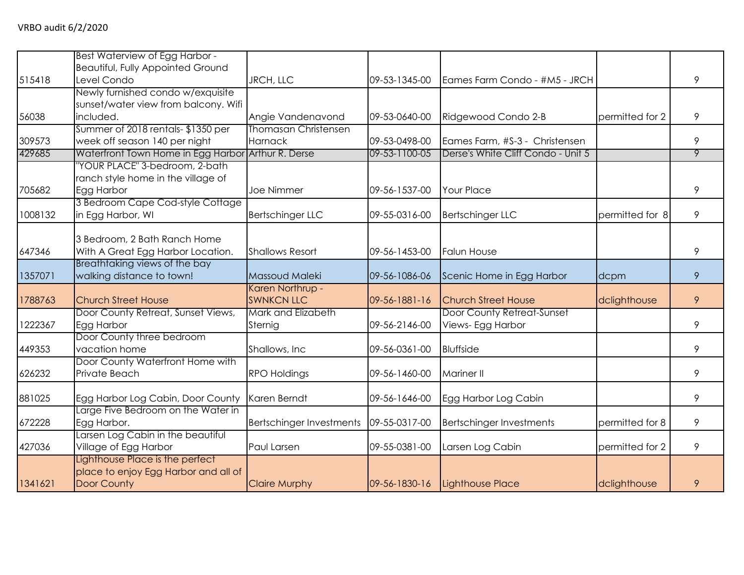VRBO audit 6/2/2020

| | | | | | | |
|---|---|---|---|---|---|---|
| 515418 | Best Waterview of Egg Harbor - Beautiful, Fully Appointed Ground Level Condo | JRCH, LLC | 09-53-1345-00 | Eames Farm Condo - #M5 - JRCH | | 9 |
| 56038 | Newly furnished condo w/exquisite sunset/water view from balcony. Wifi included. | Angie Vandenavond | 09-53-0640-00 | Ridgewood Condo 2-B | permitted for 2 | 9 |
| 309573 | Summer of 2018 rentals- $1350 per week off season 140 per night | Thomasan Christensen Harnack | 09-53-0498-00 | Eames Farm, #S-3 - Christensen | | 9 |
| 429685 | Waterfront Town Home in Egg Harbor | Arthur R. Derse | 09-53-1100-05 | Derse's White Cliff Condo - Unit 5 | | 9 |
| 705682 | "YOUR PLACE" 3-bedroom, 2-bath ranch style home in the village of Egg Harbor | Joe Nimmer | 09-56-1537-00 | Your Place | | 9 |
| 1008132 | 3 Bedroom Cape Cod-style Cottage in Egg Harbor, WI | Bertschinger LLC | 09-55-0316-00 | Bertschinger LLC | permitted for 8 | 9 |
| 647346 | 3 Bedroom, 2 Bath Ranch Home With A Great Egg Harbor Location. | Shallows Resort | 09-56-1453-00 | Falun House | | 9 |
| 1357071 | Breathtaking views of the bay walking distance to town! | Massoud Maleki | 09-56-1086-06 | Scenic Home in Egg Harbor | dcpm | 9 |
| 1788763 | Church Street House | Karen Northrup - SWNKCN LLC | 09-56-1881-16 | Church Street House | dclighthouse | 9 |
| 1222367 | Door County Retreat, Sunset Views, Egg Harbor | Mark and Elizabeth Sternig | 09-56-2146-00 | Door County Retreat-Sunset Views- Egg Harbor | | 9 |
| 449353 | Door County three bedroom vacation home | Shallows, Inc | 09-56-0361-00 | Bluffside | | 9 |
| 626232 | Door County Waterfront Home with Private Beach | RPO Holdings | 09-56-1460-00 | Mariner II | | 9 |
| 881025 | Egg Harbor Log Cabin, Door County | Karen Berndt | 09-56-1646-00 | Egg Harbor Log Cabin | | 9 |
| 672228 | Large Five Bedroom on the Water in Egg Harbor. | Bertschinger Investments | 09-55-0317-00 | Bertschinger Investments | permitted for 8 | 9 |
| 427036 | Larsen Log Cabin in the beautiful Village of Egg Harbor | Paul Larsen | 09-55-0381-00 | Larsen Log Cabin | permitted for 2 | 9 |
| 1341621 | Lighthouse Place is the perfect place to enjoy Egg Harbor and all of Door County | Claire Murphy | 09-56-1830-16 | Lighthouse Place | dclighthouse | 9 |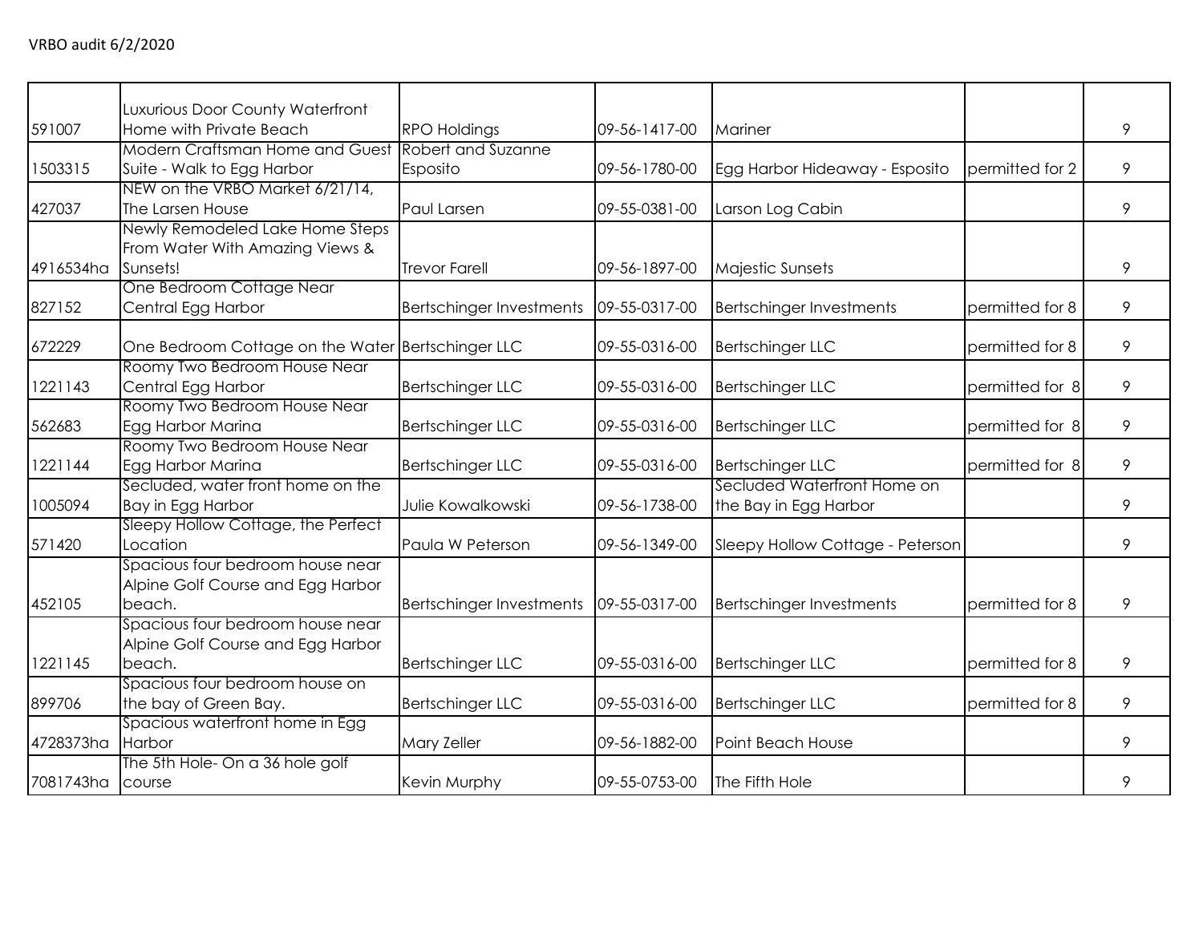VRBO audit 6/2/2020

| | | | | | | |
|---|---|---|---|---|---|---|
| 591007 | Luxurious Door County Waterfront Home with Private Beach | RPO Holdings | 09-56-1417-00 | Mariner | | 9 |
| 1503315 | Modern Craftsman Home and Guest Suite - Walk to Egg Harbor | Robert and Suzanne Esposito | 09-56-1780-00 | Egg Harbor Hideaway - Esposito | permitted for 2 | 9 |
| 427037 | NEW on the VRBO Market 6/21/14, The Larsen House | Paul Larsen | 09-55-0381-00 | Larson Log Cabin | | 9 |
| 4916534ha | Newly Remodeled Lake Home Steps From Water With Amazing Views & Sunsets! | Trevor Farell | 09-56-1897-00 | Majestic Sunsets | | 9 |
| 827152 | One Bedroom Cottage Near Central Egg Harbor | Bertschinger Investments | 09-55-0317-00 | Bertschinger Investments | permitted for 8 | 9 |
| 672229 | One Bedroom Cottage on the Water | Bertschinger LLC | 09-55-0316-00 | Bertschinger LLC | permitted for 8 | 9 |
| 1221143 | Roomy Two Bedroom House Near Central Egg Harbor | Bertschinger LLC | 09-55-0316-00 | Bertschinger LLC | permitted for 8 | 9 |
| 562683 | Roomy Two Bedroom House Near Egg Harbor Marina | Bertschinger LLC | 09-55-0316-00 | Bertschinger LLC | permitted for 8 | 9 |
| 1221144 | Roomy Two Bedroom House Near Egg Harbor Marina | Bertschinger LLC | 09-55-0316-00 | Bertschinger LLC | permitted for 8 | 9 |
| 1005094 | Secluded, water front home on the Bay in Egg Harbor | Julie Kowalkowski | 09-56-1738-00 | Secluded Waterfront Home on the Bay in Egg Harbor | | 9 |
| 571420 | Sleepy Hollow Cottage, the Perfect Location | Paula W Peterson | 09-56-1349-00 | Sleepy Hollow Cottage - Peterson | | 9 |
| 452105 | Spacious four bedroom house near Alpine Golf Course and Egg Harbor beach. | Bertschinger Investments | 09-55-0317-00 | Bertschinger Investments | permitted for 8 | 9 |
| 1221145 | Spacious four bedroom house near Alpine Golf Course and Egg Harbor beach. | Bertschinger LLC | 09-55-0316-00 | Bertschinger LLC | permitted for 8 | 9 |
| 899706 | Spacious four bedroom house on the bay of Green Bay. | Bertschinger LLC | 09-55-0316-00 | Bertschinger LLC | permitted for 8 | 9 |
| 4728373ha | Spacious waterfront home in Egg Harbor | Mary Zeller | 09-56-1882-00 | Point Beach House | | 9 |
| 7081743ha | The 5th Hole- On a 36 hole golf course | Kevin Murphy | 09-55-0753-00 | The Fifth Hole | | 9 |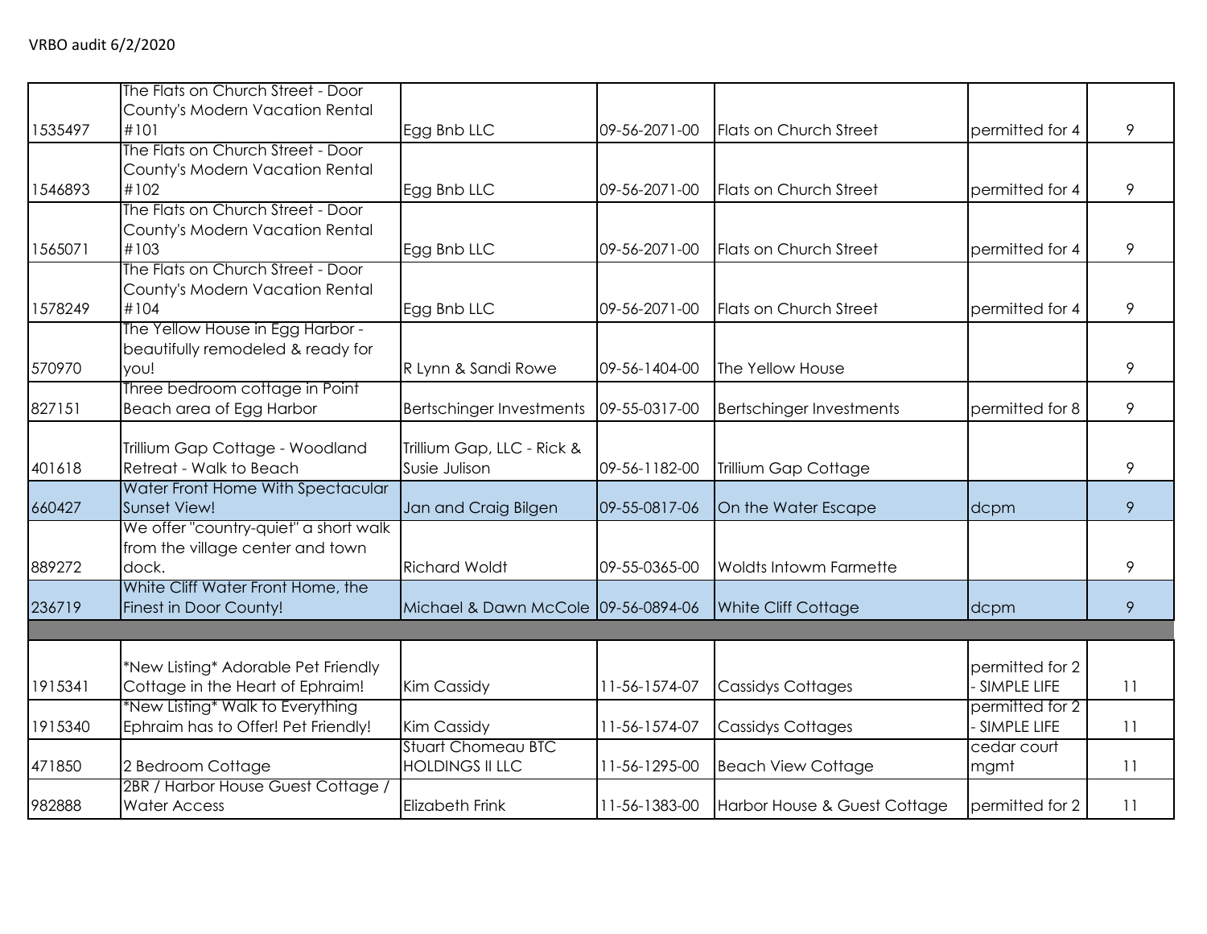VRBO audit 6/2/2020

| | | | | | | |
|---|---|---|---|---|---|---|
| 1535497 | The Flats on Church Street - Door County's Modern Vacation Rental #101 | Egg Bnb LLC | 09-56-2071-00 | Flats on Church Street | permitted for 4 | 9 |
| 1546893 | The Flats on Church Street - Door County's Modern Vacation Rental #102 | Egg Bnb LLC | 09-56-2071-00 | Flats on Church Street | permitted for 4 | 9 |
| 1565071 | The Flats on Church Street - Door County's Modern Vacation Rental #103 | Egg Bnb LLC | 09-56-2071-00 | Flats on Church Street | permitted for 4 | 9 |
| 1578249 | The Flats on Church Street - Door County's Modern Vacation Rental #104 | Egg Bnb LLC | 09-56-2071-00 | Flats on Church Street | permitted for 4 | 9 |
| 570970 | The Yellow House in Egg Harbor - beautifully remodeled & ready for you! | R Lynn & Sandi Rowe | 09-56-1404-00 | The Yellow House | | 9 |
| 827151 | Three bedroom cottage in Point Beach area of Egg Harbor | Bertschinger Investments | 09-55-0317-00 | Bertschinger Investments | permitted for 8 | 9 |
| 401618 | Trillium Gap Cottage - Woodland Retreat - Walk to Beach | Trillium Gap, LLC - Rick & Susie Julison | 09-56-1182-00 | Trillium Gap Cottage | | 9 |
| 660427 | Water Front Home With Spectacular Sunset View! | Jan and Craig Bilgen | 09-55-0817-06 | On the Water Escape | dcpm | 9 |
| 889272 | We offer "country-quiet" a short walk from the village center and town dock. | Richard Woldt | 09-55-0365-00 | Woldts Intowm Farmette | | 9 |
| 236719 | White Cliff Water Front Home, the Finest in Door County! | Michael & Dawn McCole | 09-56-0894-06 | White Cliff Cottage | dcpm | 9 |
| | | | | | | |
| 1915341 | *New Listing* Adorable Pet Friendly Cottage in the Heart of Ephraim! | Kim Cassidy | 11-56-1574-07 | Cassidys Cottages | permitted for 2 - SIMPLE LIFE | 11 |
| 1915340 | *New Listing* Walk to Everything Ephraim has to Offer! Pet Friendly! | Kim Cassidy | 11-56-1574-07 | Cassidys Cottages | permitted for 2 - SIMPLE LIFE | 11 |
| 471850 | 2 Bedroom Cottage | Stuart Chomeau BTC HOLDINGS II LLC | 11-56-1295-00 | Beach View Cottage | cedar court mgmt | 11 |
| 982888 | 2BR / Harbor House Guest Cottage / Water Access | Elizabeth Frink | 11-56-1383-00 | Harbor House & Guest Cottage | permitted for 2 | 11 |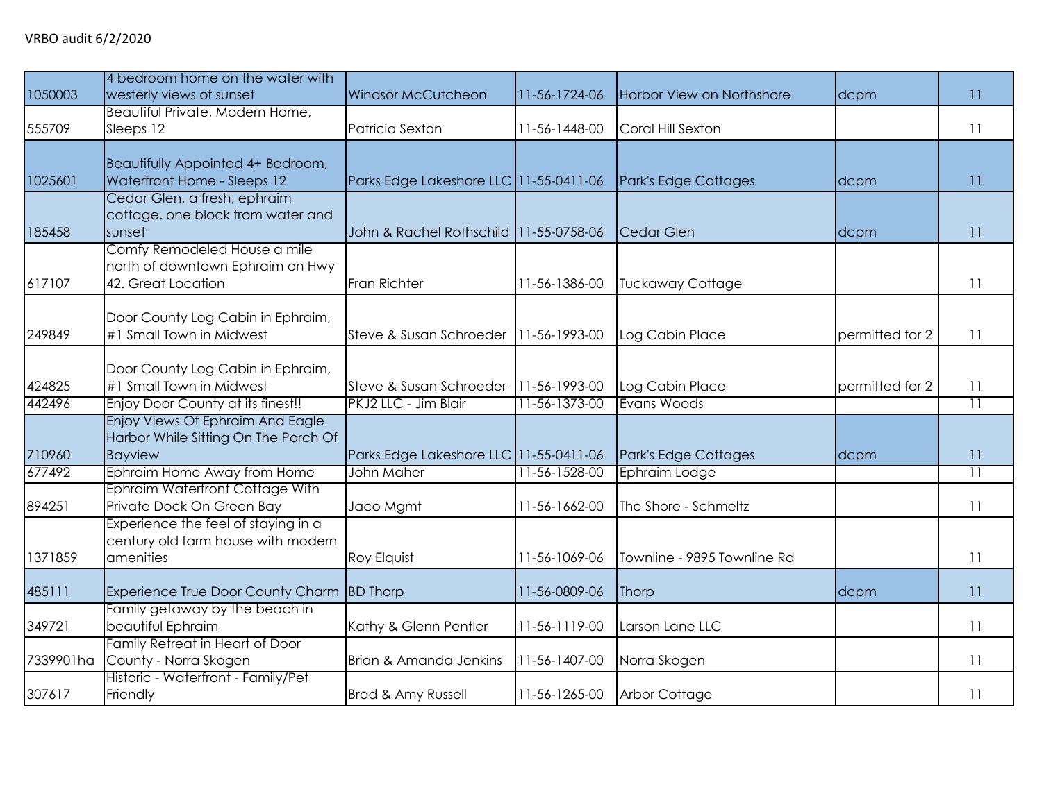VRBO audit 6/2/2020

| | | | | | | |
|---|---|---|---|---|---|---|
| 1050003 | 4 bedroom home on the water with westerly views of sunset | Windsor McCutcheon | 11-56-1724-06 | Harbor View on Northshore | dcpm | 11 |
| 555709 | Beautiful Private, Modern Home, Sleeps 12 | Patricia Sexton | 11-56-1448-00 | Coral Hill Sexton | | 11 |
| 1025601 | Beautifully Appointed 4+ Bedroom, Waterfront Home - Sleeps 12 | Parks Edge Lakeshore LLC | 11-55-0411-06 | Park's Edge Cottages | dcpm | 11 |
| 185458 | Cedar Glen, a fresh, ephraim cottage, one block from water and sunset | John & Rachel Rothschild | 11-55-0758-06 | Cedar Glen | dcpm | 11 |
| 617107 | Comfy Remodeled House a mile north of downtown Ephraim on Hwy 42. Great Location | Fran Richter | 11-56-1386-00 | Tuckaway Cottage | | 11 |
| 249849 | Door County Log Cabin in Ephraim, #1 Small Town in Midwest | Steve & Susan Schroeder | 11-56-1993-00 | Log Cabin Place | permitted for 2 | 11 |
| 424825 | Door County Log Cabin in Ephraim, #1 Small Town in Midwest | Steve & Susan Schroeder | 11-56-1993-00 | Log Cabin Place | permitted for 2 | 11 |
| 442496 | Enjoy Door County at its finest!! | PKJ2 LLC - Jim Blair | 11-56-1373-00 | Evans Woods | | 11 |
| 710960 | Enjoy Views Of Ephraim And Eagle Harbor While Sitting On The Porch Of Bayview | Parks Edge Lakeshore LLC | 11-55-0411-06 | Park's Edge Cottages | dcpm | 11 |
| 677492 | Ephraim Home Away from Home | John Maher | 11-56-1528-00 | Ephraim Lodge | | 11 |
| 894251 | Ephraim Waterfront Cottage With Private Dock On Green Bay | Jaco Mgmt | 11-56-1662-00 | The Shore - Schmeltz | | 11 |
| 1371859 | Experience the feel of staying in a century old farm house with modern amenities | Roy Elquist | 11-56-1069-06 | Townline - 9895 Townline Rd | | 11 |
| 485111 | Experience True Door County Charm | BD Thorp | 11-56-0809-06 | Thorp | dcpm | 11 |
| 349721 | Family getaway by the beach in beautiful Ephraim | Kathy & Glenn Pentler | 11-56-1119-00 | Larson Lane LLC | | 11 |
| 7339901ha | Family Retreat in Heart of Door County - Norra Skogen | Brian & Amanda Jenkins | 11-56-1407-00 | Norra Skogen | | 11 |
| 307617 | Historic - Waterfront - Family/Pet Friendly | Brad & Amy Russell | 11-56-1265-00 | Arbor Cottage | | 11 |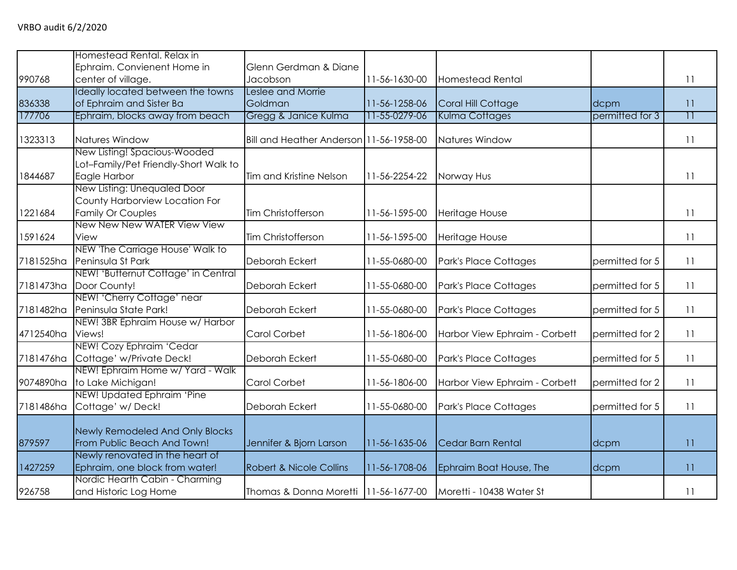VRBO audit 6/2/2020

| | | | | | | |
|---|---|---|---|---|---|---|
| 990768 | Homestead Rental. Relax in Ephraim. Convienent Home in center of village. | Glenn Gerdman & Diane Jacobson | 11-56-1630-00 | Homestead Rental | | 11 |
| 836338 | Ideally located between the towns of Ephraim and Sister Ba | Leslee and Morrie Goldman | 11-56-1258-06 | Coral Hill Cottage | dcpm | 11 |
| 177706 | Ephraim, blocks away from beach | Gregg & Janice Kulma | 11-55-0279-06 | Kulma Cottages | permitted for 3 | 11 |
| 1323313 | Natures Window | Bill and Heather Anderson | 11-56-1958-00 | Natures Window | | 11 |
| 1844687 | New Listing! Spacious-Wooded Lot–Family/Pet Friendly-Short Walk to Eagle Harbor | Tim and Kristine Nelson | 11-56-2254-22 | Norway Hus | | 11 |
| 1221684 | New Listing: Unequaled Door County Harborview Location For Family Or Couples | Tim Christofferson | 11-56-1595-00 | Heritage House | | 11 |
| 1591624 | New New New WATER View View View | Tim Christofferson | 11-56-1595-00 | Heritage House | | 11 |
| 7181525ha | NEW 'The Carriage House' Walk to Peninsula St Park | Deborah Eckert | 11-55-0680-00 | Park's Place Cottages | permitted for 5 | 11 |
| 7181473ha | NEW! 'Butternut Cottage' in Central Door County! | Deborah Eckert | 11-55-0680-00 | Park's Place Cottages | permitted for 5 | 11 |
| 7181482ha | NEW! 'Cherry Cottage' near Peninsula State Park! | Deborah Eckert | 11-55-0680-00 | Park's Place Cottages | permitted for 5 | 11 |
| 4712540ha | NEW! 3BR Ephraim House w/ Harbor Views! | Carol Corbet | 11-56-1806-00 | Harbor View Ephraim - Corbett | permitted for 2 | 11 |
| 7181476ha | NEW! Cozy Ephraim 'Cedar Cottage' w/Private Deck! | Deborah Eckert | 11-55-0680-00 | Park's Place Cottages | permitted for 5 | 11 |
| 9074890ha | NEW! Ephraim Home w/ Yard - Walk to Lake Michigan! | Carol Corbet | 11-56-1806-00 | Harbor View Ephraim - Corbett | permitted for 2 | 11 |
| 7181486ha | NEW! Updated Ephraim 'Pine Cottage' w/ Deck! | Deborah Eckert | 11-55-0680-00 | Park's Place Cottages | permitted for 5 | 11 |
| 879597 | Newly Remodeled And Only Blocks From Public Beach And Town! | Jennifer & Bjorn Larson | 11-56-1635-06 | Cedar Barn Rental | dcpm | 11 |
| 1427259 | Newly renovated in the heart of Ephraim, one block from water! | Robert & Nicole Collins | 11-56-1708-06 | Ephraim Boat House, The | dcpm | 11 |
| 926758 | Nordic Hearth Cabin - Charming and Historic Log Home | Thomas & Donna Moretti | 11-56-1677-00 | Moretti - 10438 Water St | | 11 |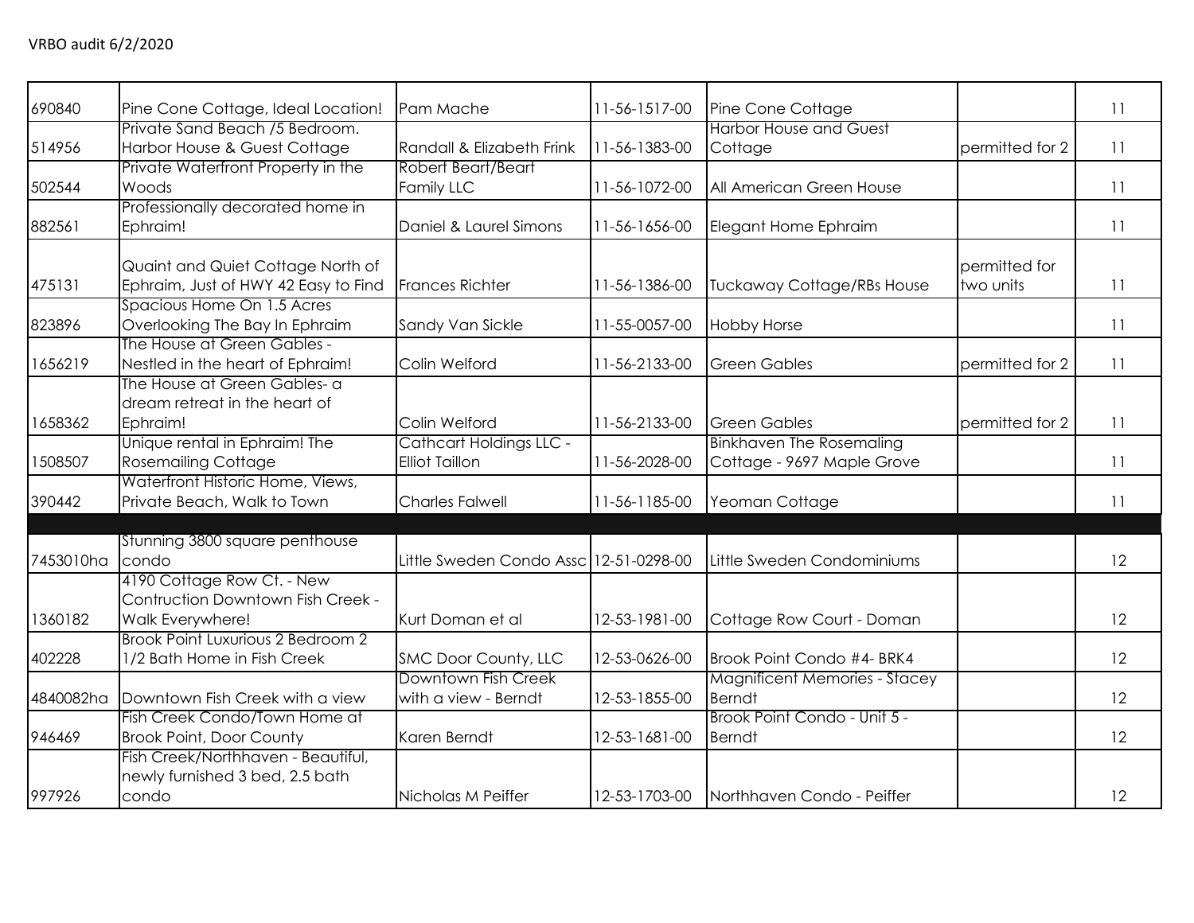VRBO audit 6/2/2020

| | | | | | | |
|---|---|---|---|---|---|---|
| 690840 | Pine Cone Cottage, Ideal Location! | Pam Mache | 11-56-1517-00 | Pine Cone Cottage | | 11 |
| 514956 | Private Sand Beach /5 Bedroom. Harbor House & Guest Cottage | Randall & Elizabeth Frink | 11-56-1383-00 | Harbor House and Guest Cottage | permitted for 2 | 11 |
| 502544 | Private Waterfront Property in the Woods | Robert Beart/Beart Family LLC | 11-56-1072-00 | All American Green House | | 11 |
| 882561 | Professionally decorated home in Ephraim! | Daniel & Laurel Simons | 11-56-1656-00 | Elegant Home Ephraim | | 11 |
| 475131 | Quaint and Quiet Cottage North of Ephraim, Just of HWY 42 Easy to Find | Frances Richter | 11-56-1386-00 | Tuckaway Cottage/RBs House | permitted for two units | 11 |
| 823896 | Spacious Home On 1.5 Acres Overlooking The Bay In Ephraim | Sandy Van Sickle | 11-55-0057-00 | Hobby Horse | | 11 |
| 1656219 | The House at Green Gables - Nestled in the heart of Ephraim! | Colin Welford | 11-56-2133-00 | Green Gables | permitted for 2 | 11 |
| 1658362 | The House at Green Gables- a dream retreat in the heart of Ephraim! | Colin Welford | 11-56-2133-00 | Green Gables | permitted for 2 | 11 |
| 1508507 | Unique rental in Ephraim! The Rosemailing Cottage | Cathcart Holdings LLC - Elliot Taillon | 11-56-2028-00 | Binkhaven The Rosemaling Cottage - 9697 Maple Grove | | 11 |
| 390442 | Waterfront Historic Home, Views, Private Beach, Walk to Town | Charles Falwell | 11-56-1185-00 | Yeoman Cottage | | 11 |
| | | | | | | |
| 7453010ha | Stunning 3800 square penthouse condo | Little Sweden Condo Assc | 12-51-0298-00 | Little Sweden Condominiums | | 12 |
| 1360182 | 4190 Cottage Row Ct. - New Contruction Downtown Fish Creek - Walk Everywhere! | Kurt Doman et al | 12-53-1981-00 | Cottage Row Court - Doman | | 12 |
| 402228 | Brook Point Luxurious 2 Bedroom 2 1/2 Bath Home in Fish Creek | SMC Door County, LLC | 12-53-0626-00 | Brook Point Condo #4- BRK4 | | 12 |
| 4840082ha | Downtown Fish Creek with a view | Downtown Fish Creek with a view - Berndt | 12-53-1855-00 | Magnificent Memories - Stacey Berndt | | 12 |
| 946469 | Fish Creek Condo/Town Home at Brook Point, Door County | Karen Berndt | 12-53-1681-00 | Brook Point Condo - Unit 5 - Berndt | | 12 |
| 997926 | Fish Creek/Northhaven - Beautiful, newly furnished 3 bed, 2.5 bath condo | Nicholas M Peiffer | 12-53-1703-00 | Northhaven Condo - Peiffer | | 12 |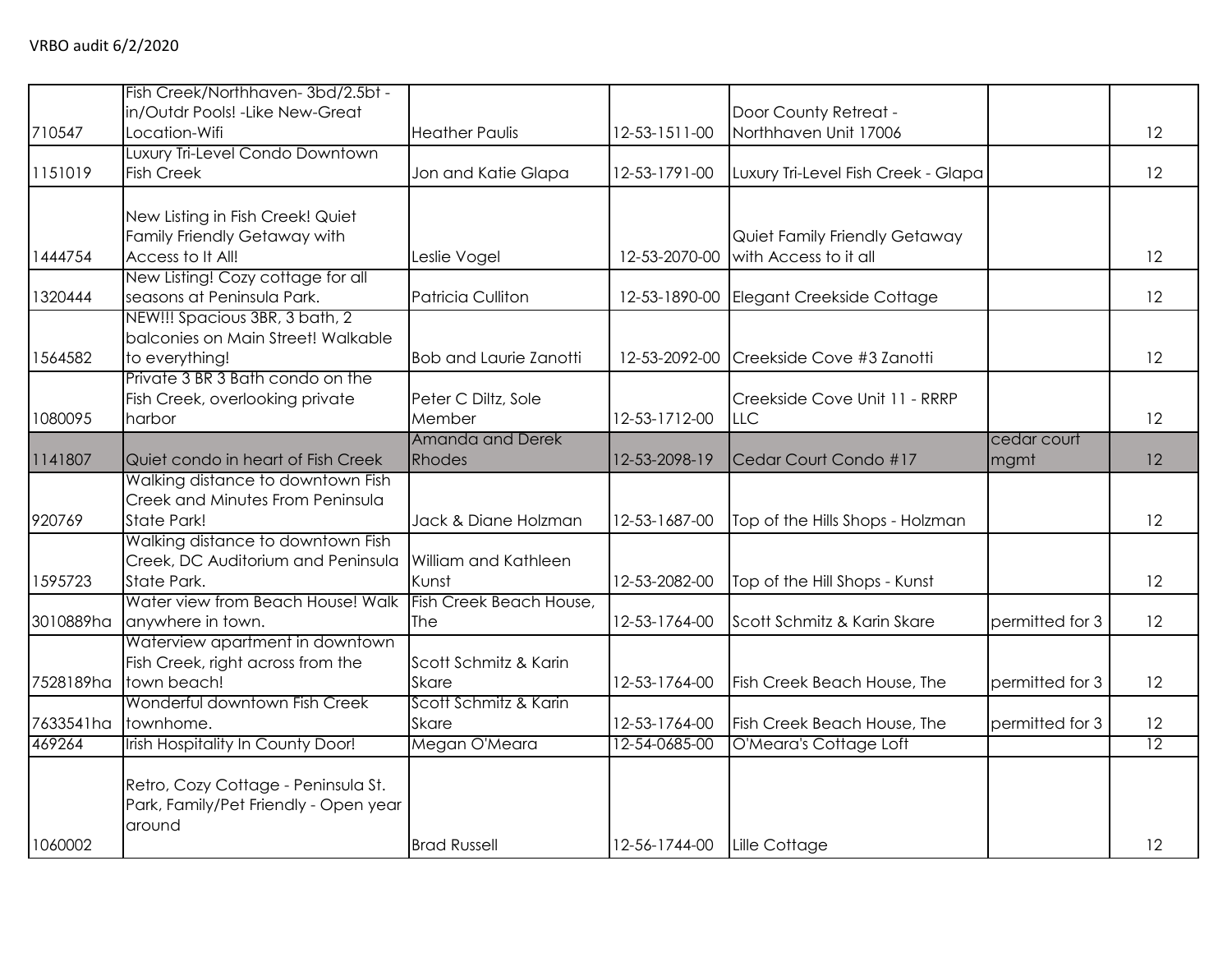VRBO audit 6/2/2020

| | | | | | | |
|---|---|---|---|---|---|---|
| 710547 | Fish Creek/Northhaven- 3bd/2.5bt -in/Outdr Pools! -Like New-Great Location-Wifi | Heather Paulis | 12-53-1511-00 | Door County Retreat - Northhaven Unit 17006 | | 12 |
| 1151019 | Luxury Tri-Level Condo Downtown Fish Creek | Jon and Katie Glapa | 12-53-1791-00 | Luxury Tri-Level Fish Creek - Glapa | | 12 |
| 1444754 | New Listing in Fish Creek! Quiet Family Friendly Getaway with Access to It All! | Leslie Vogel | 12-53-2070-00 | Quiet Family Friendly Getaway with Access to it all | | 12 |
| 1320444 | New Listing! Cozy cottage for all seasons at Peninsula Park. | Patricia Culliton | 12-53-1890-00 | Elegant Creekside Cottage | | 12 |
| 1564582 | NEW!!! Spacious 3BR, 3 bath, 2 balconies on Main Street! Walkable to everything! | Bob and Laurie Zanotti | 12-53-2092-00 | Creekside Cove #3 Zanotti | | 12 |
| 1080095 | Private 3 BR 3 Bath condo on the Fish Creek, overlooking private harbor | Peter C Diltz, Sole Member | 12-53-1712-00 | Creekside Cove Unit 11 - RRRP LLC | | 12 |
| 1141807 | Quiet condo in heart of Fish Creek | Amanda and Derek Rhodes | 12-53-2098-19 | Cedar Court Condo #17 | cedar court mgmt | 12 |
| 920769 | Walking distance to downtown Fish Creek and Minutes From Peninsula State Park! | Jack & Diane Holzman | 12-53-1687-00 | Top of the Hills Shops - Holzman | | 12 |
| 1595723 | Walking distance to downtown Fish Creek, DC Auditorium and Peninsula State Park. | William and Kathleen Kunst | 12-53-2082-00 | Top of the Hill Shops - Kunst | | 12 |
| 3010889ha | Water view from Beach House! Walk anywhere in town. | Fish Creek Beach House, The | 12-53-1764-00 | Scott Schmitz & Karin Skare | permitted for 3 | 12 |
| 7528189ha | Waterview apartment in downtown Fish Creek, right across from the town beach! | Scott Schmitz & Karin Skare | 12-53-1764-00 | Fish Creek Beach House, The | permitted for 3 | 12 |
| 7633541ha | Wonderful downtown Fish Creek townhome. | Scott Schmitz & Karin Skare | 12-53-1764-00 | Fish Creek Beach House, The | permitted for 3 | 12 |
| 469264 | Irish Hospitality In County Door! | Megan O'Meara | 12-54-0685-00 | O'Meara's Cottage Loft | | 12 |
| 1060002 | Retro, Cozy Cottage - Peninsula St. Park, Family/Pet Friendly - Open year around | Brad Russell | 12-56-1744-00 | Lille Cottage | | 12 |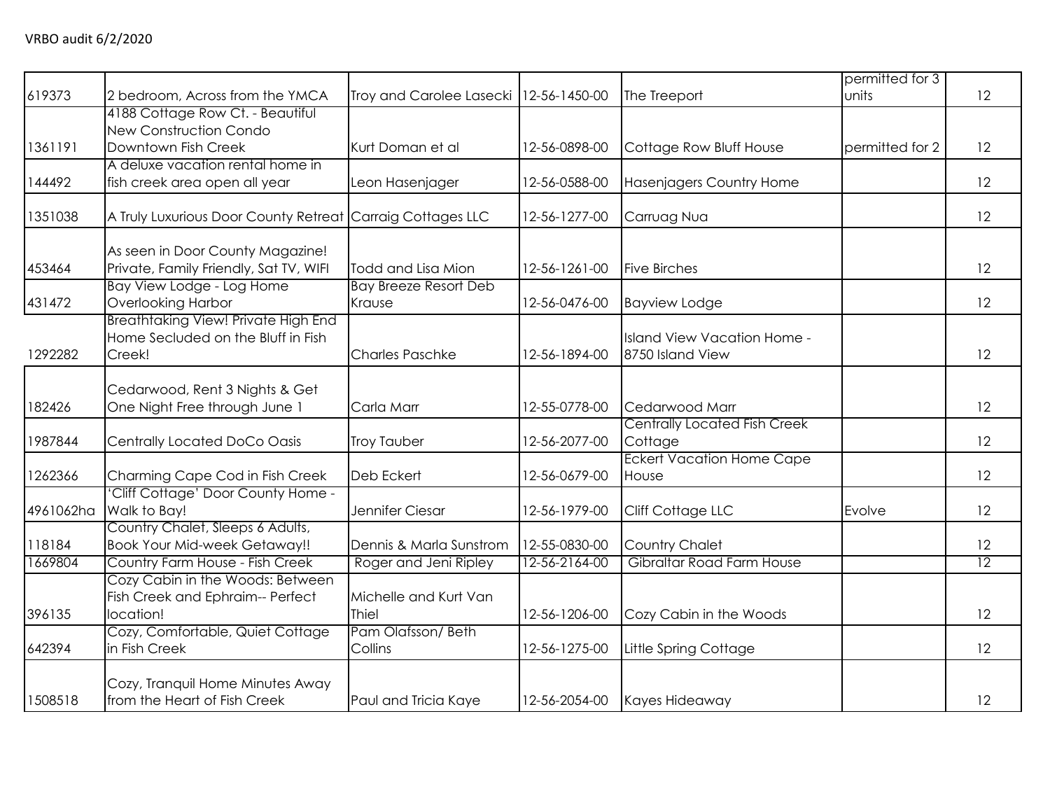VRBO audit 6/2/2020

| | | | | | | |
|---|---|---|---|---|---|---|
| 619373 | 2 bedroom, Across from the YMCA | Troy and Carolee Lasecki | 12-56-1450-00 | The Treeport | permitted for 3 units | 12 |
| 1361191 | 4188 Cottage Row Ct. - Beautiful New Construction Condo Downtown Fish Creek | Kurt Doman et al | 12-56-0898-00 | Cottage Row Bluff House | permitted for 2 | 12 |
| 144492 | A deluxe vacation rental home in fish creek area open all year | Leon Hasenjager | 12-56-0588-00 | Hasenjagers Country Home | | 12 |
| 1351038 | A Truly Luxurious Door County Retreat | Carraig Cottages LLC | 12-56-1277-00 | Carruag Nua | | 12 |
| 453464 | As seen in Door County Magazine! Private, Family Friendly, Sat TV, WIFI | Todd and Lisa Mion | 12-56-1261-00 | Five Birches | | 12 |
| 431472 | Bay View Lodge - Log Home Overlooking Harbor | Bay Breeze Resort Deb Krause | 12-56-0476-00 | Bayview Lodge | | 12 |
| 1292282 | Breathtaking View! Private High End Home Secluded on the Bluff in Fish Creek! | Charles Paschke | 12-56-1894-00 | Island View Vacation Home - 8750 Island View | | 12 |
| 182426 | Cedarwood, Rent 3 Nights & Get One Night Free through June 1 | Carla Marr | 12-55-0778-00 | Cedarwood Marr | | 12 |
| 1987844 | Centrally Located DoCo Oasis | Troy Tauber | 12-56-2077-00 | Centrally Located Fish Creek Cottage | | 12 |
| 1262366 | Charming Cape Cod in Fish Creek | Deb Eckert | 12-56-0679-00 | Eckert Vacation Home Cape House | | 12 |
| 4961062ha | 'Cliff Cottage' Door County Home - Walk to Bay! | Jennifer Ciesar | 12-56-1979-00 | Cliff Cottage LLC | Evolve | 12 |
| 118184 | Country Chalet, Sleeps 6 Adults, Book Your Mid-week Getaway!! | Dennis & Marla Sunstrom | 12-55-0830-00 | Country Chalet | | 12 |
| 1669804 | Country Farm House - Fish Creek | Roger and Jeni Ripley | 12-56-2164-00 | Gibraltar Road Farm House | | 12 |
| 396135 | Cozy Cabin in the Woods: Between Fish Creek and Ephraim-- Perfect location! | Michelle and Kurt Van Thiel | 12-56-1206-00 | Cozy Cabin in the Woods | | 12 |
| 642394 | Cozy, Comfortable, Quiet Cottage in Fish Creek | Pam Olafsson/ Beth Collins | 12-56-1275-00 | Little Spring Cottage | | 12 |
| 1508518 | Cozy, Tranquil Home Minutes Away from the Heart of Fish Creek | Paul and Tricia Kaye | 12-56-2054-00 | Kayes Hideaway | | 12 |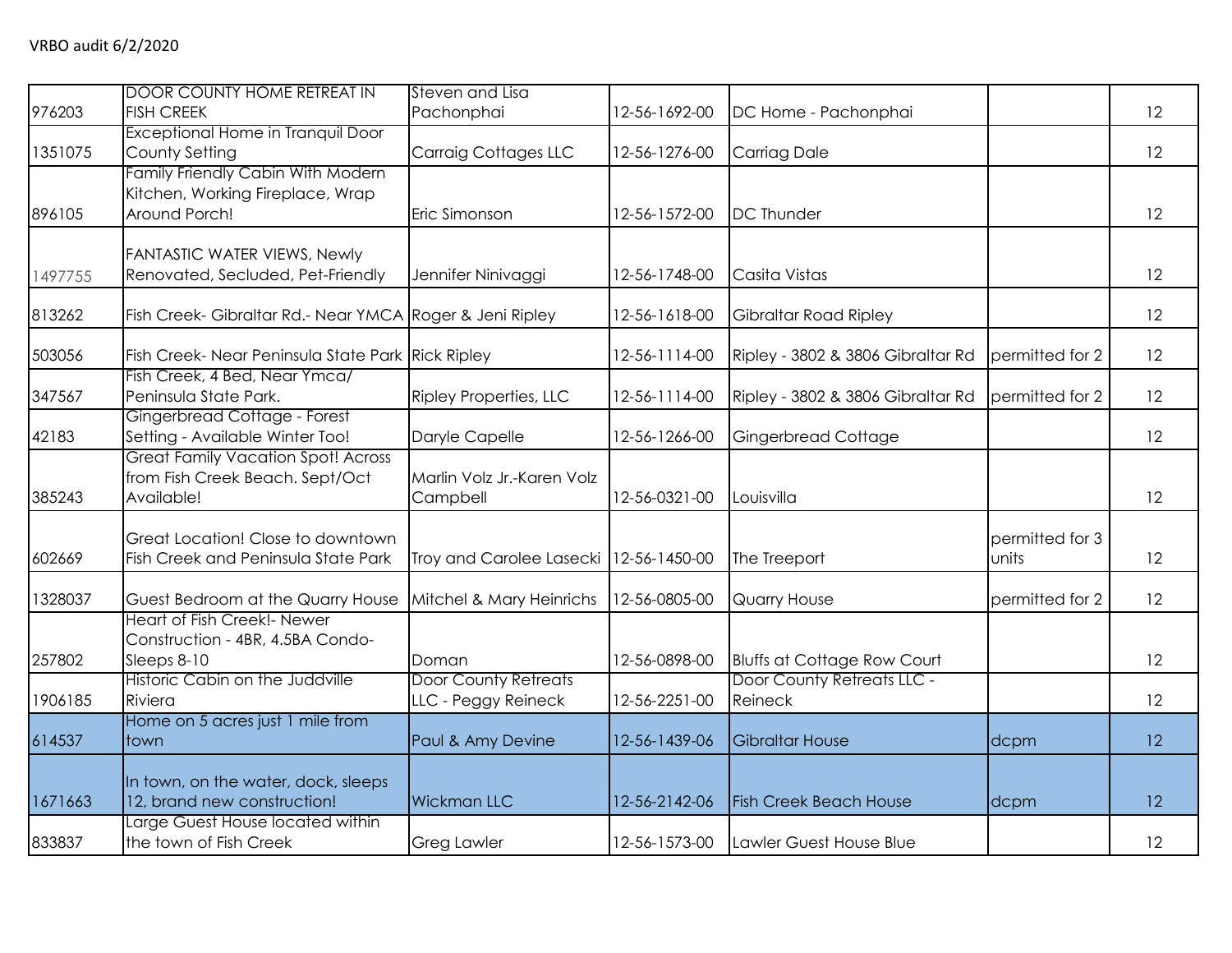VRBO audit 6/2/2020

| | | | | | | |
|---|---|---|---|---|---|---|
| 976203 | DOOR COUNTY HOME RETREAT IN FISH CREEK | Steven and Lisa Pachonphai | 12-56-1692-00 | DC Home - Pachonphai | | 12 |
| 1351075 | Exceptional Home in Tranquil Door County Setting | Carraig Cottages LLC | 12-56-1276-00 | Carriag Dale | | 12 |
| 896105 | Family Friendly Cabin With Modern Kitchen, Working Fireplace, Wrap Around Porch! | Eric Simonson | 12-56-1572-00 | DC Thunder | | 12 |
| 1497755 | FANTASTIC WATER VIEWS, Newly Renovated, Secluded, Pet-Friendly | Jennifer Ninivaggi | 12-56-1748-00 | Casita Vistas | | 12 |
| 813262 | Fish Creek- Gibraltar Rd.- Near YMCA | Roger & Jeni Ripley | 12-56-1618-00 | Gibraltar Road Ripley | | 12 |
| 503056 | Fish Creek- Near Peninsula State Park | Rick Ripley | 12-56-1114-00 | Ripley - 3802 & 3806 Gibraltar Rd | permitted for 2 | 12 |
| 347567 | Fish Creek, 4 Bed, Near Ymca/ Peninsula State Park. | Ripley Properties, LLC | 12-56-1114-00 | Ripley - 3802 & 3806 Gibraltar Rd | permitted for 2 | 12 |
| 42183 | Gingerbread Cottage - Forest Setting - Available Winter Too! | Daryle Capelle | 12-56-1266-00 | Gingerbread Cottage | | 12 |
| 385243 | Great Family Vacation Spot! Across from Fish Creek Beach. Sept/Oct Available! | Marlin Volz Jr.-Karen Volz Campbell | 12-56-0321-00 | Louisvilla | | 12 |
| 602669 | Great Location! Close to downtown Fish Creek and Peninsula State Park | Troy and Carolee Lasecki | 12-56-1450-00 | The Treeport | permitted for 3 units | 12 |
| 1328037 | Guest Bedroom at the Quarry House | Mitchel & Mary Heinrichs | 12-56-0805-00 | Quarry House | permitted for 2 | 12 |
| 257802 | Heart of Fish Creek!- Newer Construction - 4BR, 4.5BA Condo- Sleeps 8-10 | Doman | 12-56-0898-00 | Bluffs at Cottage Row Court | | 12 |
| 1906185 | Historic Cabin on the Juddville Riviera | Door County Retreats LLC - Peggy Reineck | 12-56-2251-00 | Door County Retreats LLC - Reineck | | 12 |
| 614537 | Home on 5 acres just 1 mile from town | Paul & Amy Devine | 12-56-1439-06 | Gibraltar House | dcpm | 12 |
| 1671663 | In town, on the water, dock, sleeps 12, brand new construction! | Wickman LLC | 12-56-2142-06 | Fish Creek Beach House | dcpm | 12 |
| 833837 | Large Guest House located within the town of Fish Creek | Greg Lawler | 12-56-1573-00 | Lawler Guest House Blue | | 12 |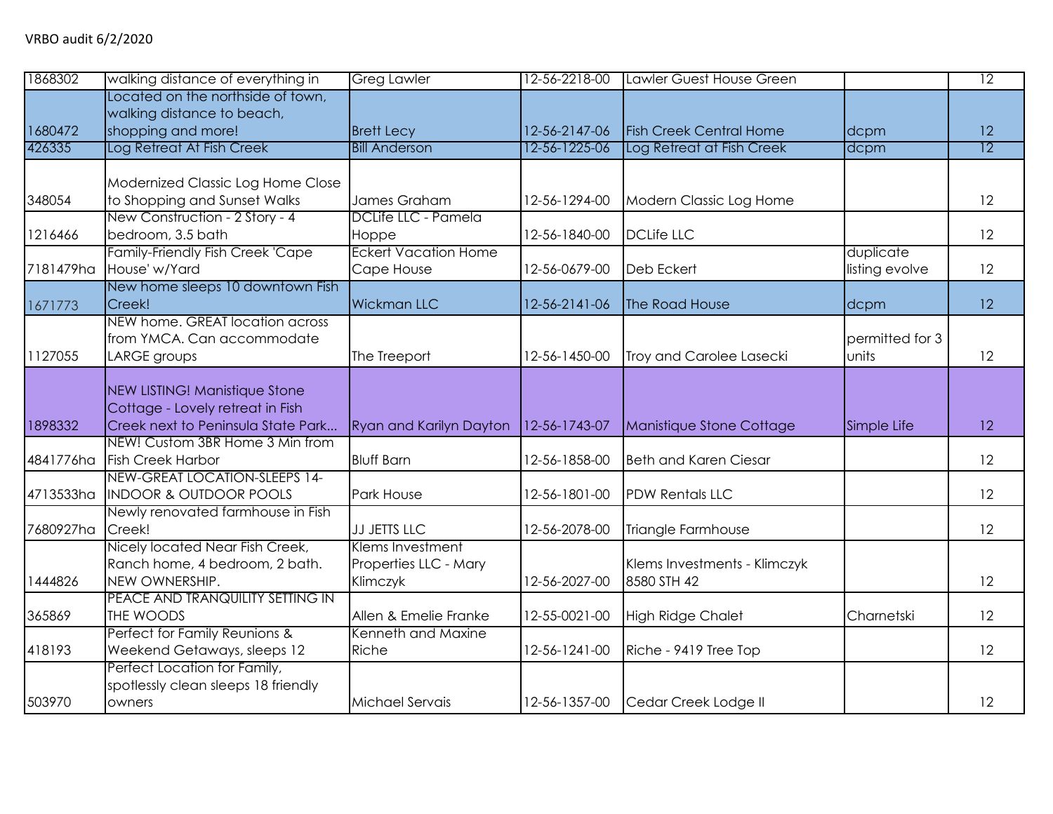VRBO audit 6/2/2020

| | | | | | | |
|---|---|---|---|---|---|---|
| 1868302 | walking distance of everything in | Greg Lawler | 12-56-2218-00 | Lawler Guest House Green | | 12 |
| 1680472 | Located on the northside of town, walking distance to beach, shopping and more! | Brett Lecy | 12-56-2147-06 | Fish Creek Central Home | dcpm | 12 |
| 426335 | Log Retreat At Fish Creek | Bill Anderson | 12-56-1225-06 | Log Retreat at Fish Creek | dcpm | 12 |
| 348054 | Modernized Classic Log Home Close to Shopping and Sunset Walks | James Graham | 12-56-1294-00 | Modern Classic Log Home | | 12 |
| 1216466 | New Construction - 2 Story - 4 bedroom, 3.5 bath | DCLife LLC - Pamela Hoppe | 12-56-1840-00 | DCLife LLC | | 12 |
| 7181479ha | Family-Friendly Fish Creek 'Cape House' w/Yard | Eckert Vacation Home Cape House | 12-56-0679-00 | Deb Eckert | duplicate listing evolve | 12 |
| 1671773 | New home sleeps 10 downtown Fish Creek! | Wickman LLC | 12-56-2141-06 | The Road House | dcpm | 12 |
| 1127055 | NEW home. GREAT location across from YMCA. Can accommodate LARGE groups | The Treeport | 12-56-1450-00 | Troy and Carolee Lasecki | permitted for 3 units | 12 |
| 1898332 | NEW LISTING! Manistique Stone Cottage - Lovely retreat in Fish Creek next to Peninsula State Park... | Ryan and Karilyn Dayton | 12-56-1743-07 | Manistique Stone Cottage | Simple Life | 12 |
| 4841776ha | NEW! Custom 3BR Home 3 Min from Fish Creek Harbor | Bluff Barn | 12-56-1858-00 | Beth and Karen Ciesar | | 12 |
| 4713533ha | NEW-GREAT LOCATION-SLEEPS 14-INDOOR & OUTDOOR POOLS | Park House | 12-56-1801-00 | PDW Rentals LLC | | 12 |
| 7680927ha | Newly renovated farmhouse in Fish Creek! | JJ JETTS LLC | 12-56-2078-00 | Triangle Farmhouse | | 12 |
| 1444826 | Nicely located Near Fish Creek, Ranch home, 4 bedroom, 2 bath. NEW OWNERSHIP. | Klems Investment Properties LLC - Mary Klimczyk | 12-56-2027-00 | Klems Investments - Klimczyk 8580 STH 42 | | 12 |
| 365869 | PEACE AND TRANQUILITY SETTING IN THE WOODS | Allen & Emelie Franke | 12-55-0021-00 | High Ridge Chalet | Charnetski | 12 |
| 418193 | Perfect for Family Reunions & Weekend Getaways, sleeps 12 | Kenneth and Maxine Riche | 12-56-1241-00 | Riche - 9419 Tree Top | | 12 |
| 503970 | Perfect Location for Family, spotlessly clean sleeps 18 friendly owners | Michael Servais | 12-56-1357-00 | Cedar Creek Lodge II | | 12 |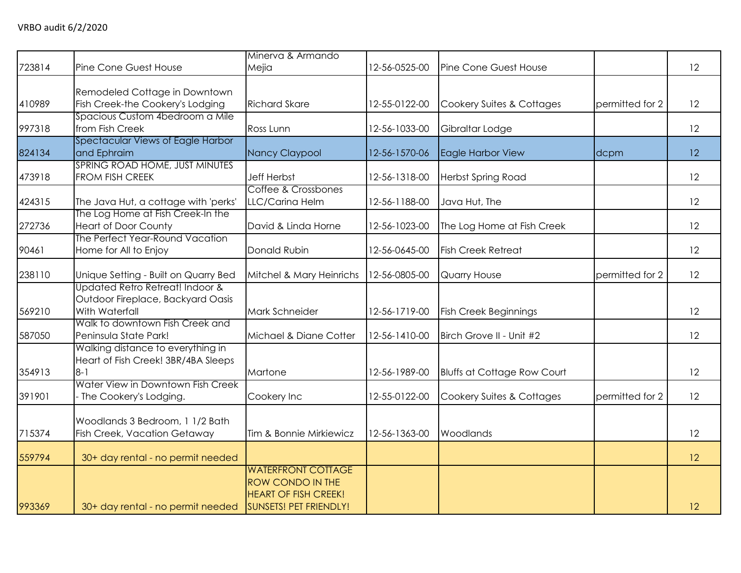VRBO audit 6/2/2020

| | | | | | | |
|---|---|---|---|---|---|---|
| 723814 | Pine Cone Guest House | Minerva & Armando Mejia | 12-56-0525-00 | Pine Cone Guest House | | 12 |
| 410989 | Remodeled Cottage in Downtown Fish Creek-the Cookery's Lodging | Richard Skare | 12-55-0122-00 | Cookery Suites & Cottages | permitted for 2 | 12 |
| 997318 | Spacious Custom 4bedroom a Mile from Fish Creek | Ross Lunn | 12-56-1033-00 | Gibraltar Lodge | | 12 |
| 824134 | Spectacular Views of Eagle Harbor and Ephraim | Nancy Claypool | 12-56-1570-06 | Eagle Harbor View | dcpm | 12 |
| 473918 | SPRING ROAD HOME, JUST MINUTES FROM FISH CREEK | Jeff Herbst | 12-56-1318-00 | Herbst Spring Road | | 12 |
| 424315 | The Java Hut, a cottage with 'perks' | Coffee & Crossbones LLC/Carina Helm | 12-56-1188-00 | Java Hut, The | | 12 |
| 272736 | The Log Home at Fish Creek-In the Heart of Door County | David & Linda Horne | 12-56-1023-00 | The Log Home at Fish Creek | | 12 |
| 90461 | The Perfect Year-Round Vacation Home for All to Enjoy | Donald Rubin | 12-56-0645-00 | Fish Creek Retreat | | 12 |
| 238110 | Unique Setting - Built on Quarry Bed | Mitchel & Mary Heinrichs | 12-56-0805-00 | Quarry House | permitted for 2 | 12 |
| 569210 | Updated Retro Retreat! Indoor & Outdoor Fireplace, Backyard Oasis With Waterfall | Mark Schneider | 12-56-1719-00 | Fish Creek Beginnings | | 12 |
| 587050 | Walk to downtown Fish Creek and Peninsula State Park! | Michael & Diane Cotter | 12-56-1410-00 | Birch Grove II - Unit #2 | | 12 |
| 354913 | Walking distance to everything in Heart of Fish Creek! 3BR/4BA Sleeps 8-1 | Martone | 12-56-1989-00 | Bluffs at Cottage Row Court | | 12 |
| 391901 | Water View in Downtown Fish Creek - The Cookery's Lodging. | Cookery Inc | 12-55-0122-00 | Cookery Suites & Cottages | permitted for 2 | 12 |
| 715374 | Woodlands 3 Bedroom, 1 1/2 Bath Fish Creek, Vacation Getaway | Tim & Bonnie Mirkiewicz | 12-56-1363-00 | Woodlands | | 12 |
| 559794 | 30+ day rental - no permit needed | | | | | 12 |
| 993369 | 30+ day rental - no permit needed | WATERFRONT COTTAGE ROW CONDO IN THE HEART OF FISH CREEK! SUNSETS! PET FRIENDLY! | | | | 12 |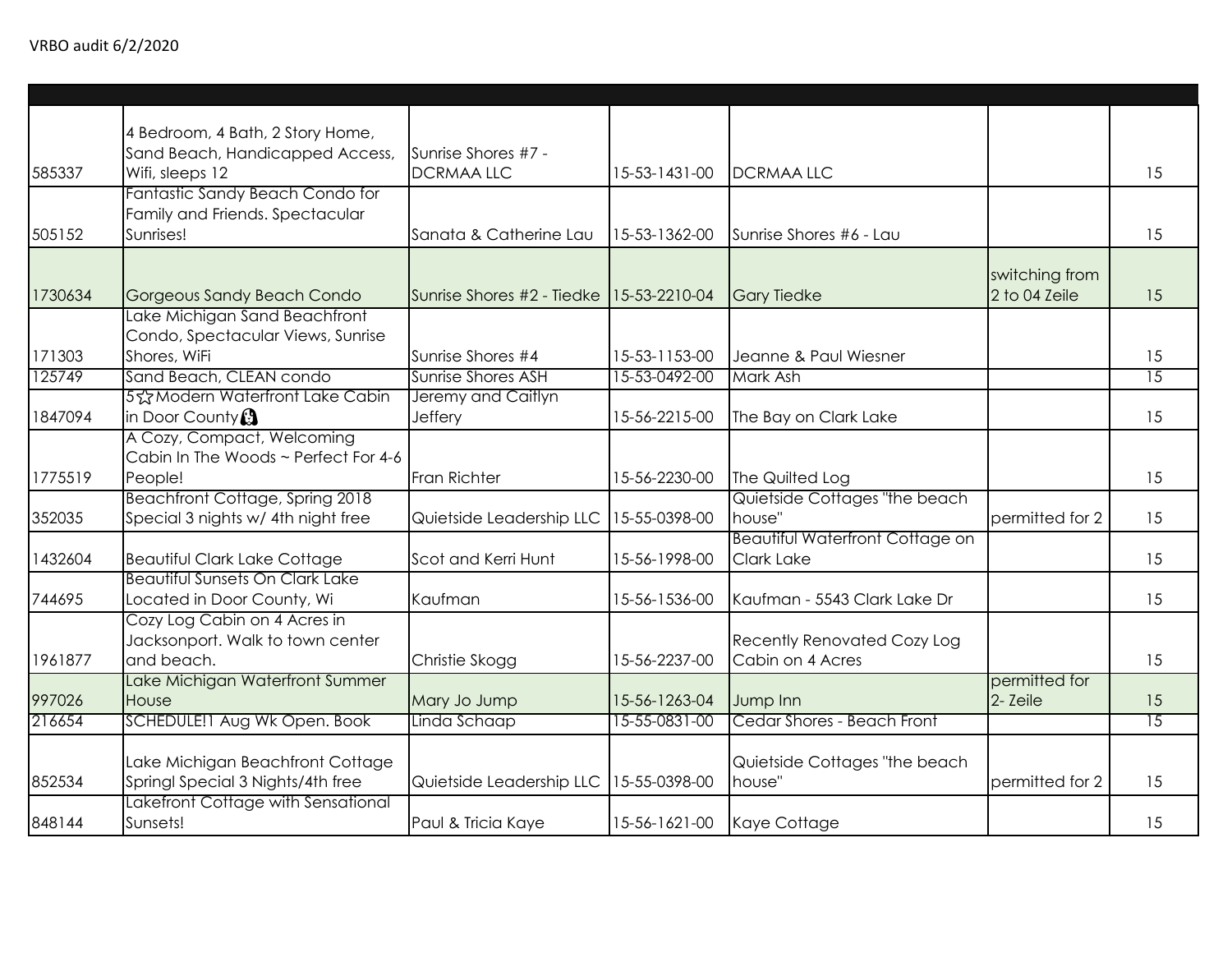VRBO audit 6/2/2020

| | | | | | | |
|---|---|---|---|---|---|---|
| 585337 | 4 Bedroom, 4 Bath, 2 Story Home, Sand Beach, Handicapped Access, Wifi, sleeps 12 | Sunrise Shores #7 - DCRMAA LLC | 15-53-1431-00 | DCRMAA LLC | | 15 |
| 505152 | Fantastic Sandy Beach Condo for Family and Friends. Spectacular Sunrises! | Sanata & Catherine Lau | 15-53-1362-00 | Sunrise Shores #6 - Lau | | 15 |
| 1730634 | Gorgeous Sandy Beach Condo | Sunrise Shores #2 - Tiedke | 15-53-2210-04 | Gary Tiedke | switching from 2 to 04 Zeile | 15 |
| 171303 | Lake Michigan Sand Beachfront Condo, Spectacular Views, Sunrise Shores, WiFi | Sunrise Shores #4 | 15-53-1153-00 | Jeanne & Paul Wiesner | | 15 |
| 125749 | Sand Beach, CLEAN condo | Sunrise Shores ASH | 15-53-0492-00 | Mark Ash | | 15 |
| 1847094 | 5☆Modern Waterfront Lake Cabin in Door County | Jeremy and Caitlyn Jeffery | 15-56-2215-00 | The Bay on Clark Lake | | 15 |
| 1775519 | A Cozy, Compact, Welcoming Cabin In The Woods ~ Perfect For 4-6 People! | Fran Richter | 15-56-2230-00 | The Quilted Log | | 15 |
| 352035 | Beachfront Cottage, Spring 2018 Special 3 nights w/ 4th night free | Quietside Leadership LLC | 15-55-0398-00 | Quietside Cottages "the beach house" | permitted for 2 | 15 |
| 1432604 | Beautiful Clark Lake Cottage | Scot and Kerri Hunt | 15-56-1998-00 | Beautiful Waterfront Cottage on Clark Lake | | 15 |
| 744695 | Beautiful Sunsets On Clark Lake Located in Door County, Wi | Kaufman | 15-56-1536-00 | Kaufman - 5543 Clark Lake Dr | | 15 |
| 1961877 | Cozy Log Cabin on 4 Acres in Jacksonport. Walk to town center and beach. | Christie Skogg | 15-56-2237-00 | Recently Renovated Cozy Log Cabin on 4 Acres | | 15 |
| 997026 | Lake Michigan Waterfront Summer House | Mary Jo Jump | 15-56-1263-04 | Jump Inn | permitted for 2- Zeile | 15 |
| 216654 | SCHEDULE!1 Aug Wk Open. Book | Linda Schaap | 15-55-0831-00 | Cedar Shores - Beach Front | | 15 |
| 852534 | Lake Michigan Beachfront Cottage Springl Special 3 Nights/4th free | Quietside Leadership LLC | 15-55-0398-00 | Quietside Cottages "the beach house" | permitted for 2 | 15 |
| 848144 | Lakefront Cottage with Sensational Sunsets! | Paul & Tricia Kaye | 15-56-1621-00 | Kaye Cottage | | 15 |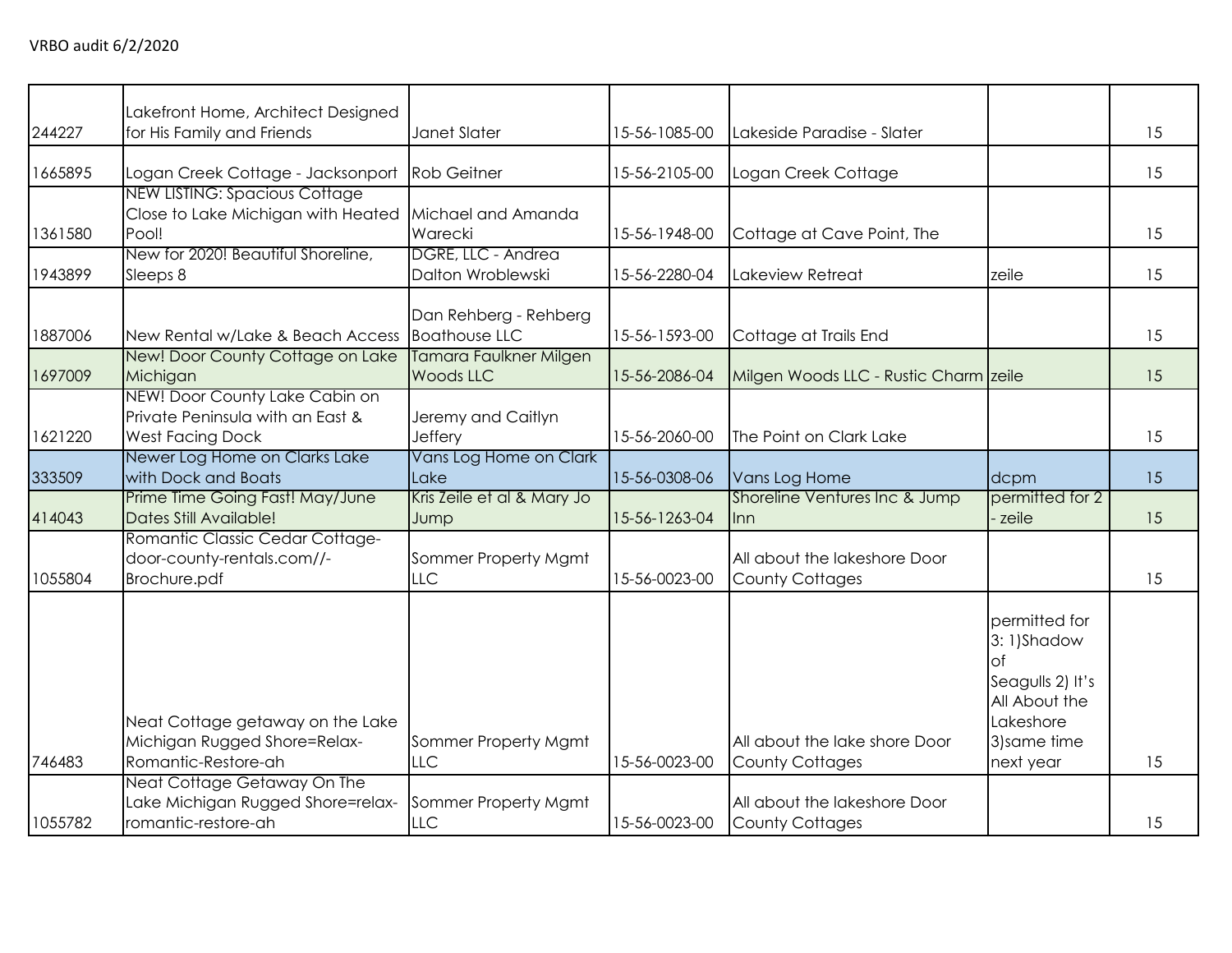VRBO audit 6/2/2020

| | | | | | | |
|---|---|---|---|---|---|---|
| 244227 | Lakefront Home, Architect Designed for His Family and Friends | Janet Slater | 15-56-1085-00 | Lakeside Paradise - Slater | | 15 |
| 1665895 | Logan Creek Cottage - Jacksonport | Rob Geitner | 15-56-2105-00 | Logan Creek Cottage | | 15 |
| 1361580 | NEW LISTING: Spacious Cottage Close to Lake Michigan with Heated Pool! | Michael and Amanda Warecki | 15-56-1948-00 | Cottage at Cave Point, The | | 15 |
| 1943899 | New for 2020! Beautiful Shoreline, Sleeps 8 | DGRE, LLC - Andrea Dalton Wroblewski | 15-56-2280-04 | Lakeview Retreat | zeile | 15 |
| 1887006 | New Rental w/Lake & Beach Access | Dan Rehberg - Rehberg Boathouse LLC | 15-56-1593-00 | Cottage at Trails End | | 15 |
| 1697009 | New! Door County Cottage on Lake Michigan | Tamara Faulkner Milgen Woods LLC | 15-56-2086-04 | Milgen Woods LLC - Rustic Charm | zeile | 15 |
| 1621220 | NEW! Door County Lake Cabin on Private Peninsula with an East & West Facing Dock | Jeremy and Caitlyn Jeffery | 15-56-2060-00 | The Point on Clark Lake | | 15 |
| 333509 | Newer Log Home on Clarks Lake with Dock and Boats | Vans Log Home on Clark Lake | 15-56-0308-06 | Vans Log Home | dcpm | 15 |
| 414043 | Prime Time Going Fast! May/June Dates Still Available! | Kris Zeile et al & Mary Jo Jump | 15-56-1263-04 | Shoreline Ventures Inc & Jump Inn | permitted for 2 - zeile | 15 |
| 1055804 | Romantic Classic Cedar Cottage-door-county-rentals.com//-Brochure.pdf | Sommer Property Mgmt LLC | 15-56-0023-00 | All about the lakeshore Door County Cottages | | 15 |
| 746483 | Neat Cottage getaway on the Lake Michigan Rugged Shore=Relax-Romantic-Restore-ah | Sommer Property Mgmt LLC | 15-56-0023-00 | All about the lake shore Door County Cottages | permitted for 3: 1)Shadow of Seagulls 2) It's All About the Lakeshore 3)same time next year | 15 |
| 1055782 | Neat Cottage Getaway On The Lake Michigan Rugged Shore=relax-romantic-restore-ah | Sommer Property Mgmt LLC | 15-56-0023-00 | All about the lakeshore Door County Cottages | | 15 |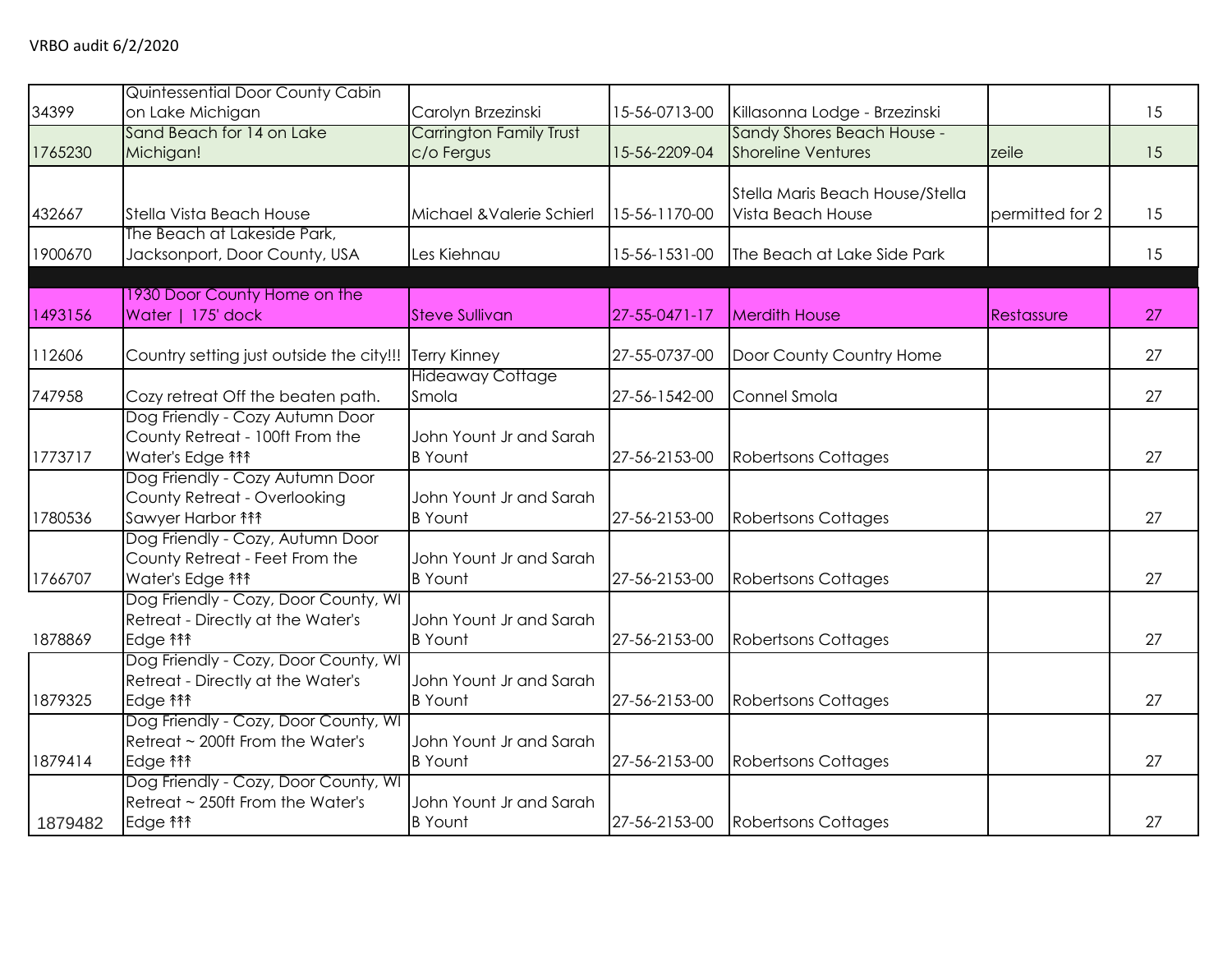VRBO audit 6/2/2020

| | | | | | | |
|---|---|---|---|---|---|---|
| 34399 | Quintessential Door County Cabin on Lake Michigan | Carolyn Brzezinski | 15-56-0713-00 | Killasonna Lodge - Brzezinski | | 15 |
| 1765230 | Sand Beach for 14 on Lake Michigan! | Carrington Family Trust c/o Fergus | 15-56-2209-04 | Sandy Shores Beach House - Shoreline Ventures | zeile | 15 |
| 432667 | Stella Vista Beach House | Michael &Valerie Schierl | 15-56-1170-00 | Stella Maris Beach House/Stella Vista Beach House | permitted for 2 | 15 |
| 1900670 | The Beach at Lakeside Park, Jacksonport, Door County, USA | Les Kiehnau | 15-56-1531-00 | The Beach at Lake Side Park | | 15 |
| | | | | | | |
| 1493156 | 1930 Door County Home on the Water \| 175' dock | Steve Sullivan | 27-55-0471-17 | Merdith House | Restassure | 27 |
| 112606 | Country setting just outside the city!!! | Terry Kinney | 27-55-0737-00 | Door County Country Home | | 27 |
| 747958 | Cozy retreat Off the beaten path. | Hideaway Cottage Smola | 27-56-1542-00 | Connel Smola | | 27 |
| 1773717 | Dog Friendly - Cozy Autumn Door County Retreat - 100ft From the Water's Edge ↑↑↑ | John Yount Jr and Sarah B Yount | 27-56-2153-00 | Robertsons Cottages | | 27 |
| 1780536 | Dog Friendly - Cozy Autumn Door County Retreat - Overlooking Sawyer Harbor ↑↑↑ | John Yount Jr and Sarah B Yount | 27-56-2153-00 | Robertsons Cottages | | 27 |
| 1766707 | Dog Friendly - Cozy, Autumn Door County Retreat - Feet From the Water's Edge ↑↑↑ | John Yount Jr and Sarah B Yount | 27-56-2153-00 | Robertsons Cottages | | 27 |
| 1878869 | Dog Friendly - Cozy, Door County, WI Retreat - Directly at the Water's Edge ↑↑↑ | John Yount Jr and Sarah B Yount | 27-56-2153-00 | Robertsons Cottages | | 27 |
| 1879325 | Dog Friendly - Cozy, Door County, WI Retreat - Directly at the Water's Edge ↑↑↑ | John Yount Jr and Sarah B Yount | 27-56-2153-00 | Robertsons Cottages | | 27 |
| 1879414 | Dog Friendly - Cozy, Door County, WI Retreat ~ 200ft From the Water's Edge ↑↑↑ | John Yount Jr and Sarah B Yount | 27-56-2153-00 | Robertsons Cottages | | 27 |
| 1879482 | Dog Friendly - Cozy, Door County, WI Retreat ~ 250ft From the Water's Edge ↑↑↑ | John Yount Jr and Sarah B Yount | 27-56-2153-00 | Robertsons Cottages | | 27 |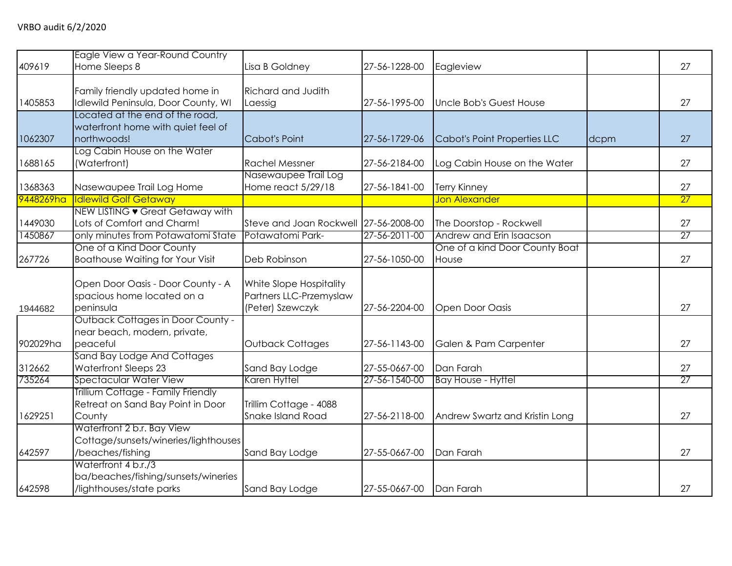VRBO audit 6/2/2020

| | | | | | | |
|---|---|---|---|---|---|---|
| 409619 | Eagle View a Year-Round Country Home Sleeps 8 | Lisa B Goldney | 27-56-1228-00 | Eagleview | | 27 |
| 1405853 | Family friendly updated home in Idlewild Peninsula, Door County, WI | Richard and Judith Laessig | 27-56-1995-00 | Uncle Bob's Guest House | | 27 |
| 1062307 | Located at the end of the road, waterfront home with quiet feel of northwoods! | Cabot's Point | 27-56-1729-06 | Cabot's Point Properties LLC | dcpm | 27 |
| 1688165 | Log Cabin House on the Water (Waterfront) | Rachel Messner | 27-56-2184-00 | Log Cabin House on the Water | | 27 |
| 1368363 | Nasewaupee Trail Log Home | Nasewaupee Trail Log Home react 5/29/18 | 27-56-1841-00 | Terry Kinney | | 27 |
| 9448269ha | Idlewild Golf Getaway | | | Jon Alexander | | 27 |
| 1449030 | NEW LISTING ♥ Great Getaway with Lots of Comfort and Charm! | Steve and Joan Rockwell | 27-56-2008-00 | The Doorstop - Rockwell | | 27 |
| 1450867 | only minutes from Potawatomi State | Potawatomi Park- | 27-56-2011-00 | Andrew and Erin Isaacson | | 27 |
| 267726 | One of a Kind Door County Boathouse Waiting for Your Visit | Deb Robinson | 27-56-1050-00 | One of a kind Door County Boat House | | 27 |
| 1944682 | Open Door Oasis - Door County - A spacious home located on a peninsula | White Slope Hospitality Partners LLC-Przemyslaw (Peter) Szewczyk | 27-56-2204-00 | Open Door Oasis | | 27 |
| 902029ha | Outback Cottages in Door County - near beach, modern, private, peaceful | Outback Cottages | 27-56-1143-00 | Galen & Pam Carpenter | | 27 |
| 312662 | Sand Bay Lodge And Cottages Waterfront Sleeps 23 | Sand Bay Lodge | 27-55-0667-00 | Dan Farah | | 27 |
| 735264 | Spectacular Water View | Karen Hyttel | 27-56-1540-00 | Bay House - Hyttel | | 27 |
| 1629251 | Trillium Cottage - Family Friendly Retreat on Sand Bay Point in Door County | Trillim Cottage - 4088 Snake Island Road | 27-56-2118-00 | Andrew Swartz and Kristin Long | | 27 |
| 642597 | Waterfront 2 b.r. Bay View Cottage/sunsets/wineries/lighthouses/beaches/fishing | Sand Bay Lodge | 27-55-0667-00 | Dan Farah | | 27 |
| 642598 | Waterfront 4 b.r./3 ba/beaches/fishing/sunsets/wineries/lighthouses/state parks | Sand Bay Lodge | 27-55-0667-00 | Dan Farah | | 27 |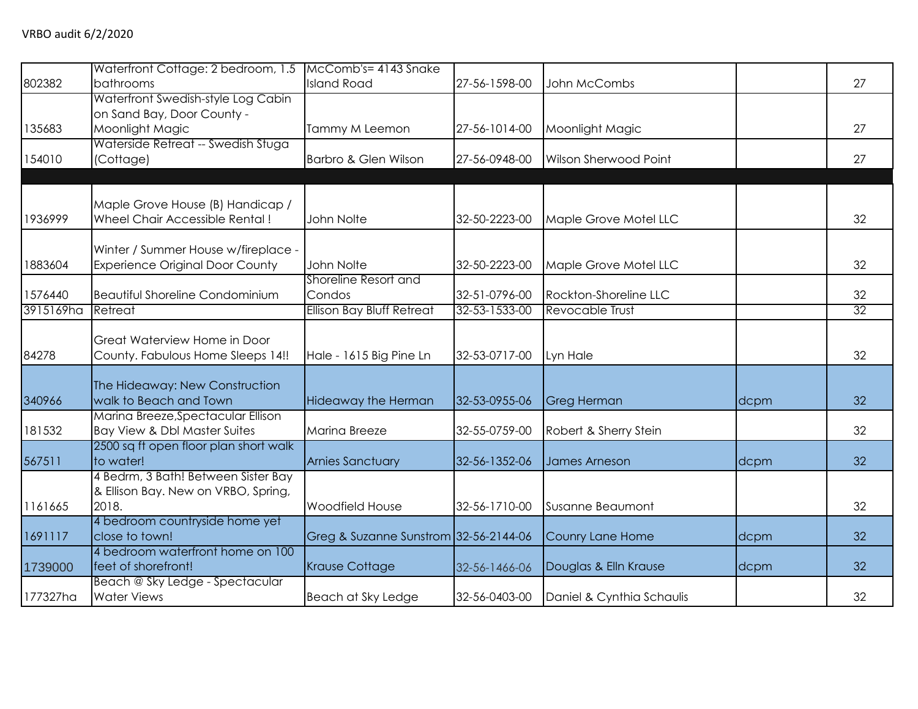VRBO audit 6/2/2020

| | | | | | | |
|---|---|---|---|---|---|---|
| 802382 | Waterfront Cottage: 2 bedroom, 1.5 bathrooms | McComb's= 4143 Snake Island Road | 27-56-1598-00 | John McCombs | | 27 |
| 135683 | Waterfront Swedish-style Log Cabin on Sand Bay, Door County - Moonlight Magic | Tammy M Leemon | 27-56-1014-00 | Moonlight Magic | | 27 |
| 154010 | Waterside Retreat -- Swedish Stuga (Cottage) | Barbro & Glen Wilson | 27-56-0948-00 | Wilson Sherwood Point | | 27 |
| | | | | | | |
| 1936999 | Maple Grove House (B) Handicap / Wheel Chair Accessible Rental ! | John Nolte | 32-50-2223-00 | Maple Grove Motel LLC | | 32 |
| 1883604 | Winter / Summer House w/fireplace - Experience Original Door County | John Nolte | 32-50-2223-00 | Maple Grove Motel LLC | | 32 |
| 1576440 | Beautiful Shoreline Condominium | Shoreline Resort and Condos | 32-51-0796-00 | Rockton-Shoreline LLC | | 32 |
| 3915169ha | Retreat | Ellison Bay Bluff Retreat | 32-53-1533-00 | Revocable Trust | | 32 |
| 84278 | Great Waterview Home in Door County. Fabulous Home Sleeps 14!! | Hale - 1615 Big Pine Ln | 32-53-0717-00 | Lyn Hale | | 32 |
| 340966 | The Hideaway: New Construction walk to Beach and Town | Hideaway the Herman | 32-53-0955-06 | Greg Herman | dcpm | 32 |
| 181532 | Marina Breeze,Spectacular Ellison Bay View & Dbl Master Suites | Marina Breeze | 32-55-0759-00 | Robert & Sherry Stein | | 32 |
| 567511 | 2500 sq ft open floor plan short walk to water! | Arnies Sanctuary | 32-56-1352-06 | James Arneson | dcpm | 32 |
| 1161665 | 4 Bedrm, 3 Bath! Between Sister Bay & Ellison Bay. New on VRBO, Spring, 2018. | Woodfield House | 32-56-1710-00 | Susanne Beaumont | | 32 |
| 1691117 | 4 bedroom countryside home yet close to town! | Greg & Suzanne Sunstrom | 32-56-2144-06 | Counry Lane Home | dcpm | 32 |
| 1739000 | 4 bedroom waterfront home on 100 feet of shorefront! | Krause Cottage | 32-56-1466-06 | Douglas & Elln Krause | dcpm | 32 |
| 177327ha | Beach @ Sky Ledge - Spectacular Water Views | Beach at Sky Ledge | 32-56-0403-00 | Daniel & Cynthia Schaulis | | 32 |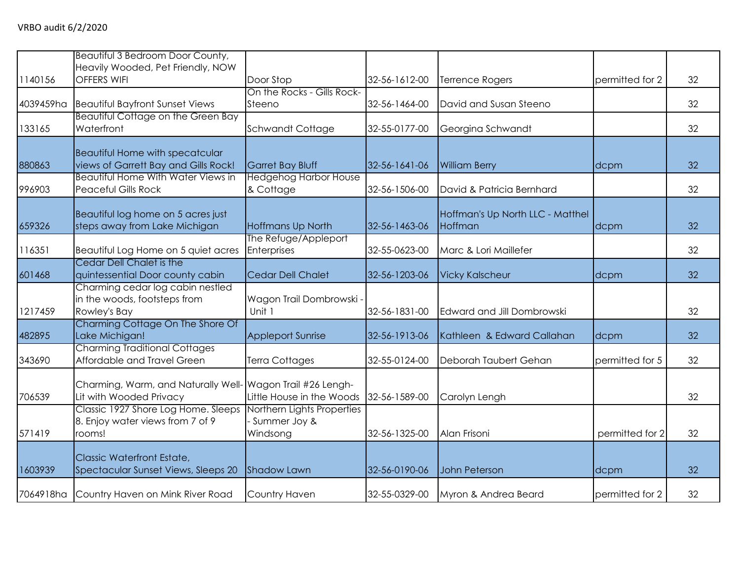VRBO audit 6/2/2020

| | | | | | | |
|---|---|---|---|---|---|---|
| 1140156 | Beautiful 3 Bedroom Door County, Heavily Wooded, Pet Friendly, NOW OFFERS WIFI | Door Stop | 32-56-1612-00 | Terrence Rogers | permitted for 2 | 32 |
| 4039459ha | Beautiful Bayfront Sunset Views | On the Rocks - Gills Rock-Steeno | 32-56-1464-00 | David and Susan Steeno | | 32 |
| 133165 | Beautiful Cottage on the Green Bay Waterfront | Schwandt Cottage | 32-55-0177-00 | Georgina Schwandt | | 32 |
| 880863 | Beautiful Home with specatcular views of Garrett Bay and Gills Rock! | Garret Bay Bluff | 32-56-1641-06 | William Berry | dcpm | 32 |
| 996903 | Beautiful Home With Water Views in Peaceful Gills Rock | Hedgehog Harbor House & Cottage | 32-56-1506-00 | David & Patricia Bernhard | | 32 |
| 659326 | Beautiful log home on 5 acres just steps away from Lake Michigan | Hoffmans Up North | 32-56-1463-06 | Hoffman's Up North LLC - Matthel Hoffman | dcpm | 32 |
| 116351 | Beautiful Log Home on 5 quiet acres | The Refuge/Appleport Enterprises | 32-55-0623-00 | Marc & Lori Maillefer | | 32 |
| 601468 | Cedar Dell Chalet is the quintessential Door county cabin | Cedar Dell Chalet | 32-56-1203-06 | Vicky Kalscheur | dcpm | 32 |
| 1217459 | Charming cedar log cabin nestled in the woods, footsteps from Rowley's Bay | Wagon Trail Dombrowski - Unit 1 | 32-56-1831-00 | Edward and Jill Dombrowski | | 32 |
| 482895 | Charming Cottage On The Shore Of Lake Michigan! | Appleport Sunrise | 32-56-1913-06 | Kathleen & Edward Callahan | dcpm | 32 |
| 343690 | Charming Traditional Cottages Affordable and Travel Green | Terra Cottages | 32-55-0124-00 | Deborah Taubert Gehan | permitted for 5 | 32 |
| 706539 | Charming, Warm, and Naturally Well-Lit with Wooded Privacy | Wagon Trail #26 Lengh-Little House in the Woods | 32-56-1589-00 | Carolyn Lengh | | 32 |
| 571419 | Classic 1927 Shore Log Home. Sleeps 8. Enjoy water views from 7 of 9 rooms! | Northern Lights Properties - Summer Joy & Windsong | 32-56-1325-00 | Alan Frisoni | permitted for 2 | 32 |
| 1603939 | Classic Waterfront Estate, Spectacular Sunset Views, Sleeps 20 | Shadow Lawn | 32-56-0190-06 | John Peterson | dcpm | 32 |
| 7064918ha | Country Haven on Mink River Road | Country Haven | 32-55-0329-00 | Myron & Andrea Beard | permitted for 2 | 32 |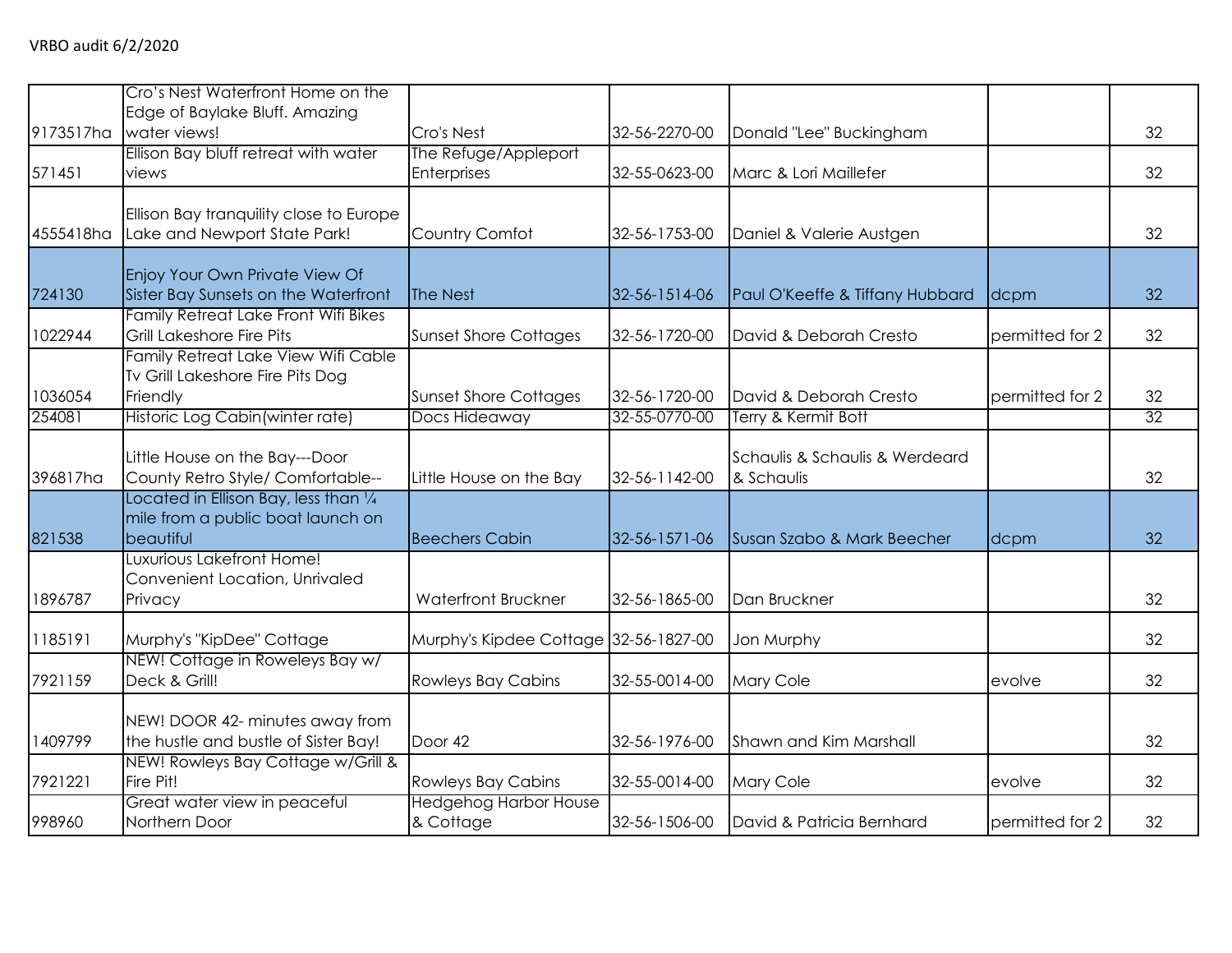VRBO audit 6/2/2020

| | | | | | | |
|---|---|---|---|---|---|---|
| 9173517ha | Cro's Nest Waterfront Home on the Edge of Baylake Bluff. Amazing water views! | Cro's Nest | 32-56-2270-00 | Donald "Lee" Buckingham | | 32 |
| 571451 | Ellison Bay bluff retreat with water views | The Refuge/Appleport Enterprises | 32-55-0623-00 | Marc & Lori Maillefer | | 32 |
| 4555418ha | Ellison Bay tranquility close to Europe Lake and Newport State Park! | Country Comfot | 32-56-1753-00 | Daniel & Valerie Austgen | | 32 |
| 724130 | Enjoy Your Own Private View Of Sister Bay Sunsets on the Waterfront | The Nest | 32-56-1514-06 | Paul O'Keeffe & Tiffany Hubbard | dcpm | 32 |
| 1022944 | Family Retreat Lake Front Wifi Bikes Grill Lakeshore Fire Pits | Sunset Shore Cottages | 32-56-1720-00 | David & Deborah Cresto | permitted for 2 | 32 |
| 1036054 | Family Retreat Lake View Wifi Cable Tv Grill Lakeshore Fire Pits Dog Friendly | Sunset Shore Cottages | 32-56-1720-00 | David & Deborah Cresto | permitted for 2 | 32 |
| 254081 | Historic Log Cabin(winter rate) | Docs Hideaway | 32-55-0770-00 | Terry & Kermit Bott | | 32 |
| 396817ha | Little House on the Bay---Door County Retro Style/ Comfortable-- | Little House on the Bay | 32-56-1142-00 | Schaulis & Schaulis & Werdeard & Schaulis | | 32 |
| 821538 | Located in Ellison Bay, less than ¼ mile from a public boat launch on beautiful | Beechers Cabin | 32-56-1571-06 | Susan Szabo & Mark Beecher | dcpm | 32 |
| 1896787 | Luxurious Lakefront Home! Convenient Location, Unrivaled Privacy | Waterfront Bruckner | 32-56-1865-00 | Dan Bruckner | | 32 |
| 1185191 | Murphy's "KipDee" Cottage | Murphy's Kipdee Cottage | 32-56-1827-00 | Jon Murphy | | 32 |
| 7921159 | NEW! Cottage in Roweleys Bay w/ Deck & Grill! | Rowleys Bay Cabins | 32-55-0014-00 | Mary Cole | evolve | 32 |
| 1409799 | NEW! DOOR 42- minutes away from the hustle and bustle of Sister Bay! | Door 42 | 32-56-1976-00 | Shawn and Kim Marshall | | 32 |
| 7921221 | NEW! Rowleys Bay Cottage w/Grill & Fire Pit! | Rowleys Bay Cabins | 32-55-0014-00 | Mary Cole | evolve | 32 |
| 998960 | Great water view in peaceful Northern Door | Hedgehog Harbor House & Cottage | 32-56-1506-00 | David & Patricia Bernhard | permitted for 2 | 32 |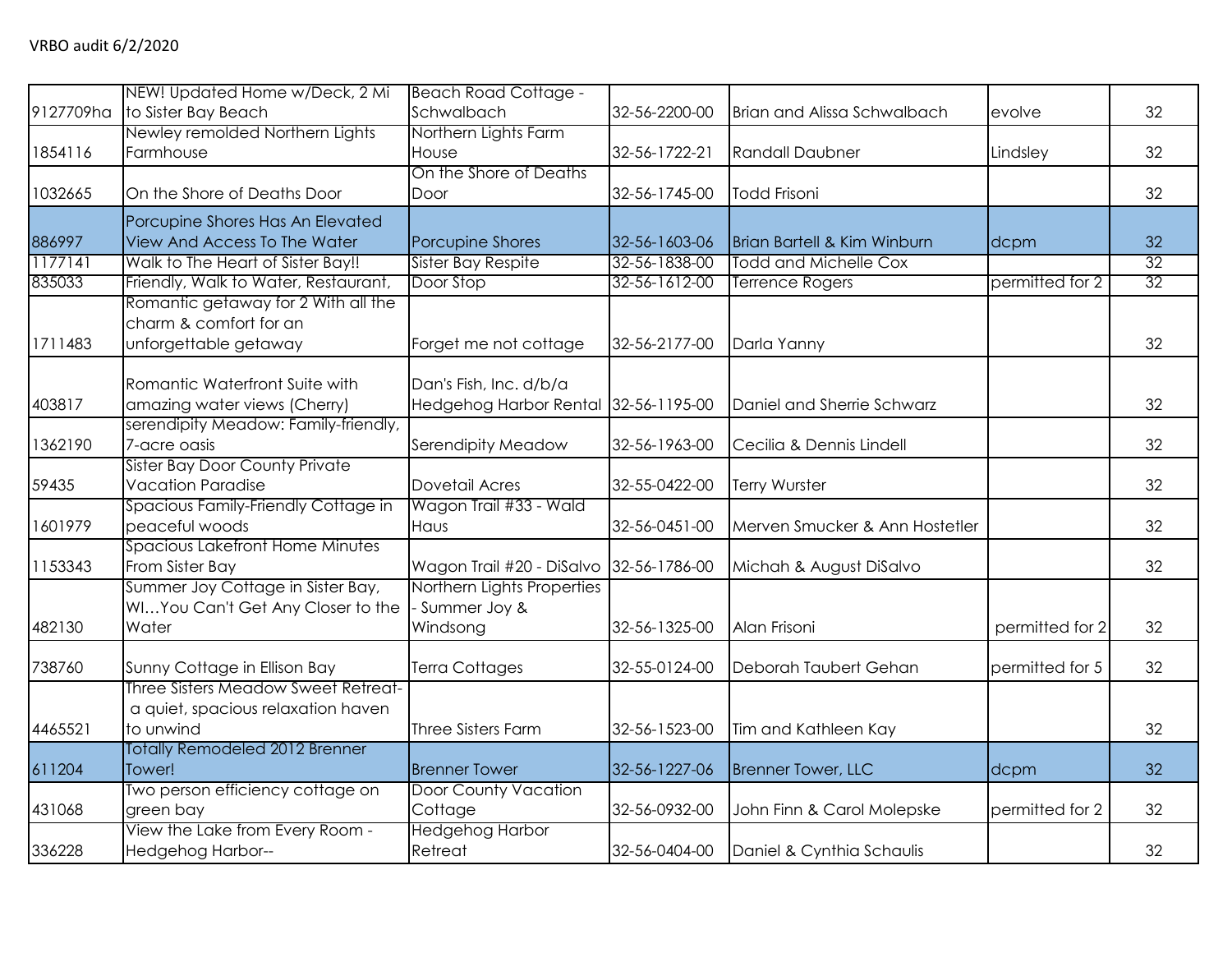VRBO audit 6/2/2020

| | | | | | | |
|---|---|---|---|---|---|---|
| 9127709ha | NEW! Updated Home w/Deck, 2 Mi to Sister Bay Beach | Beach Road Cottage - Schwalbach | 32-56-2200-00 | Brian and Alissa Schwalbach | evolve | 32 |
| 1854116 | Newley remolded Northern Lights Farmhouse | Northern Lights Farm House | 32-56-1722-21 | Randall Daubner | Lindsley | 32 |
| 1032665 | On the Shore of Deaths Door | On the Shore of Deaths Door | 32-56-1745-00 | Todd Frisoni | | 32 |
| 886997 | Porcupine Shores Has An Elevated View And Access To The Water | Porcupine Shores | 32-56-1603-06 | Brian Bartell & Kim Winburn | dcpm | 32 |
| 1177141 | Walk to The Heart of Sister Bay!! | Sister Bay Respite | 32-56-1838-00 | Todd and Michelle Cox | | 32 |
| 835033 | Friendly, Walk to Water, Restaurant, | Door Stop | 32-56-1612-00 | Terrence Rogers | permitted for 2 | 32 |
| 1711483 | Romantic getaway for 2 With all the charm & comfort for an unforgettable getaway | Forget me not cottage | 32-56-2177-00 | Darla Yanny | | 32 |
| 403817 | Romantic Waterfront Suite with amazing water views (Cherry) | Dan's Fish, Inc. d/b/a Hedgehog Harbor Rental | 32-56-1195-00 | Daniel and Sherrie Schwarz | | 32 |
| 1362190 | serendipity Meadow: Family-friendly, 7-acre oasis | Serendipity Meadow | 32-56-1963-00 | Cecilia & Dennis Lindell | | 32 |
| 59435 | Sister Bay Door County Private Vacation Paradise | Dovetail Acres | 32-55-0422-00 | Terry Wurster | | 32 |
| 1601979 | Spacious Family-Friendly Cottage in peaceful woods | Wagon Trail #33 - Wald Haus | 32-56-0451-00 | Merven Smucker & Ann Hostetler | | 32 |
| 1153343 | Spacious Lakefront Home Minutes From Sister Bay | Wagon Trail #20 - DiSalvo | 32-56-1786-00 | Michah & August DiSalvo | | 32 |
| 482130 | Summer Joy Cottage in Sister Bay, WI…You Can't Get Any Closer to the Water | Northern Lights Properties - Summer Joy & Windsong | 32-56-1325-00 | Alan Frisoni | permitted for 2 | 32 |
| 738760 | Sunny Cottage in Ellison Bay | Terra Cottages | 32-55-0124-00 | Deborah Taubert Gehan | permitted for 5 | 32 |
| 4465521 | Three Sisters Meadow Sweet Retreat- a quiet, spacious relaxation haven to unwind | Three Sisters Farm | 32-56-1523-00 | Tim and Kathleen Kay | | 32 |
| 611204 | Totally Remodeled 2012 Brenner Tower! | Brenner Tower | 32-56-1227-06 | Brenner Tower, LLC | dcpm | 32 |
| 431068 | Two person efficiency cottage on green bay | Door County Vacation Cottage | 32-56-0932-00 | John Finn & Carol Molepske | permitted for 2 | 32 |
| 336228 | View the Lake from Every Room - Hedgehog Harbor-- | Hedgehog Harbor Retreat | 32-56-0404-00 | Daniel & Cynthia Schaulis | | 32 |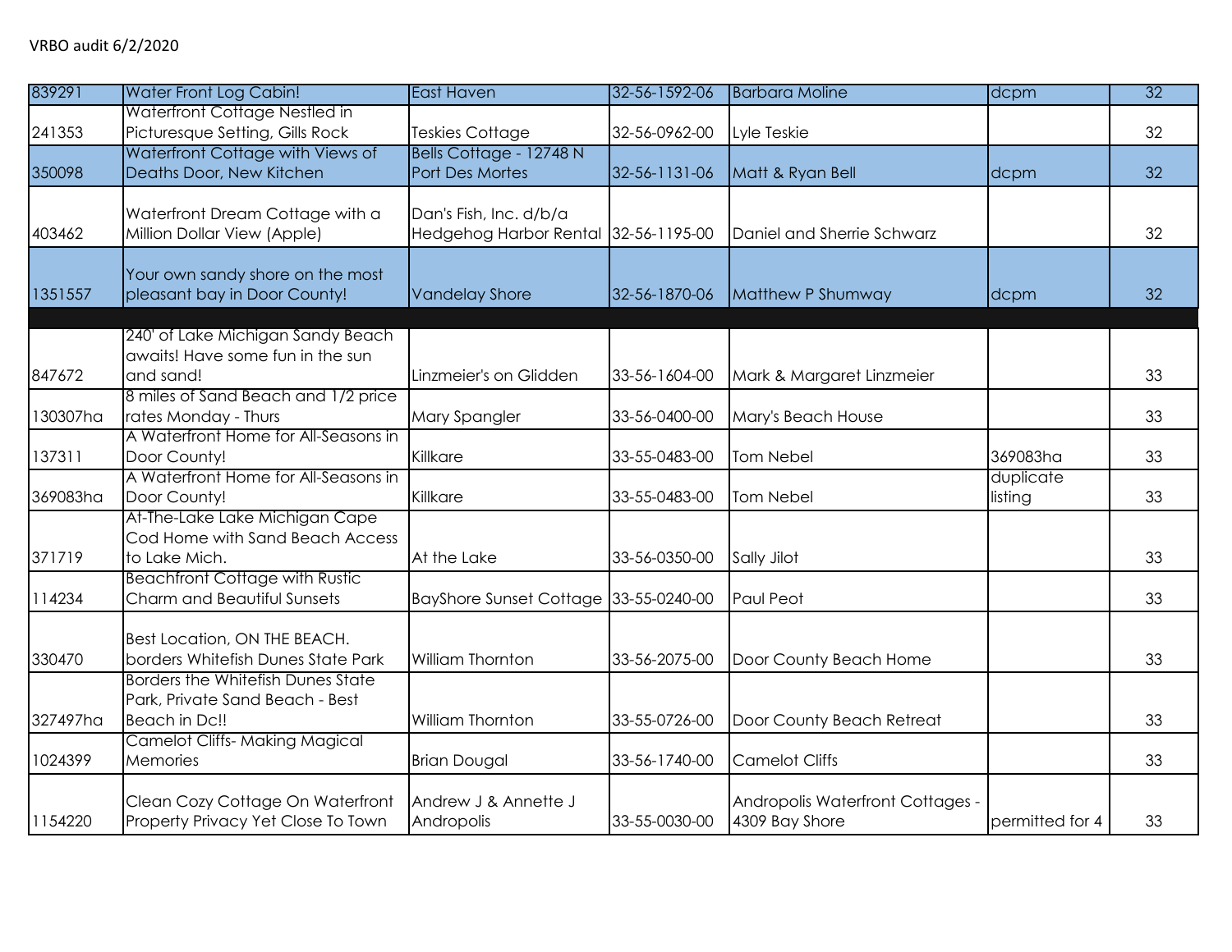VRBO audit 6/2/2020

| | | | | | | |
|---|---|---|---|---|---|---|
| 839291 | Water Front Log Cabin! | East Haven | 32-56-1592-06 | Barbara Moline | dcpm | 32 |
| 241353 | Waterfront Cottage Nestled in Picturesque Setting, Gills Rock | Teskies Cottage | 32-56-0962-00 | Lyle Teskie | | 32 |
| 350098 | Waterfront Cottage with Views of Deaths Door, New Kitchen | Bells Cottage - 12748 N Port Des Mortes | 32-56-1131-06 | Matt & Ryan Bell | dcpm | 32 |
| 403462 | Waterfront Dream Cottage with a Million Dollar View (Apple) | Dan's Fish, Inc. d/b/a Hedgehog Harbor Rental | 32-56-1195-00 | Daniel and Sherrie Schwarz | | 32 |
| 1351557 | Your own sandy shore on the most pleasant bay in Door County! | Vandelay Shore | 32-56-1870-06 | Matthew P Shumway | dcpm | 32 |
| | | | | | | |
| 847672 | 240' of Lake Michigan Sandy Beach awaits! Have some fun in the sun and sand! | Linzmeier's on Glidden | 33-56-1604-00 | Mark & Margaret Linzmeier | | 33 |
| 130307ha | 8 miles of Sand Beach and 1/2 price rates Monday - Thurs | Mary Spangler | 33-56-0400-00 | Mary's Beach House | | 33 |
| 137311 | A Waterfront Home for All-Seasons in Door County! | Killkare | 33-55-0483-00 | Tom Nebel | 369083ha | 33 |
| 369083ha | A Waterfront Home for All-Seasons in Door County! | Killkare | 33-55-0483-00 | Tom Nebel | duplicate listing | 33 |
| 371719 | At-The-Lake Lake Michigan Cape Cod Home with Sand Beach Access to Lake Mich. | At the Lake | 33-56-0350-00 | Sally Jilot | | 33 |
| 114234 | Beachfront Cottage with Rustic Charm and Beautiful Sunsets | BayShore Sunset Cottage | 33-55-0240-00 | Paul Peot | | 33 |
| 330470 | Best Location, ON THE BEACH. borders Whitefish Dunes State Park | William Thornton | 33-56-2075-00 | Door County Beach Home | | 33 |
| 327497ha | Borders the Whitefish Dunes State Park, Private Sand Beach - Best Beach in Dc!! | William Thornton | 33-55-0726-00 | Door County Beach Retreat | | 33 |
| 1024399 | Camelot Cliffs- Making Magical Memories | Brian Dougal | 33-56-1740-00 | Camelot Cliffs | | 33 |
| 1154220 | Clean Cozy Cottage On Waterfront Property Privacy Yet Close To Town | Andrew J & Annette J Andropolis | 33-55-0030-00 | Andropolis Waterfront Cottages - 4309 Bay Shore | permitted for 4 | 33 |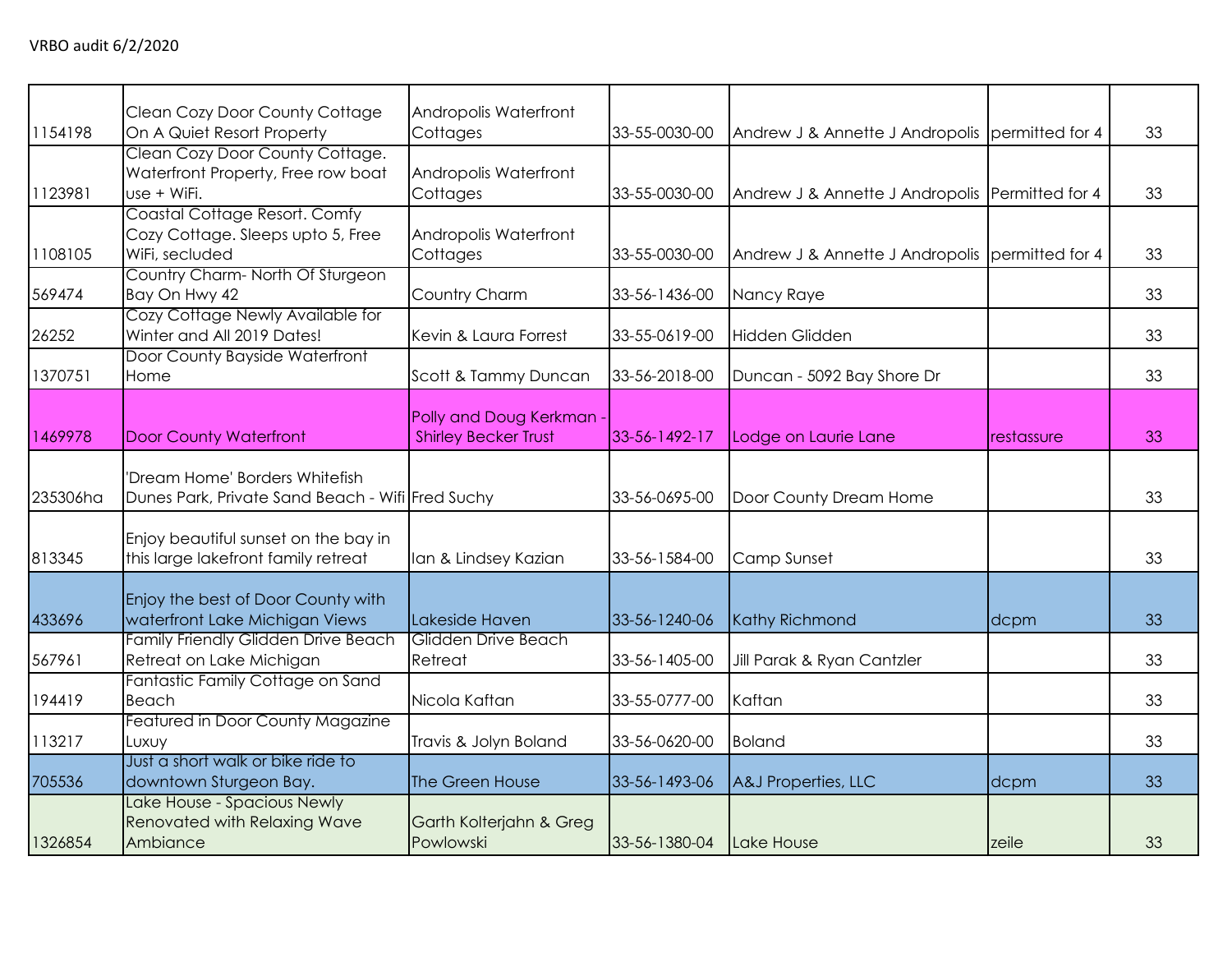VRBO audit 6/2/2020

| | | | | | | |
|---|---|---|---|---|---|---|
| 1154198 | Clean Cozy Door County Cottage On A Quiet Resort Property | Andropolis Waterfront Cottages | 33-55-0030-00 | Andrew J & Annette J Andropolis | permitted for 4 | 33 |
| 1123981 | Clean Cozy Door County Cottage. Waterfront Property, Free row boat use + WiFi. | Andropolis Waterfront Cottages | 33-55-0030-00 | Andrew J & Annette J Andropolis | Permitted for 4 | 33 |
| 1108105 | Coastal Cottage Resort. Comfy Cozy Cottage. Sleeps upto 5, Free WiFi, secluded | Andropolis Waterfront Cottages | 33-55-0030-00 | Andrew J & Annette J Andropolis | permitted for 4 | 33 |
| 569474 | Country Charm- North Of Sturgeon Bay On Hwy 42 | Country Charm | 33-56-1436-00 | Nancy Raye | | 33 |
| 26252 | Cozy Cottage Newly Available for Winter and All 2019 Dates! | Kevin & Laura Forrest | 33-55-0619-00 | Hidden Glidden | | 33 |
| 1370751 | Door County Bayside Waterfront Home | Scott & Tammy Duncan | 33-56-2018-00 | Duncan - 5092 Bay Shore Dr | | 33 |
| 1469978 | Door County Waterfront | Polly and Doug Kerkman - Shirley Becker Trust | 33-56-1492-17 | Lodge on Laurie Lane | restassure | 33 |
| 235306ha | 'Dream Home' Borders Whitefish Dunes Park, Private Sand Beach - Wifi | Fred Suchy | 33-56-0695-00 | Door County Dream Home | | 33 |
| 813345 | Enjoy beautiful sunset on the bay in this large lakefront family retreat | Ian & Lindsey Kazian | 33-56-1584-00 | Camp Sunset | | 33 |
| 433696 | Enjoy the best of Door County with waterfront Lake Michigan Views | Lakeside Haven | 33-56-1240-06 | Kathy Richmond | dcpm | 33 |
| 567961 | Family Friendly Glidden Drive Beach Retreat on Lake Michigan | Glidden Drive Beach Retreat | 33-56-1405-00 | Jill Parak & Ryan Cantzler | | 33 |
| 194419 | Fantastic Family Cottage on Sand Beach | Nicola Kaftan | 33-55-0777-00 | Kaftan | | 33 |
| 113217 | Featured in Door County Magazine Luxuy | Travis & Jolyn Boland | 33-56-0620-00 | Boland | | 33 |
| 705536 | Just a short walk or bike ride to downtown Sturgeon Bay. | The Green House | 33-56-1493-06 | A&J Properties, LLC | dcpm | 33 |
| 1326854 | Lake House - Spacious Newly Renovated with Relaxing Wave Ambiance | Garth Kolterjahn & Greg Powlowski | 33-56-1380-04 | Lake House | zeile | 33 |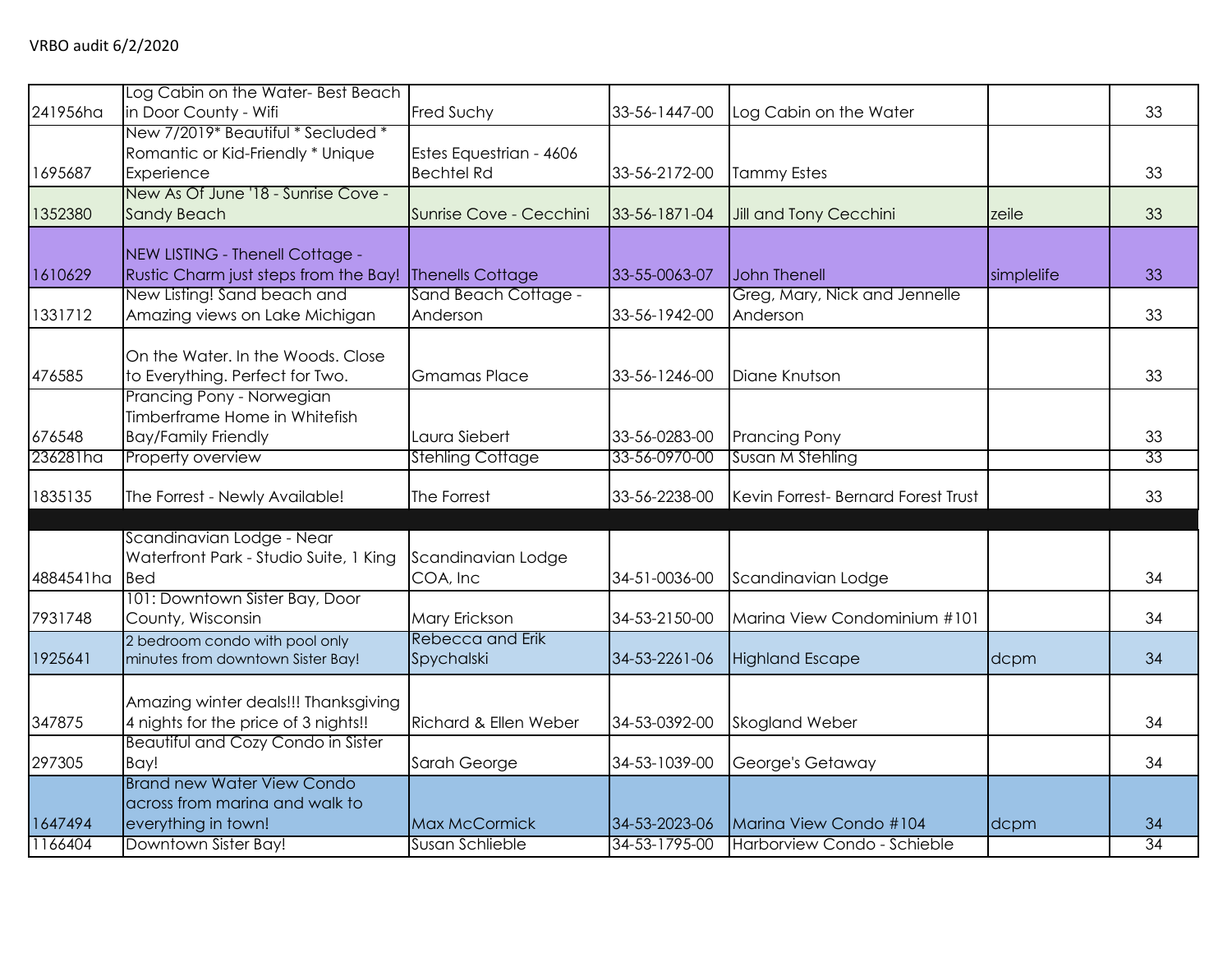VRBO audit 6/2/2020

| | | | | | | |
|---|---|---|---|---|---|---|
| 241956ha | Log Cabin on the Water- Best Beach in Door County - Wifi | Fred Suchy | 33-56-1447-00 | Log Cabin on the Water | | 33 |
| 1695687 | New 7/2019* Beautiful * Secluded * Romantic or Kid-Friendly * Unique Experience | Estes Equestrian - 4606 Bechtel Rd | 33-56-2172-00 | Tammy Estes | | 33 |
| 1352380 | New As Of June '18 - Sunrise Cove - Sandy Beach | Sunrise Cove - Cecchini | 33-56-1871-04 | Jill and Tony Cecchini | zeile | 33 |
| 1610629 | NEW LISTING - Thenell Cottage - Rustic Charm just steps from the Bay! | Thenells Cottage | 33-55-0063-07 | John Thenell | simplelife | 33 |
| 1331712 | New Listing! Sand beach and Amazing views on Lake Michigan | Sand Beach Cottage - Anderson | 33-56-1942-00 | Greg, Mary, Nick and Jennelle Anderson | | 33 |
| 476585 | On the Water. In the Woods. Close to Everything. Perfect for Two. | Gmamas Place | 33-56-1246-00 | Diane Knutson | | 33 |
| 676548 | Prancing Pony - Norwegian Timberframe Home in Whitefish Bay/Family Friendly | Laura Siebert | 33-56-0283-00 | Prancing Pony | | 33 |
| 236281ha | Property overview | Stehling Cottage | 33-56-0970-00 | Susan M Stehling | | 33 |
| 1835135 | The Forrest - Newly Available! | The Forrest | 33-56-2238-00 | Kevin Forrest- Bernard Forest Trust | | 33 |
| | | | | | | |
| 4884541ha | Scandinavian Lodge - Near Waterfront Park - Studio Suite, 1 King Bed | Scandinavian Lodge COA, Inc | 34-51-0036-00 | Scandinavian Lodge | | 34 |
| 7931748 | 101: Downtown Sister Bay, Door County, Wisconsin | Mary Erickson | 34-53-2150-00 | Marina View Condominium #101 | | 34 |
| 1925641 | 2 bedroom condo with pool only minutes from downtown Sister Bay! | Rebecca and Erik Spychalski | 34-53-2261-06 | Highland Escape | dcpm | 34 |
| 347875 | Amazing winter deals!!! Thanksgiving 4 nights for the price of 3 nights!! | Richard & Ellen Weber | 34-53-0392-00 | Skogland Weber | | 34 |
| 297305 | Beautiful and Cozy Condo in Sister Bay! | Sarah George | 34-53-1039-00 | George's Getaway | | 34 |
| 1647494 | Brand new Water View Condo across from marina and walk to everything in town! | Max McCormick | 34-53-2023-06 | Marina View Condo #104 | dcpm | 34 |
| 1166404 | Downtown Sister Bay! | Susan Schlieble | 34-53-1795-00 | Harborview Condo - Schieble | | 34 |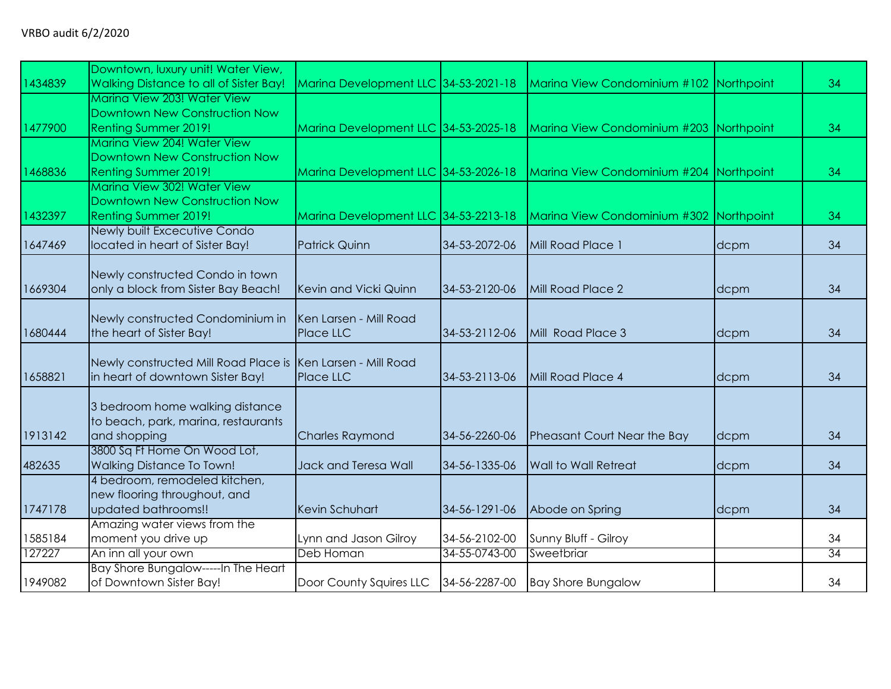VRBO audit 6/2/2020

| | | | | | | |
|---|---|---|---|---|---|---|
| 1434839 | Downtown, luxury unit! Water View, Walking Distance to all of Sister Bay! | Marina Development LLC | 34-53-2021-18 | Marina View Condominium #102 | Northpoint | 34 |
| 1477900 | Marina View 203! Water View Downtown New Construction Now Renting Summer 2019! | Marina Development LLC | 34-53-2025-18 | Marina View Condominium #203 | Northpoint | 34 |
| 1468836 | Marina View 204! Water View Downtown New Construction Now Renting Summer 2019! | Marina Development LLC | 34-53-2026-18 | Marina View Condominium #204 | Northpoint | 34 |
| 1432397 | Marina View 302! Water View Downtown New Construction Now Renting Summer 2019! | Marina Development LLC | 34-53-2213-18 | Marina View Condominium #302 | Northpoint | 34 |
| 1647469 | Newly built Excecutive Condo located in heart of Sister Bay! | Patrick Quinn | 34-53-2072-06 | Mill Road Place 1 | dcpm | 34 |
| 1669304 | Newly constructed Condo in town only a block from Sister Bay Beach! | Kevin and Vicki Quinn | 34-53-2120-06 | Mill Road Place 2 | dcpm | 34 |
| 1680444 | Newly constructed Condominium in the heart of Sister Bay! | Ken Larsen - Mill Road Place LLC | 34-53-2112-06 | Mill Road Place 3 | dcpm | 34 |
| 1658821 | Newly constructed Mill Road Place is in heart of downtown Sister Bay! | Ken Larsen - Mill Road Place LLC | 34-53-2113-06 | Mill Road Place 4 | dcpm | 34 |
| 1913142 | 3 bedroom home walking distance to beach, park, marina, restaurants and shopping | Charles Raymond | 34-56-2260-06 | Pheasant Court Near the Bay | dcpm | 34 |
| 482635 | 3800 Sq Ft Home On Wood Lot, Walking Distance To Town! | Jack and Teresa Wall | 34-56-1335-06 | Wall to Wall Retreat | dcpm | 34 |
| 1747178 | 4 bedroom, remodeled kitchen, new flooring throughout, and updated bathrooms!! | Kevin Schuhart | 34-56-1291-06 | Abode on Spring | dcpm | 34 |
| 1585184 | Amazing water views from the moment you drive up | Lynn and Jason Gilroy | 34-56-2102-00 | Sunny Bluff - Gilroy | | 34 |
| 127227 | An inn all your own | Deb Homan | 34-55-0743-00 | Sweetbriar | | 34 |
| 1949082 | Bay Shore Bungalow-----In The Heart of Downtown Sister Bay! | Door County Squires LLC | 34-56-2287-00 | Bay Shore Bungalow | | 34 |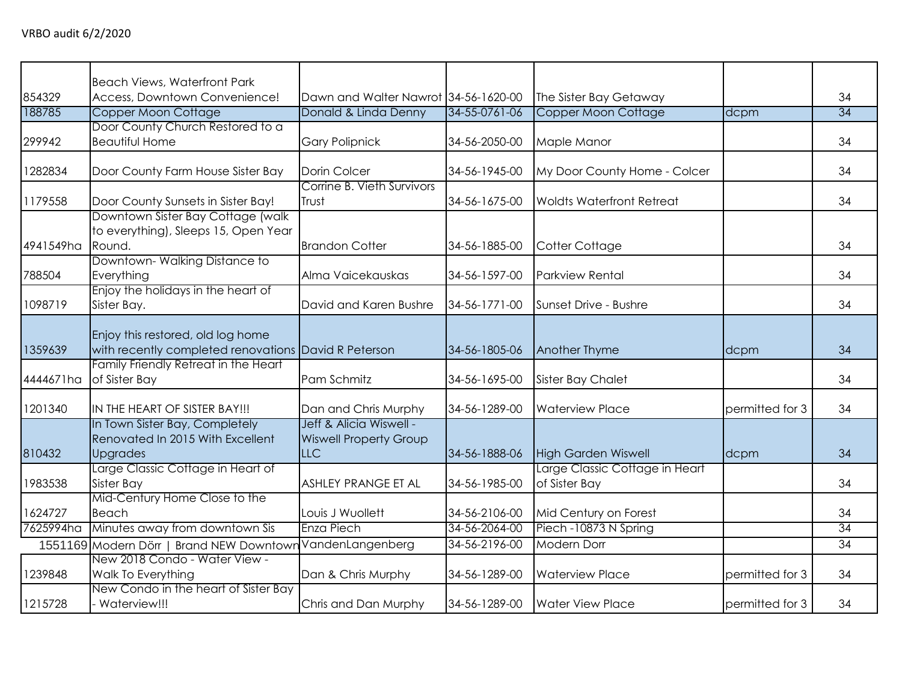VRBO audit 6/2/2020

| | | | | | | |
|---|---|---|---|---|---|---|
| 854329 | Beach Views, Waterfront Park Access, Downtown Convenience! | Dawn and Walter Nawrot | 34-56-1620-00 | The Sister Bay Getaway | | 34 |
| 188785 | Copper Moon Cottage | Donald & Linda Denny | 34-55-0761-06 | Copper Moon Cottage | dcpm | 34 |
| 299942 | Door County Church Restored to a Beautiful Home | Gary Polipnick | 34-56-2050-00 | Maple Manor | | 34 |
| 1282834 | Door County Farm House Sister Bay | Dorin Colcer | 34-56-1945-00 | My Door County Home - Colcer | | 34 |
| 1179558 | Door County Sunsets in Sister Bay! | Corrine B. Vieth Survivors Trust | 34-56-1675-00 | Woldts Waterfront Retreat | | 34 |
| 4941549ha | Downtown Sister Bay Cottage (walk to everything), Sleeps 15, Open Year Round. | Brandon Cotter | 34-56-1885-00 | Cotter Cottage | | 34 |
| 788504 | Downtown- Walking Distance to Everything | Alma Vaicekauskas | 34-56-1597-00 | Parkview Rental | | 34 |
| 1098719 | Enjoy the holidays in the heart of Sister Bay. | David and Karen Bushre | 34-56-1771-00 | Sunset Drive - Bushre | | 34 |
| 1359639 | Enjoy this restored, old log home with recently completed renovations | David R Peterson | 34-56-1805-06 | Another Thyme | dcpm | 34 |
| 4444671ha | Family Friendly Retreat in the Heart of Sister Bay | Pam Schmitz | 34-56-1695-00 | Sister Bay Chalet | | 34 |
| 1201340 | IN THE HEART OF SISTER BAY!!! | Dan and Chris Murphy | 34-56-1289-00 | Waterview Place | permitted for 3 | 34 |
| 810432 | In Town Sister Bay, Completely Renovated In 2015 With Excellent Upgrades | Jeff & Alicia Wiswell - Wiswell Property Group LLC | 34-56-1888-06 | High Garden Wiswell | dcpm | 34 |
| 1983538 | Large Classic Cottage in Heart of Sister Bay | ASHLEY PRANGE ET AL | 34-56-1985-00 | Large Classic Cottage in Heart of Sister Bay | | 34 |
| 1624727 | Mid-Century Home Close to the Beach | Louis J Wuollett | 34-56-2106-00 | Mid Century on Forest | | 34 |
| 7625994ha | Minutes away from downtown Sis | Enza Piech | 34-56-2064-00 | Piech -10873 N Spring | | 34 |
| 1551169 | Modern Dörr \| Brand NEW Downtown | VandenLangenberg | 34-56-2196-00 | Modern Dorr | | 34 |
| 1239848 | New 2018 Condo - Water View - Walk To Everything | Dan & Chris Murphy | 34-56-1289-00 | Waterview Place | permitted for 3 | 34 |
| 1215728 | New Condo in the heart of Sister Bay - Waterview!!! | Chris and Dan Murphy | 34-56-1289-00 | Water View Place | permitted for 3 | 34 |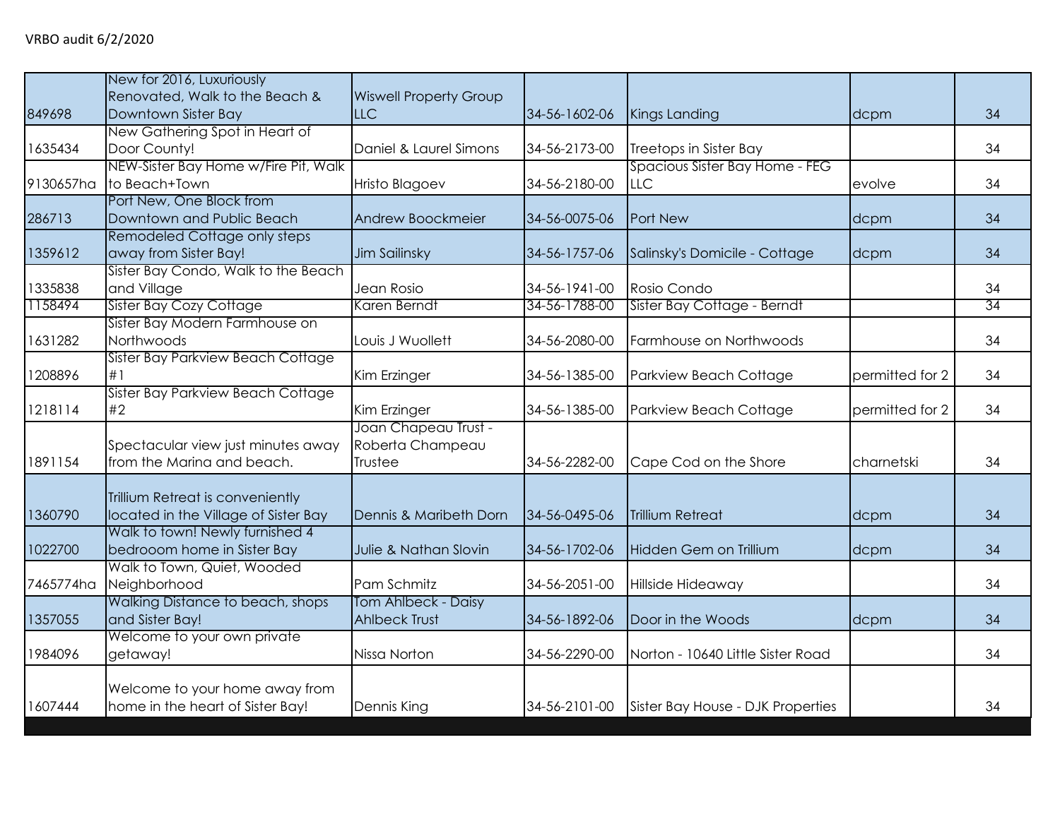| | | | | | | |
|---|---|---|---|---|---|---|
| 849698 | New for 2016, Luxuriously Renovated, Walk to the Beach & Downtown Sister Bay | Wiswell Property Group LLC | 34-56-1602-06 | Kings Landing | dcpm | 34 |
| 1635434 | New Gathering Spot in Heart of Door County! | Daniel & Laurel Simons | 34-56-2173-00 | Treetops in Sister Bay | | 34 |
| 9130657ha | NEW-Sister Bay Home w/Fire Pit, Walk to Beach+Town | Hristo Blagoev | 34-56-2180-00 | Spacious Sister Bay Home - FEG LLC | evolve | 34 |
| 286713 | Port New, One Block from Downtown and Public Beach | Andrew Boockmeier | 34-56-0075-06 | Port New | dcpm | 34 |
| 1359612 | Remodeled Cottage only steps away from Sister Bay! | Jim Sailinsky | 34-56-1757-06 | Salinsky's Domicile - Cottage | dcpm | 34 |
| 1335838 | Sister Bay Condo, Walk to the Beach and Village | Jean Rosio | 34-56-1941-00 | Rosio Condo | | 34 |
| 1158494 | Sister Bay Cozy Cottage | Karen Berndt | 34-56-1788-00 | Sister Bay Cottage - Berndt | | 34 |
| 1631282 | Sister Bay Modern Farmhouse on Northwoods | Louis J Wuollett | 34-56-2080-00 | Farmhouse on Northwoods | | 34 |
| 1208896 | Sister Bay Parkview Beach Cottage #1 | Kim Erzinger | 34-56-1385-00 | Parkview Beach Cottage | permitted for 2 | 34 |
| 1218114 | Sister Bay Parkview Beach Cottage #2 | Kim Erzinger | 34-56-1385-00 | Parkview Beach Cottage | permitted for 2 | 34 |
| 1891154 | Spectacular view just minutes away from the Marina and beach. | Joan Chapeau Trust - Roberta Champeau Trustee | 34-56-2282-00 | Cape Cod on the Shore | charnetski | 34 |
| 1360790 | Trillium Retreat is conveniently located in the Village of Sister Bay | Dennis & Maribeth Dorn | 34-56-0495-06 | Trillium Retreat | dcpm | 34 |
| 1022700 | Walk to town! Newly furnished 4 bedrooom home in Sister Bay | Julie & Nathan Slovin | 34-56-1702-06 | Hidden Gem on Trillium | dcpm | 34 |
| 7465774ha | Walk to Town, Quiet, Wooded Neighborhood | Pam Schmitz | 34-56-2051-00 | Hillside Hideaway | | 34 |
| 1357055 | Walking Distance to beach, shops and Sister Bay! | Tom Ahlbeck - Daisy Ahlbeck Trust | 34-56-1892-06 | Door in the Woods | dcpm | 34 |
| 1984096 | Welcome to your own private getaway! | Nissa Norton | 34-56-2290-00 | Norton - 10640 Little Sister Road | | 34 |
| 1607444 | Welcome to your home away from home in the heart of Sister Bay! | Dennis King | 34-56-2101-00 | Sister Bay House - DJK Properties | | 34 |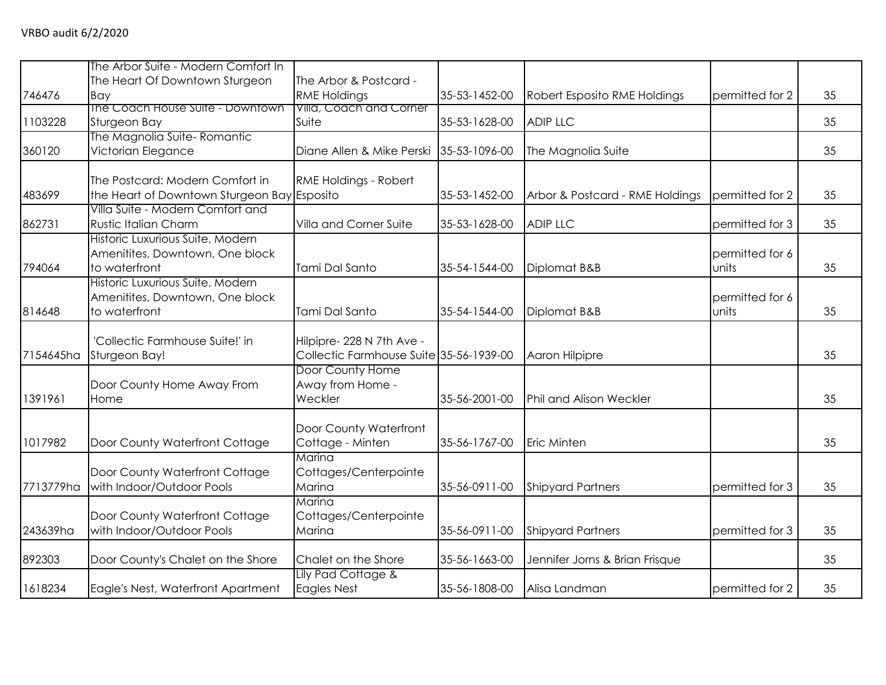VRBO audit 6/2/2020

| | | | | | | |
|---|---|---|---|---|---|---|
| 746476 | The Arbor Suite - Modern Comfort In The Heart Of Downtown Sturgeon Bay | The Arbor & Postcard - RME Holdings | 35-53-1452-00 | Robert Esposito RME Holdings | permitted for 2 | 35 |
| 1103228 | The Coach House Suite - Downtown Sturgeon Bay | Villa, Coach and Corner Suite | 35-53-1628-00 | ADIP LLC | | 35 |
| 360120 | The Magnolia Suite- Romantic Victorian Elegance | Diane Allen & Mike Perski | 35-53-1096-00 | The Magnolia Suite | | 35 |
| 483699 | The Postcard: Modern Comfort in the Heart of Downtown Sturgeon Bay | RME Holdings - Robert Esposito | 35-53-1452-00 | Arbor & Postcard - RME Holdings | permitted for 2 | 35 |
| 862731 | Villa Suite - Modern Comfort and Rustic Italian Charm | Villa and Corner Suite | 35-53-1628-00 | ADIP LLC | permitted for 3 | 35 |
| 794064 | Historic Luxurious Suite, Modern Amenitites, Downtown, One block to waterfront | Tami Dal Santo | 35-54-1544-00 | Diplomat B&B | permitted for 6 units | 35 |
| 814648 | Historic Luxurious Suite, Modern Amenitites, Downtown, One block to waterfront | Tami Dal Santo | 35-54-1544-00 | Diplomat B&B | permitted for 6 units | 35 |
| 7154645ha | 'Collectic Farmhouse Suite!' in Sturgeon Bay! | Hilpipre- 228 N 7th Ave - Collectic Farmhouse Suite | 35-56-1939-00 | Aaron Hilpipre | | 35 |
| 1391961 | Door County Home Away From Home | Door County Home Away from Home - Weckler | 35-56-2001-00 | Phil and Alison Weckler | | 35 |
| 1017982 | Door County Waterfront Cottage | Door County Waterfront Cottage - Minten | 35-56-1767-00 | Eric Minten | | 35 |
| 7713779ha | Door County Waterfront Cottage with Indoor/Outdoor Pools | Marina Cottages/Centerpointe Marina | 35-56-0911-00 | Shipyard Partners | permitted for 3 | 35 |
| 243639ha | Door County Waterfront Cottage with Indoor/Outdoor Pools | Marina Cottages/Centerpointe Marina | 35-56-0911-00 | Shipyard Partners | permitted for 3 | 35 |
| 892303 | Door County's Chalet on the Shore | Chalet on the Shore | 35-56-1663-00 | Jennifer Jorns & Brian Frisque | | 35 |
| 1618234 | Eagle's Nest, Waterfront Apartment | Lily Pad Cottage & Eagles Nest | 35-56-1808-00 | Alisa Landman | permitted for 2 | 35 |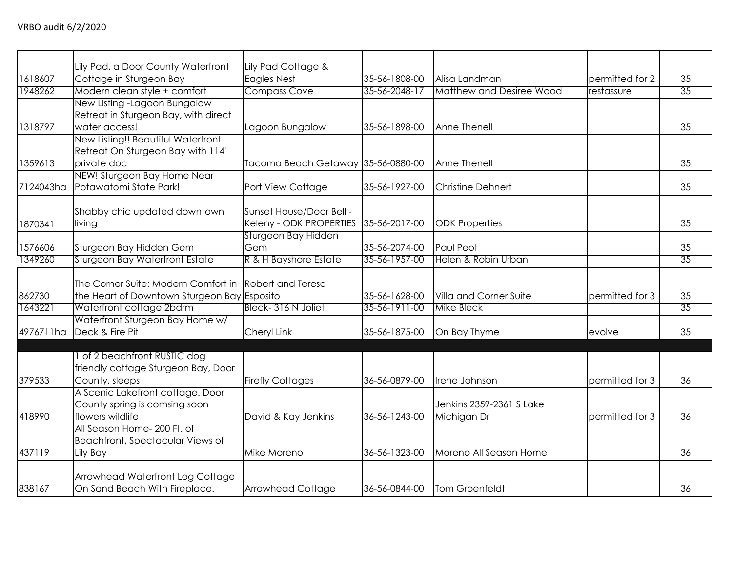VRBO audit 6/2/2020

| | | | | | | |
|---|---|---|---|---|---|---|
| 1618607 | Lily Pad, a Door County Waterfront Cottage in Sturgeon Bay | Lily Pad Cottage & Eagles Nest | 35-56-1808-00 | Alisa Landman | permitted for 2 | 35 |
| 1948262 | Modern clean style + comfort | Compass Cove | 35-56-2048-17 | Matthew and Desiree Wood | restassure | 35 |
| 1318797 | New Listing -Lagoon Bungalow Retreat in Sturgeon Bay, with direct water access! | Lagoon Bungalow | 35-56-1898-00 | Anne Thenell | | 35 |
| 1359613 | New Listing!! Beautiful Waterfront Retreat On Sturgeon Bay with 114' private doc | Tacoma Beach Getaway | 35-56-0880-00 | Anne Thenell | | 35 |
| 7124043ha | NEW! Sturgeon Bay Home Near Potawatomi State Park! | Port View Cottage | 35-56-1927-00 | Christine Dehnert | | 35 |
| 1870341 | Shabby chic updated downtown living | Sunset House/Door Bell - Keleny - ODK PROPERTIES | 35-56-2017-00 | ODK Properties | | 35 |
| 1576606 | Sturgeon Bay Hidden Gem | Sturgeon Bay Hidden Gem | 35-56-2074-00 | Paul Peot | | 35 |
| 1349260 | Sturgeon Bay Waterfront Estate | R & H Bayshore Estate | 35-56-1957-00 | Helen & Robin Urban | | 35 |
| 862730 | The Corner Suite: Modern Comfort in the Heart of Downtown Sturgeon Bay | Robert and Teresa Esposito | 35-56-1628-00 | Villa and Corner Suite | permitted for 3 | 35 |
| 1643221 | Waterfront cottage 2bdrm | Bleck- 316 N Joliet | 35-56-1911-00 | Mike Bleck | | 35 |
| 4976711ha | Waterfront Sturgeon Bay Home w/ Deck & Fire Pit | Cheryl Link | 35-56-1875-00 | On Bay Thyme | evolve | 35 |
| | | | | | | |
| 379533 | 1 of 2 beachfront RUSTIC dog friendly cottage Sturgeon Bay, Door County, sleeps | Firefly Cottages | 36-56-0879-00 | Irene Johnson | permitted for 3 | 36 |
| 418990 | A Scenic Lakefront cottage. Door County spring is comsing soon flowers wildlife | David & Kay Jenkins | 36-56-1243-00 | Jenkins 2359-2361 S Lake Michigan Dr | permitted for 3 | 36 |
| 437119 | All Season Home- 200 Ft. of Beachfront, Spectacular Views of Lily Bay | Mike Moreno | 36-56-1323-00 | Moreno All Season Home | | 36 |
| 838167 | Arrowhead Waterfront Log Cottage On Sand Beach With Fireplace. | Arrowhead Cottage | 36-56-0844-00 | Tom Groenfeldt | | 36 |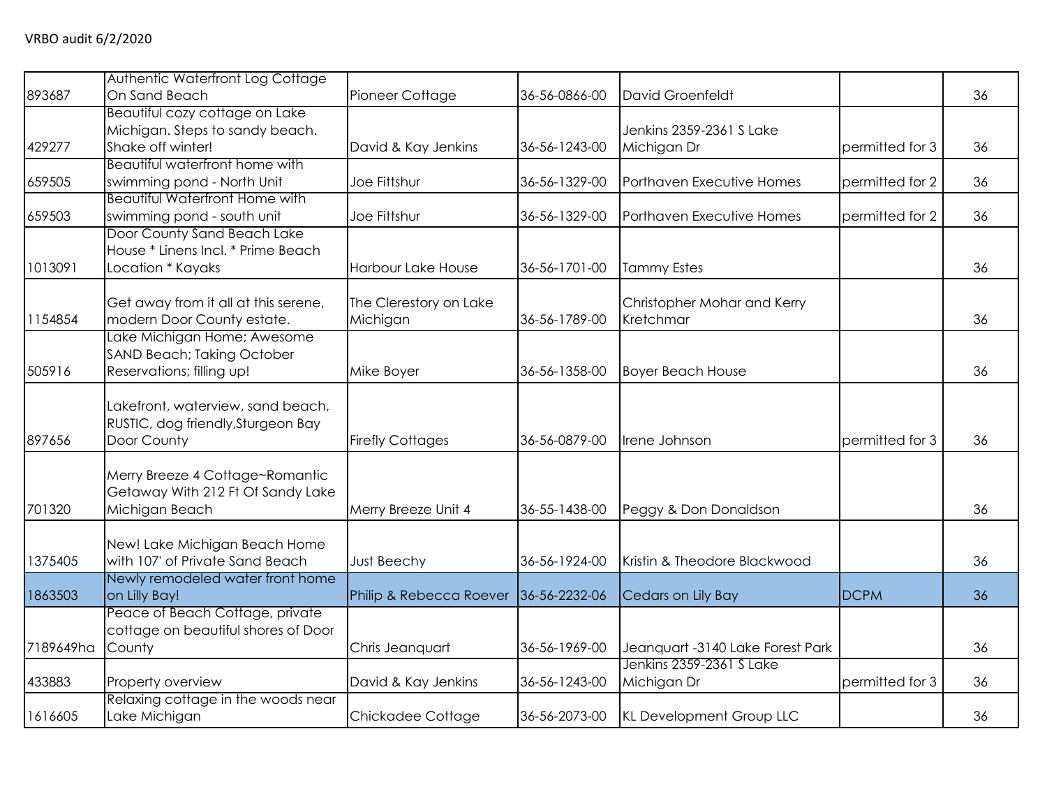VRBO audit 6/2/2020

| | | | | | | |
|---|---|---|---|---|---|---|
| 893687 | Authentic Waterfront Log Cottage On Sand Beach | Pioneer Cottage | 36-56-0866-00 | David Groenfeldt | | 36 |
| 429277 | Beautiful cozy cottage on Lake Michigan. Steps to sandy beach. Shake off winter! | David & Kay Jenkins | 36-56-1243-00 | Jenkins 2359-2361 S Lake Michigan Dr | permitted for 3 | 36 |
| 659505 | Beautiful waterfront home with swimming pond - North Unit | Joe Fittshur | 36-56-1329-00 | Porthaven Executive Homes | permitted for 2 | 36 |
| 659503 | Beautiful Waterfront Home with swimming pond - south unit | Joe Fittshur | 36-56-1329-00 | Porthaven Executive Homes | permitted for 2 | 36 |
| 1013091 | Door County Sand Beach Lake House * Linens Incl. * Prime Beach Location * Kayaks | Harbour Lake House | 36-56-1701-00 | Tammy Estes | | 36 |
| 1154854 | Get away from it all at this serene, modern Door County estate. | The Clerestory on Lake Michigan | 36-56-1789-00 | Christopher Mohar and Kerry Kretchmar | | 36 |
| 505916 | Lake Michigan Home; Awesome SAND Beach; Taking October Reservations; filling up! | Mike Boyer | 36-56-1358-00 | Boyer Beach House | | 36 |
| 897656 | Lakefront, waterview, sand beach, RUSTIC, dog friendly,Sturgeon Bay Door County | Firefly Cottages | 36-56-0879-00 | Irene Johnson | permitted for 3 | 36 |
| 701320 | Merry Breeze 4 Cottage~Romantic Getaway With 212 Ft Of Sandy Lake Michigan Beach | Merry Breeze Unit 4 | 36-55-1438-00 | Peggy & Don Donaldson | | 36 |
| 1375405 | New! Lake Michigan Beach Home with 107' of Private Sand Beach | Just Beechy | 36-56-1924-00 | Kristin & Theodore Blackwood | | 36 |
| 1863503 | Newly remodeled water front home on Lilly Bay! | Philip & Rebecca Roever | 36-56-2232-06 | Cedars on Lily Bay | DCPM | 36 |
| 7189649ha | Peace of Beach Cottage, private cottage on beautiful shores of Door County | Chris Jeanquart | 36-56-1969-00 | Jeanquart -3140 Lake Forest Park | | 36 |
| 433883 | Property overview | David & Kay Jenkins | 36-56-1243-00 | Jenkins 2359-2361 S Lake Michigan Dr | permitted for 3 | 36 |
| 1616605 | Relaxing cottage in the woods near Lake Michigan | Chickadee Cottage | 36-56-2073-00 | KL Development Group LLC | | 36 |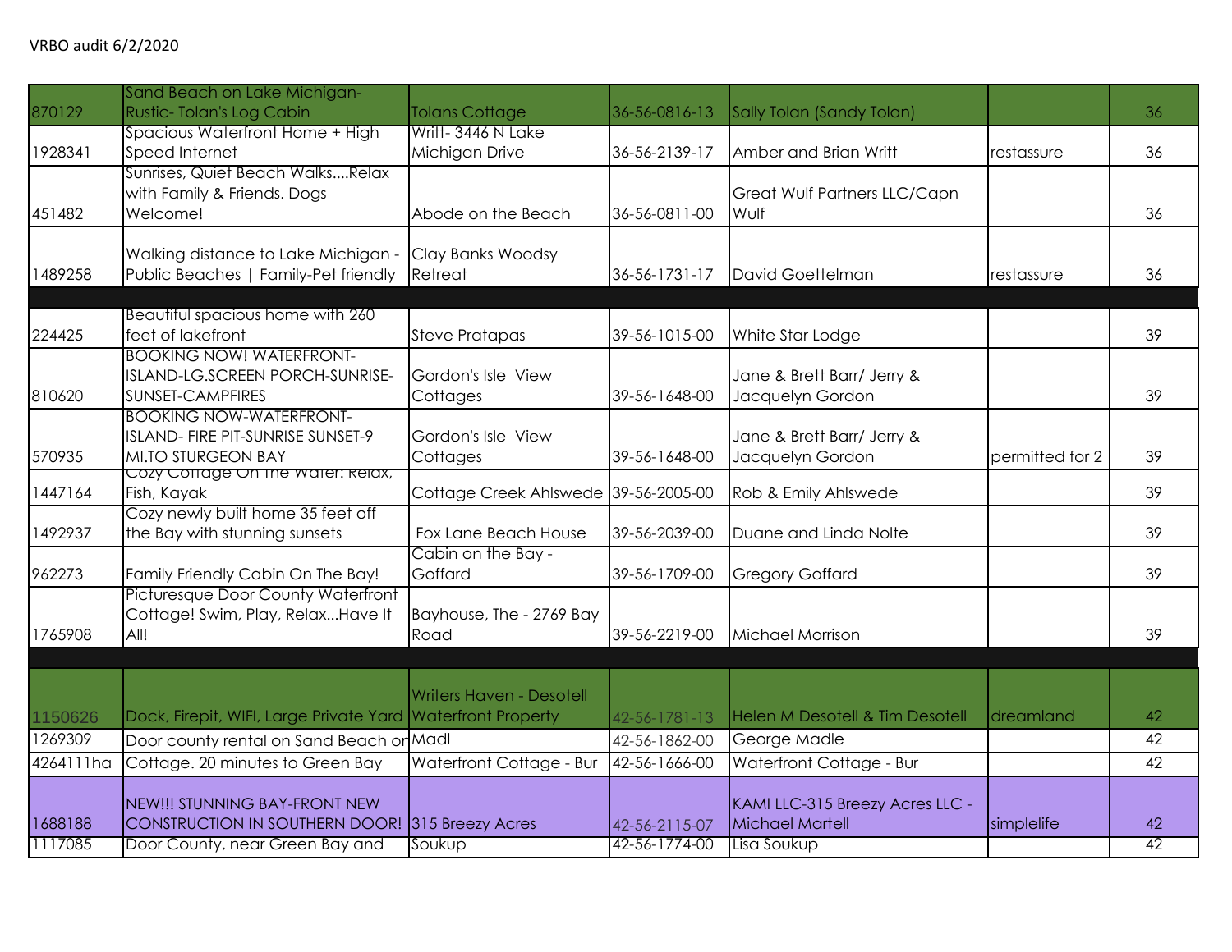VRBO audit 6/2/2020

| | | | | | | |
|---|---|---|---|---|---|---|
| 870129 | Sand Beach on Lake Michigan-Rustic- Tolan's Log Cabin | Tolans Cottage | 36-56-0816-13 | Sally Tolan (Sandy Tolan) | | 36 |
| 1928341 | Spacious Waterfront Home + High Speed Internet | Writt- 3446 N Lake Michigan Drive | 36-56-2139-17 | Amber and Brian Writt | restassure | 36 |
| 451482 | Sunrises, Quiet Beach Walks....Relax with Family & Friends. Dogs Welcome! | Abode on the Beach | 36-56-0811-00 | Great Wulf Partners LLC/Capn Wulf | | 36 |
| 1489258 | Walking distance to Lake Michigan - Public Beaches \| Family-Pet friendly | Clay Banks Woodsy Retreat | 36-56-1731-17 | David Goettelman | restassure | 36 |
| | | | | | | |
| 224425 | Beautiful spacious home with 260 feet of lakefront | Steve Pratapas | 39-56-1015-00 | White Star Lodge | | 39 |
| 810620 | BOOKING NOW! WATERFRONT-ISLAND-LG.SCREEN PORCH-SUNRISE-SUNSET-CAMPFIRES | Gordon's Isle View Cottages | 39-56-1648-00 | Jane & Brett Barr/ Jerry & Jacquelyn Gordon | | 39 |
| 570935 | BOOKING NOW-WATERFRONT-ISLAND- FIRE PIT-SUNRISE SUNSET-9 MI.TO STURGEON BAY | Gordon's Isle View Cottages | 39-56-1648-00 | Jane & Brett Barr/ Jerry & Jacquelyn Gordon | permitted for 2 | 39 |
| 1447164 | Cozy Cottage On The Water: Relax, Fish, Kayak | Cottage Creek Ahlswede | 39-56-2005-00 | Rob & Emily Ahlswede | | 39 |
| 1492937 | Cozy newly built home 35 feet off the Bay with stunning sunsets | Fox Lane Beach House | 39-56-2039-00 | Duane and Linda Nolte | | 39 |
| 962273 | Family Friendly Cabin On The Bay! | Cabin on the Bay - Goffard | 39-56-1709-00 | Gregory Goffard | | 39 |
| 1765908 | Picturesque Door County Waterfront Cottage! Swim, Play, Relax...Have It All! | Bayhouse, The - 2769 Bay Road | 39-56-2219-00 | Michael Morrison | | 39 |
| | | | | | | |
| 1150626 | Dock, Firepit, WIFI, Large Private Yard | Writers Haven - Desotell Waterfront Property | 42-56-1781-13 | Helen M Desotell & Tim Desotell | dreamland | 42 |
| 1269309 | Door county rental on Sand Beach on | Madl | 42-56-1862-00 | George Madle | | 42 |
| 4264111ha | Cottage. 20 minutes to Green Bay | Waterfront Cottage - Bur | 42-56-1666-00 | Waterfront Cottage - Bur | | 42 |
| 1688188 | NEW!!! STUNNING BAY-FRONT NEW CONSTRUCTION IN SOUTHERN DOOR! | 315 Breezy Acres | 42-56-2115-07 | KAMI LLC-315 Breezy Acres LLC - Michael Martell | simplelife | 42 |
| 1117085 | Door County, near Green Bay and | Soukup | 42-56-1774-00 | Lisa Soukup | | 42 |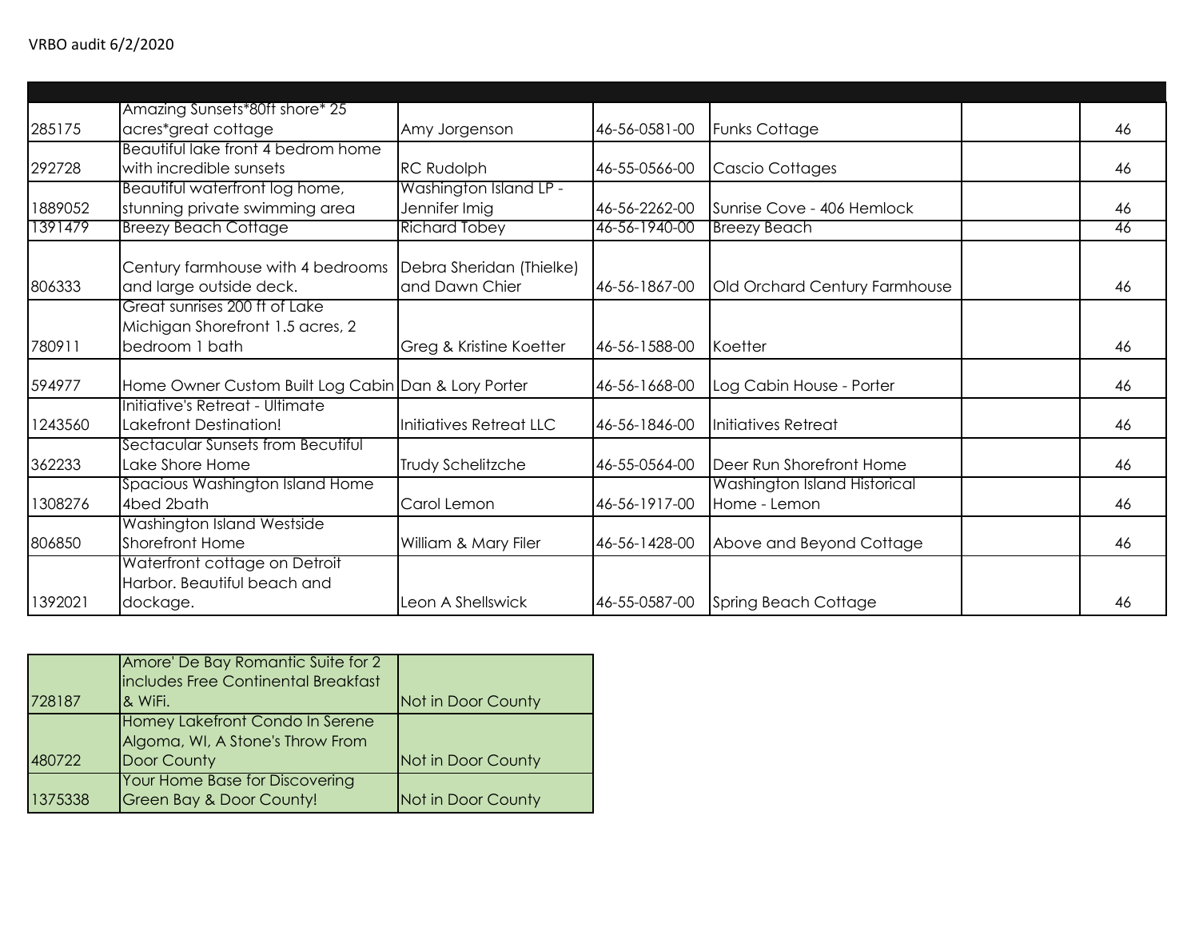VRBO audit 6/2/2020

| | | | | | | |
|---|---|---|---|---|---|---|
| 285175 | Amazing Sunsets*80ft shore* 25 acres*great cottage | Amy Jorgenson | 46-56-0581-00 | Funks Cottage | | 46 |
| 292728 | Beautiful lake front 4 bedrom home with incredible sunsets | RC Rudolph | 46-55-0566-00 | Cascio Cottages | | 46 |
| 1889052 | Beautiful waterfront log home, stunning private swimming area | Washington Island LP - Jennifer Imig | 46-56-2262-00 | Sunrise Cove - 406 Hemlock | | 46 |
| 1391479 | Breezy Beach Cottage | Richard Tobey | 46-56-1940-00 | Breezy Beach | | 46 |
| 806333 | Century farmhouse with 4 bedrooms and large outside deck. | Debra Sheridan (Thielke) and Dawn Chier | 46-56-1867-00 | Old Orchard Century Farmhouse | | 46 |
| 780911 | Great sunrises 200 ft of Lake Michigan Shorefront 1.5 acres, 2 bedroom 1 bath | Greg & Kristine Koetter | 46-56-1588-00 | Koetter | | 46 |
| 594977 | Home Owner Custom Built Log Cabin | Dan & Lory Porter | 46-56-1668-00 | Log Cabin House - Porter | | 46 |
| 1243560 | Initiative's Retreat - Ultimate Lakefront Destination! | Initiatives Retreat LLC | 46-56-1846-00 | Initiatives Retreat | | 46 |
| 362233 | Sectacular Sunsets from Becutiful Lake Shore Home | Trudy Schelitzche | 46-55-0564-00 | Deer Run Shorefront Home | | 46 |
| 1308276 | Spacious Washington Island Home 4bed 2bath | Carol Lemon | 46-56-1917-00 | Washington Island Historical Home - Lemon | | 46 |
| 806850 | Washington Island Westside Shorefront Home | William & Mary Filer | 46-56-1428-00 | Above and Beyond Cottage | | 46 |
| 1392021 | Waterfront cottage on Detroit Harbor. Beautiful beach and dockage. | Leon A Shellswick | 46-55-0587-00 | Spring Beach Cottage | | 46 |

| | | |
|---|---|---|
| 728187 | Amore' De Bay Romantic Suite for 2 includes Free Continental Breakfast & WiFi. | Not in Door County |
| 480722 | Homey Lakefront Condo In Serene Algoma, WI, A Stone's Throw From Door County | Not in Door County |
| 1375338 | Your Home Base for Discovering Green Bay & Door County! | Not in Door County |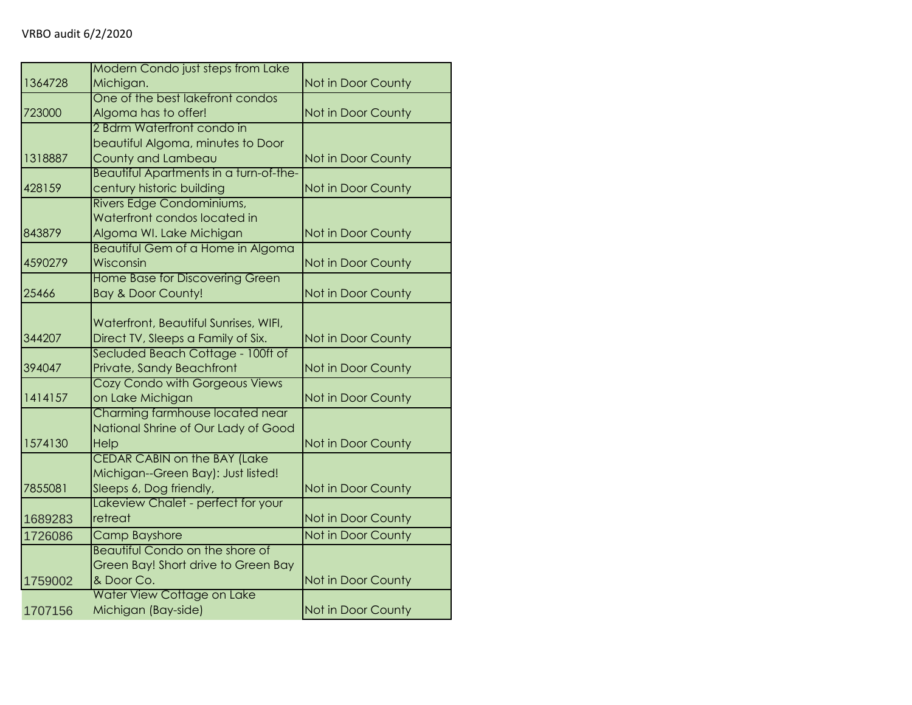VRBO audit 6/2/2020

| | | |
|---|---|---|
| 1364728 | Modern Condo just steps from Lake Michigan. | Not in Door County |
| 723000 | One of the best lakefront condos Algoma has to offer! | Not in Door County |
| 1318887 | 2 Bdrm Waterfront condo in beautiful Algoma, minutes to Door County and Lambeau | Not in Door County |
| 428159 | Beautiful Apartments in a turn-of-the-century historic building | Not in Door County |
| 843879 | Rivers Edge Condominiums, Waterfront condos located in Algoma WI. Lake Michigan | Not in Door County |
| 4590279 | Beautiful Gem of a Home in Algoma Wisconsin | Not in Door County |
| 25466 | Home Base for Discovering Green Bay & Door County! | Not in Door County |
| 344207 | Waterfront, Beautiful Sunrises, WIFI, Direct TV, Sleeps a Family of Six. | Not in Door County |
| 394047 | Secluded Beach Cottage - 100ft of Private, Sandy Beachfront | Not in Door County |
| 1414157 | Cozy Condo with Gorgeous Views on Lake Michigan | Not in Door County |
| 1574130 | Charming farmhouse located near National Shrine of Our Lady of Good Help | Not in Door County |
| 7855081 | CEDAR CABIN on the BAY (Lake Michigan--Green Bay): Just listed! Sleeps 6, Dog friendly, | Not in Door County |
| 1689283 | Lakeview Chalet - perfect for your retreat | Not in Door County |
| 1726086 | Camp Bayshore | Not in Door County |
| 1759002 | Beautiful Condo on the shore of Green Bay! Short drive to Green Bay & Door Co. | Not in Door County |
| 1707156 | Water View Cottage on Lake Michigan (Bay-side) | Not in Door County |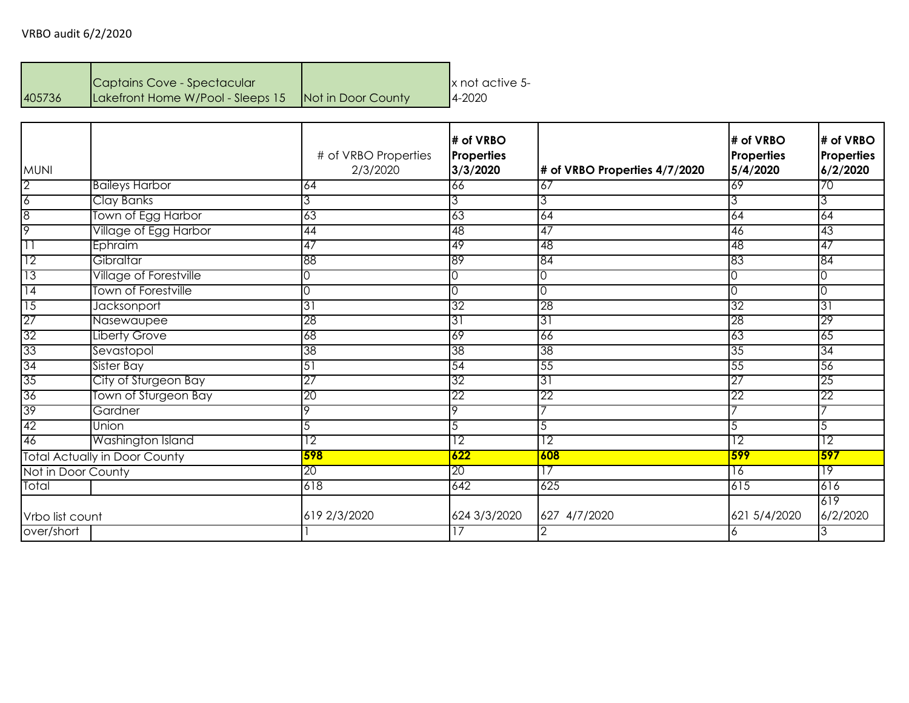VRBO audit 6/2/2020

| | | | |
|---|---|---|---|
| 405736 | Captains Cove - Spectacular Lakefront Home W/Pool - Sleeps 15 | Not in Door County | x not active 5-4-2020 |

| MUNI | | # of VRBO Properties 2/3/2020 | **# of VRBO Properties 3/3/2020** | **# of VRBO Properties 4/7/2020** | **# of VRBO Properties 5/4/2020** | **# of VRBO Properties 6/2/2020** |
|---|---|---|---|---|---|---|
| 2 | Baileys Harbor | 64 | 66 | 67 | 69 | 70 |
| 6 | Clay Banks | 3 | 3 | 3 | 3 | 3 |
| 8 | Town of Egg Harbor | 63 | 63 | 64 | 64 | 64 |
| 9 | Village of Egg Harbor | 44 | 48 | 47 | 46 | 43 |
| 11 | Ephraim | 47 | 49 | 48 | 48 | 47 |
| 12 | Gibraltar | 88 | 89 | 84 | 83 | 84 |
| 13 | Village of Forestville | 0 | 0 | 0 | 0 | 0 |
| 14 | Town of Forestville | 0 | 0 | 0 | 0 | 0 |
| 15 | Jacksonport | 31 | 32 | 28 | 32 | 31 |
| 27 | Nasewaupee | 28 | 31 | 31 | 28 | 29 |
| 32 | Liberty Grove | 68 | 69 | 66 | 63 | 65 |
| 33 | Sevastopol | 38 | 38 | 38 | 35 | 34 |
| 34 | Sister Bay | 51 | 54 | 55 | 55 | 56 |
| 35 | City of Sturgeon Bay | 27 | 32 | 31 | 27 | 25 |
| 36 | Town of Sturgeon Bay | 20 | 22 | 22 | 22 | 22 |
| 39 | Gardner | 9 | 9 | 7 | 7 | 7 |
| 42 | Union | 5 | 5 | 5 | 5 | 5 |
| 46 | Washington Island | 12 | 12 | 12 | 12 | 12 |
| Total Actually in Door County | | **598** | **622** | **608** | **599** | **597** |
| Not in Door County | | 20 | 20 | 17 | 16 | 19 |
| Total | | 618 | 642 | 625 | 615 | 616 |
| Vrbo list count | | 619 2/3/2020 | 624 3/3/2020 | 627 4/7/2020 | 621 5/4/2020 | 619 6/2/2020 |
| over/short | | 1 | 17 | 2 | 6 | 3 |